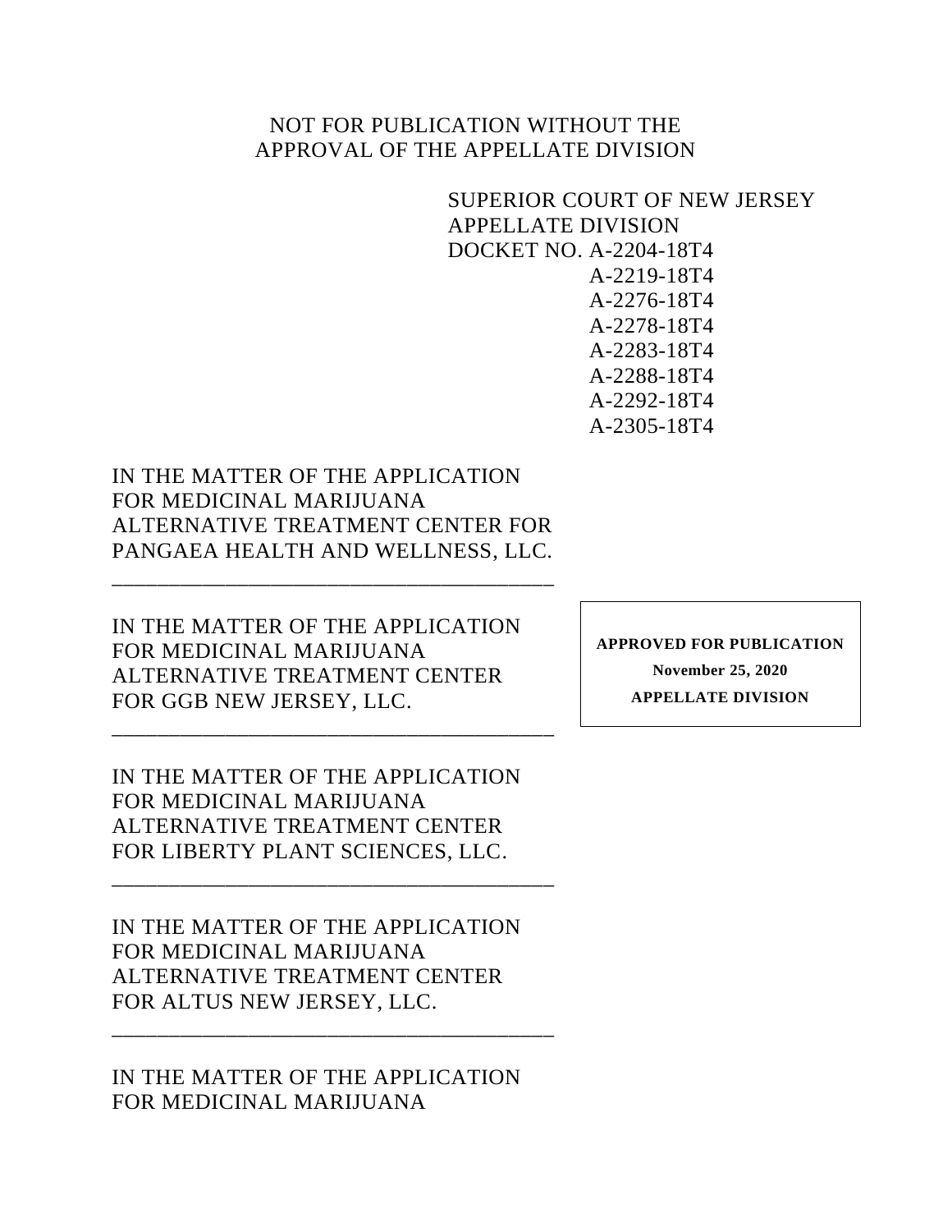NOT FOR PUBLICATION WITHOUT THE
APPROVAL OF THE APPELLATE DIVISION

SUPERIOR COURT OF NEW JERSEY
APPELLATE DIVISION
DOCKET NO. A-2204-18T4
A-2219-18T4
A-2276-18T4
A-2278-18T4
A-2283-18T4
A-2288-18T4
A-2292-18T4
A-2305-18T4

IN THE MATTER OF THE APPLICATION FOR MEDICINAL MARIJUANA ALTERNATIVE TREATMENT CENTER FOR PANGAEA HEALTH AND WELLNESS, LLC.

---

IN THE MATTER OF THE APPLICATION FOR MEDICINAL MARIJUANA ALTERNATIVE TREATMENT CENTER FOR GGB NEW JERSEY, LLC.

**APPROVED FOR PUBLICATION**
**November 25, 2020**
**APPELLATE DIVISION**

---

IN THE MATTER OF THE APPLICATION FOR MEDICINAL MARIJUANA ALTERNATIVE TREATMENT CENTER FOR LIBERTY PLANT SCIENCES, LLC.

---

IN THE MATTER OF THE APPLICATION FOR MEDICINAL MARIJUANA ALTERNATIVE TREATMENT CENTER FOR ALTUS NEW JERSEY, LLC.

---

IN THE MATTER OF THE APPLICATION FOR MEDICINAL MARIJUANA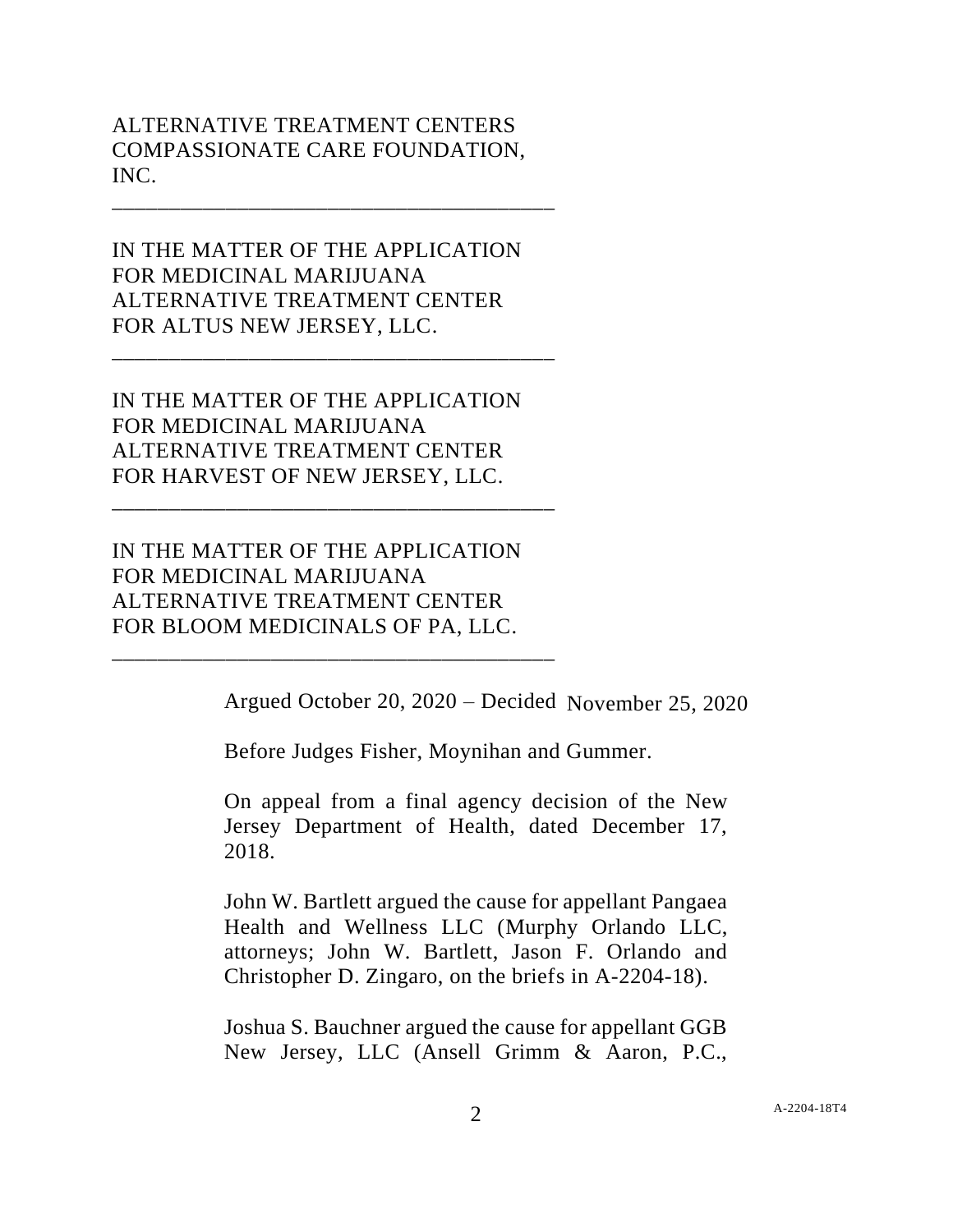ALTERNATIVE TREATMENT CENTERS
COMPASSIONATE CARE FOUNDATION,
INC.

\_\_\_\_\_\_\_\_\_\_\_\_\_\_\_\_\_\_\_\_\_\_\_\_\_\_\_\_\_\_\_\_\_\_\_\_\_\_\_\_

IN THE MATTER OF THE APPLICATION
FOR MEDICINAL MARIJUANA
ALTERNATIVE TREATMENT CENTER
FOR ALTUS NEW JERSEY, LLC.

\_\_\_\_\_\_\_\_\_\_\_\_\_\_\_\_\_\_\_\_\_\_\_\_\_\_\_\_\_\_\_\_\_\_\_\_\_\_\_\_

IN THE MATTER OF THE APPLICATION
FOR MEDICINAL MARIJUANA
ALTERNATIVE TREATMENT CENTER
FOR HARVEST OF NEW JERSEY, LLC.

\_\_\_\_\_\_\_\_\_\_\_\_\_\_\_\_\_\_\_\_\_\_\_\_\_\_\_\_\_\_\_\_\_\_\_\_\_\_\_\_

IN THE MATTER OF THE APPLICATION
FOR MEDICINAL MARIJUANA
ALTERNATIVE TREATMENT CENTER
FOR BLOOM MEDICINALS OF PA, LLC.

\_\_\_\_\_\_\_\_\_\_\_\_\_\_\_\_\_\_\_\_\_\_\_\_\_\_\_\_\_\_\_\_\_\_\_\_\_\_\_\_

Argued October 20, 2020 – Decided November 25, 2020

Before Judges Fisher, Moynihan and Gummer.

On appeal from a final agency decision of the New Jersey Department of Health, dated December 17, 2018.

John W. Bartlett argued the cause for appellant Pangaea Health and Wellness LLC (Murphy Orlando LLC, attorneys; John W. Bartlett, Jason F. Orlando and Christopher D. Zingaro, on the briefs in A-2204-18).

Joshua S. Bauchner argued the cause for appellant GGB New Jersey, LLC (Ansell Grimm & Aaron, P.C.,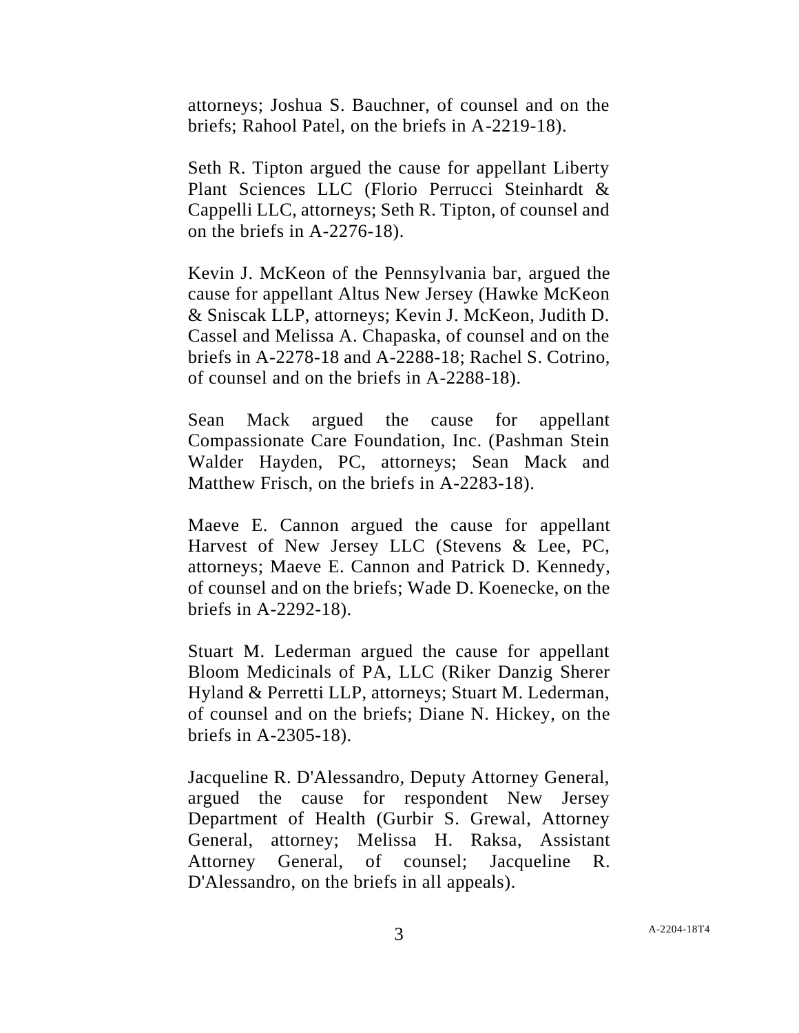attorneys; Joshua S. Bauchner, of counsel and on the briefs; Rahool Patel, on the briefs in A-2219-18).

Seth R. Tipton argued the cause for appellant Liberty Plant Sciences LLC (Florio Perrucci Steinhardt & Cappelli LLC, attorneys; Seth R. Tipton, of counsel and on the briefs in A-2276-18).

Kevin J. McKeon of the Pennsylvania bar, argued the cause for appellant Altus New Jersey (Hawke McKeon & Sniscak LLP, attorneys; Kevin J. McKeon, Judith D. Cassel and Melissa A. Chapaska, of counsel and on the briefs in A-2278-18 and A-2288-18; Rachel S. Cotrino, of counsel and on the briefs in A-2288-18).

Sean Mack argued the cause for appellant Compassionate Care Foundation, Inc. (Pashman Stein Walder Hayden, PC, attorneys; Sean Mack and Matthew Frisch, on the briefs in A-2283-18).

Maeve E. Cannon argued the cause for appellant Harvest of New Jersey LLC (Stevens & Lee, PC, attorneys; Maeve E. Cannon and Patrick D. Kennedy, of counsel and on the briefs; Wade D. Koenecke, on the briefs in A-2292-18).

Stuart M. Lederman argued the cause for appellant Bloom Medicinals of PA, LLC (Riker Danzig Sherer Hyland & Perretti LLP, attorneys; Stuart M. Lederman, of counsel and on the briefs; Diane N. Hickey, on the briefs in A-2305-18).

Jacqueline R. D'Alessandro, Deputy Attorney General, argued the cause for respondent New Jersey Department of Health (Gurbir S. Grewal, Attorney General, attorney; Melissa H. Raksa, Assistant Attorney General, of counsel; Jacqueline R. D'Alessandro, on the briefs in all appeals).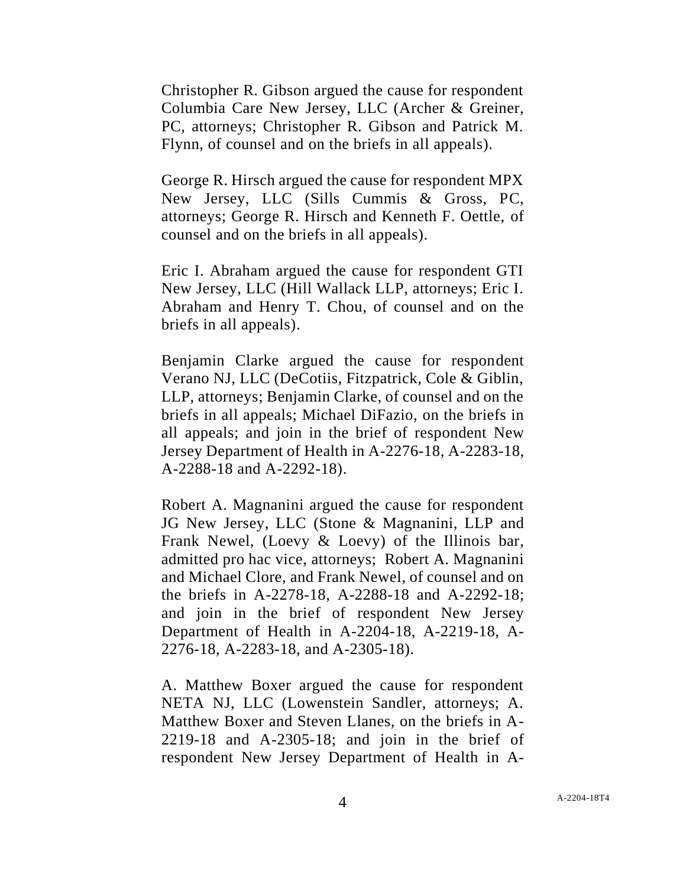Christopher R. Gibson argued the cause for respondent Columbia Care New Jersey, LLC (Archer & Greiner, PC, attorneys; Christopher R. Gibson and Patrick M. Flynn, of counsel and on the briefs in all appeals).

George R. Hirsch argued the cause for respondent MPX New Jersey, LLC (Sills Cummis & Gross, PC, attorneys; George R. Hirsch and Kenneth F. Oettle, of counsel and on the briefs in all appeals).

Eric I. Abraham argued the cause for respondent GTI New Jersey, LLC (Hill Wallack LLP, attorneys; Eric I. Abraham and Henry T. Chou, of counsel and on the briefs in all appeals).

Benjamin Clarke argued the cause for respondent Verano NJ, LLC (DeCotiis, Fitzpatrick, Cole & Giblin, LLP, attorneys; Benjamin Clarke, of counsel and on the briefs in all appeals; Michael DiFazio, on the briefs in all appeals; and join in the brief of respondent New Jersey Department of Health in A-2276-18, A-2283-18, A-2288-18 and A-2292-18).

Robert A. Magnanini argued the cause for respondent JG New Jersey, LLC (Stone & Magnanini, LLP and Frank Newel, (Loevy & Loevy) of the Illinois bar, admitted pro hac vice, attorneys; Robert A. Magnanini and Michael Clore, and Frank Newel, of counsel and on the briefs in A-2278-18, A-2288-18 and A-2292-18; and join in the brief of respondent New Jersey Department of Health in A-2204-18, A-2219-18, A-2276-18, A-2283-18, and A-2305-18).

A. Matthew Boxer argued the cause for respondent NETA NJ, LLC (Lowenstein Sandler, attorneys; A. Matthew Boxer and Steven Llanes, on the briefs in A-2219-18 and A-2305-18; and join in the brief of respondent New Jersey Department of Health in A-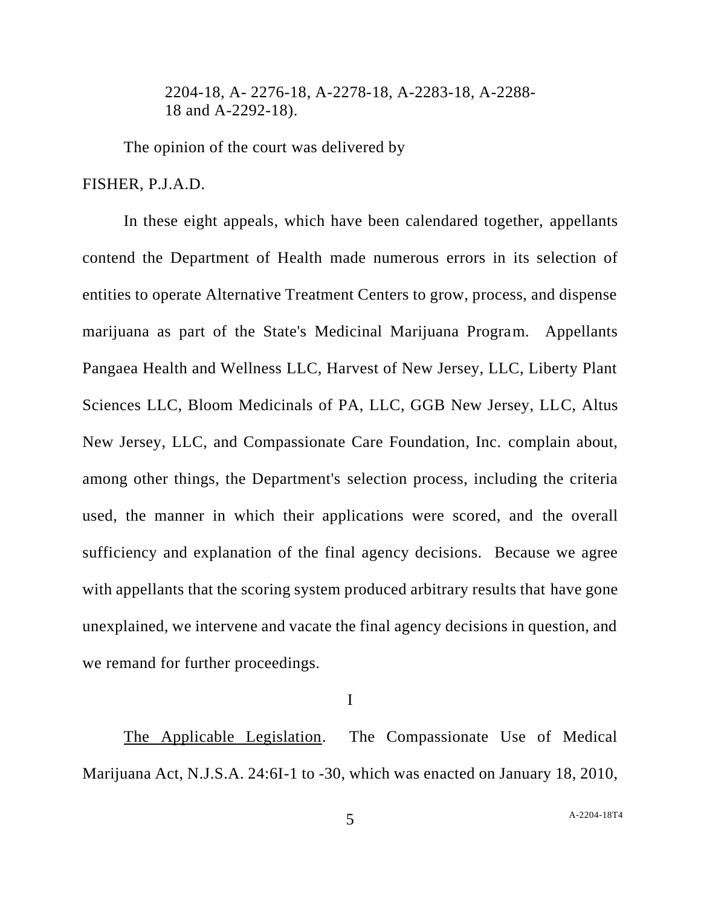2204-18, A- 2276-18, A-2278-18, A-2283-18, A-2288-18 and A-2292-18).

The opinion of the court was delivered by

FISHER, P.J.A.D.

In these eight appeals, which have been calendared together, appellants contend the Department of Health made numerous errors in its selection of entities to operate Alternative Treatment Centers to grow, process, and dispense marijuana as part of the State's Medicinal Marijuana Program. Appellants Pangaea Health and Wellness LLC, Harvest of New Jersey, LLC, Liberty Plant Sciences LLC, Bloom Medicinals of PA, LLC, GGB New Jersey, LLC, Altus New Jersey, LLC, and Compassionate Care Foundation, Inc. complain about, among other things, the Department's selection process, including the criteria used, the manner in which their applications were scored, and the overall sufficiency and explanation of the final agency decisions. Because we agree with appellants that the scoring system produced arbitrary results that have gone unexplained, we intervene and vacate the final agency decisions in question, and we remand for further proceedings.

I

The Applicable Legislation. The Compassionate Use of Medical Marijuana Act, N.J.S.A. 24:6I-1 to -30, which was enacted on January 18, 2010,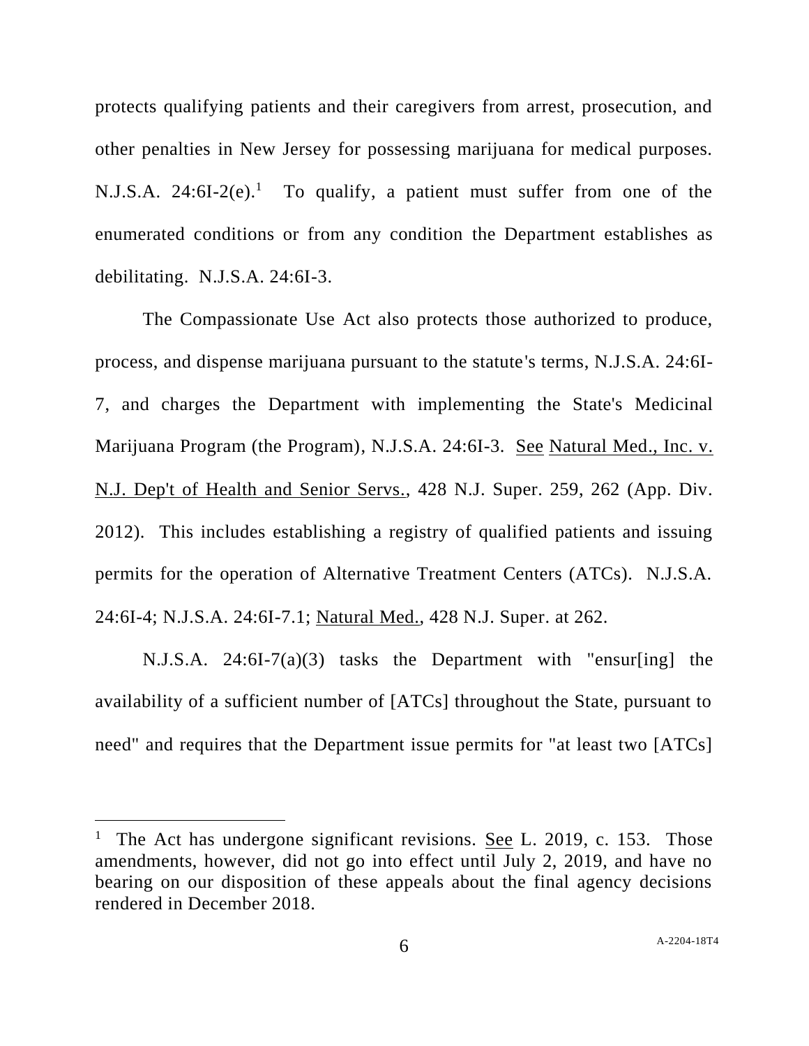protects qualifying patients and their caregivers from arrest, prosecution, and other penalties in New Jersey for possessing marijuana for medical purposes. N.J.S.A. 24:6I-2(e).[1] To qualify, a patient must suffer from one of the enumerated conditions or from any condition the Department establishes as debilitating. N.J.S.A. 24:6I-3.

The Compassionate Use Act also protects those authorized to produce, process, and dispense marijuana pursuant to the statute's terms, N.J.S.A. 24:6I-7, and charges the Department with implementing the State's Medicinal Marijuana Program (the Program), N.J.S.A. 24:6I-3. See Natural Med., Inc. v. N.J. Dep't of Health and Senior Servs., 428 N.J. Super. 259, 262 (App. Div. 2012). This includes establishing a registry of qualified patients and issuing permits for the operation of Alternative Treatment Centers (ATCs). N.J.S.A. 24:6I-4; N.J.S.A. 24:6I-7.1; Natural Med., 428 N.J. Super. at 262.

N.J.S.A. 24:6I-7(a)(3) tasks the Department with "ensur[ing] the availability of a sufficient number of [ATCs] throughout the State, pursuant to need" and requires that the Department issue permits for "at least two [ATCs]

---

[1] The Act has undergone significant revisions. See L. 2019, c. 153. Those amendments, however, did not go into effect until July 2, 2019, and have no bearing on our disposition of these appeals about the final agency decisions rendered in December 2018.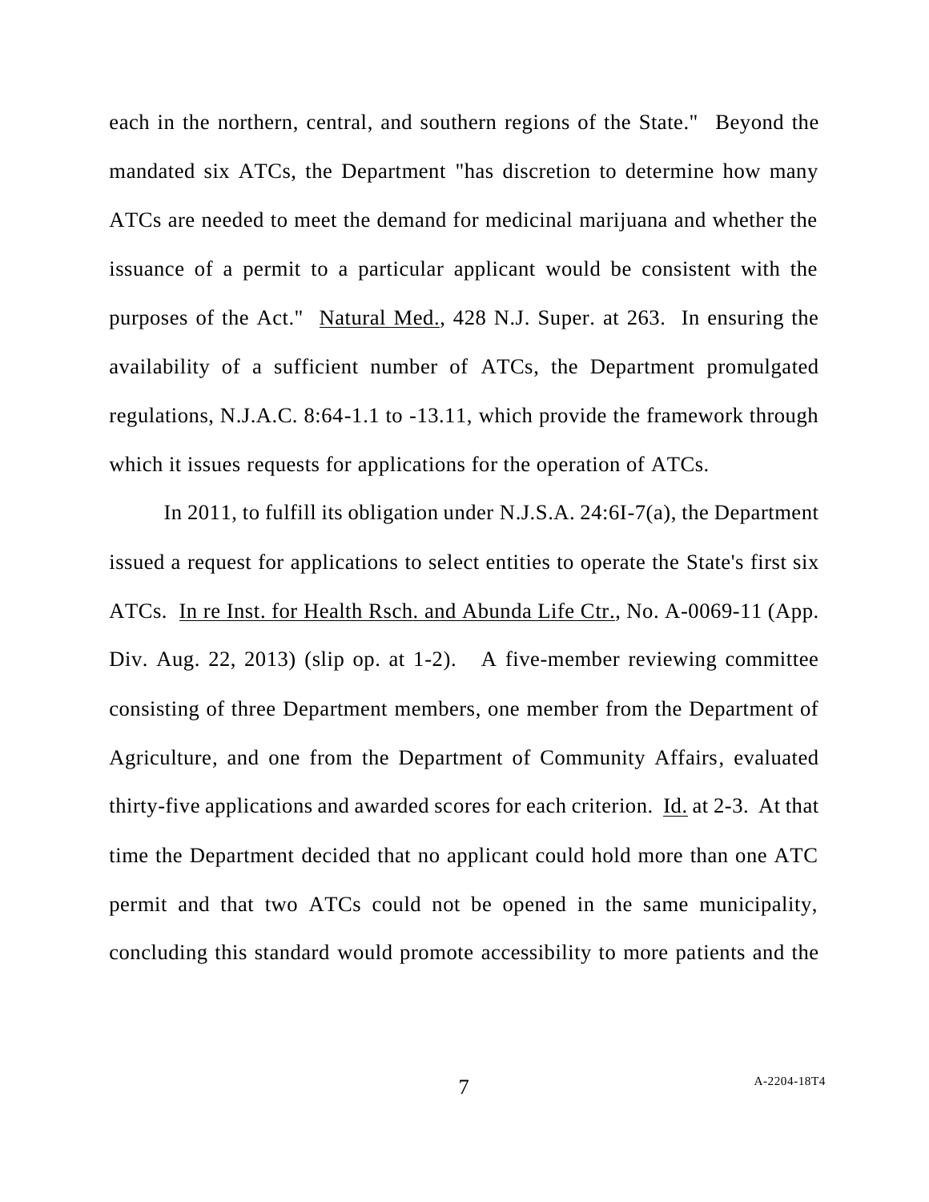each in the northern, central, and southern regions of the State." Beyond the mandated six ATCs, the Department "has discretion to determine how many ATCs are needed to meet the demand for medicinal marijuana and whether the issuance of a permit to a particular applicant would be consistent with the purposes of the Act." Natural Med., 428 N.J. Super. at 263. In ensuring the availability of a sufficient number of ATCs, the Department promulgated regulations, N.J.A.C. 8:64-1.1 to -13.11, which provide the framework through which it issues requests for applications for the operation of ATCs.

In 2011, to fulfill its obligation under N.J.S.A. 24:6I-7(a), the Department issued a request for applications to select entities to operate the State's first six ATCs. In re Inst. for Health Rsch. and Abunda Life Ctr., No. A-0069-11 (App. Div. Aug. 22, 2013) (slip op. at 1-2). A five-member reviewing committee consisting of three Department members, one member from the Department of Agriculture, and one from the Department of Community Affairs, evaluated thirty-five applications and awarded scores for each criterion. Id. at 2-3. At that time the Department decided that no applicant could hold more than one ATC permit and that two ATCs could not be opened in the same municipality, concluding this standard would promote accessibility to more patients and the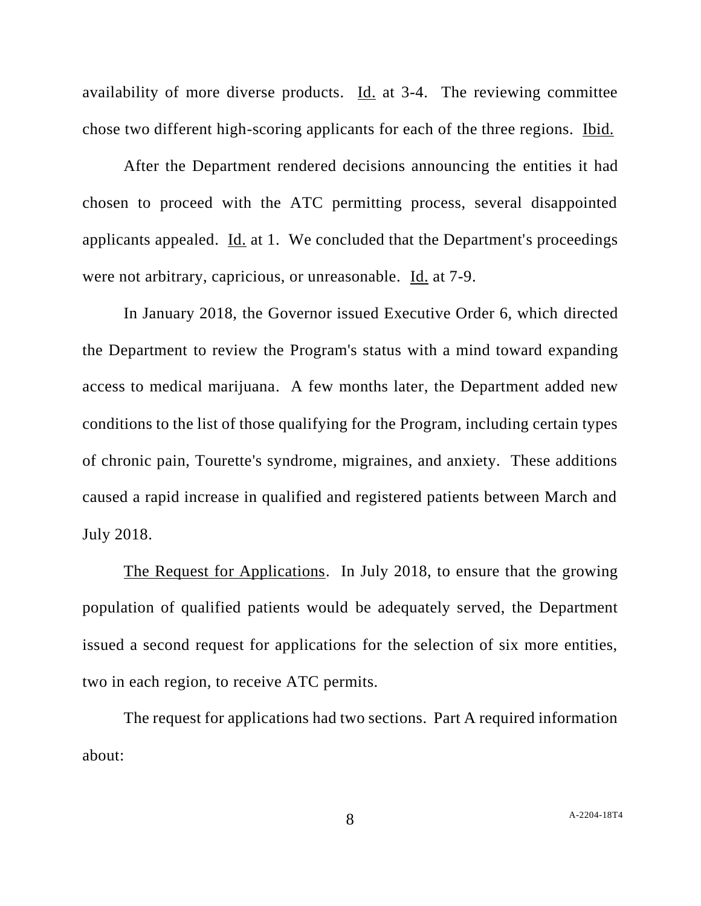availability of more diverse products. Id. at 3-4. The reviewing committee chose two different high-scoring applicants for each of the three regions. Ibid.

After the Department rendered decisions announcing the entities it had chosen to proceed with the ATC permitting process, several disappointed applicants appealed. Id. at 1. We concluded that the Department's proceedings were not arbitrary, capricious, or unreasonable. Id. at 7-9.

In January 2018, the Governor issued Executive Order 6, which directed the Department to review the Program's status with a mind toward expanding access to medical marijuana. A few months later, the Department added new conditions to the list of those qualifying for the Program, including certain types of chronic pain, Tourette's syndrome, migraines, and anxiety. These additions caused a rapid increase in qualified and registered patients between March and July 2018.

The Request for Applications. In July 2018, to ensure that the growing population of qualified patients would be adequately served, the Department issued a second request for applications for the selection of six more entities, two in each region, to receive ATC permits.

The request for applications had two sections. Part A required information about: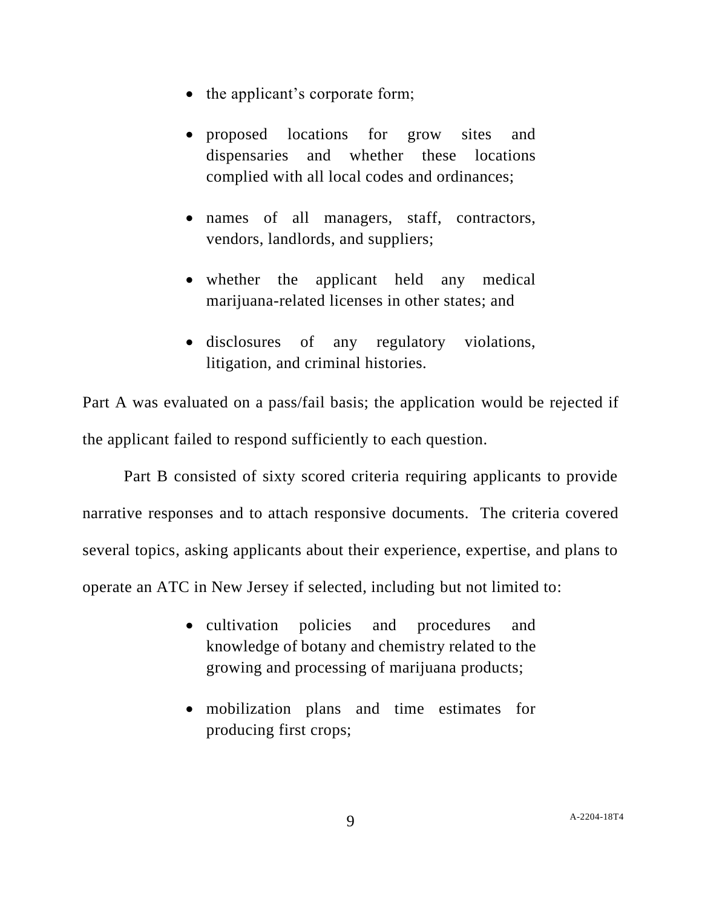- the applicant's corporate form;
- proposed locations for grow sites and dispensaries and whether these locations complied with all local codes and ordinances;
- names of all managers, staff, contractors, vendors, landlords, and suppliers;
- whether the applicant held any medical marijuana-related licenses in other states; and
- disclosures of any regulatory violations, litigation, and criminal histories.

Part A was evaluated on a pass/fail basis; the application would be rejected if the applicant failed to respond sufficiently to each question.

Part B consisted of sixty scored criteria requiring applicants to provide narrative responses and to attach responsive documents. The criteria covered several topics, asking applicants about their experience, expertise, and plans to operate an ATC in New Jersey if selected, including but not limited to:

- cultivation policies and procedures and knowledge of botany and chemistry related to the growing and processing of marijuana products;
- mobilization plans and time estimates for producing first crops;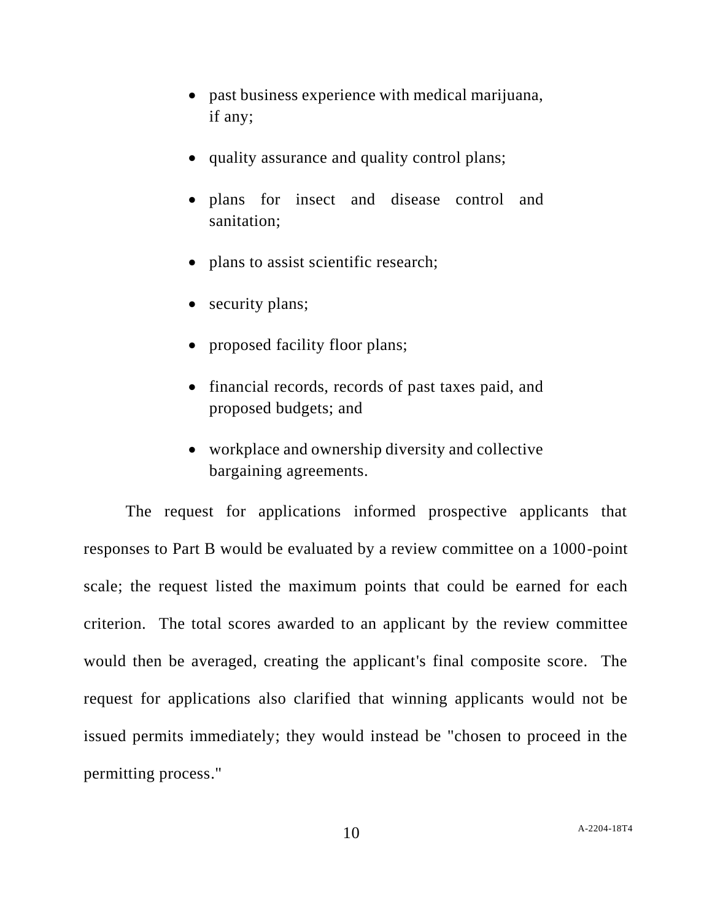- past business experience with medical marijuana, if any;
- quality assurance and quality control plans;
- plans for insect and disease control and sanitation;
- plans to assist scientific research;
- security plans;
- proposed facility floor plans;
- financial records, records of past taxes paid, and proposed budgets; and
- workplace and ownership diversity and collective bargaining agreements.

The request for applications informed prospective applicants that responses to Part B would be evaluated by a review committee on a 1000-point scale; the request listed the maximum points that could be earned for each criterion. The total scores awarded to an applicant by the review committee would then be averaged, creating the applicant's final composite score. The request for applications also clarified that winning applicants would not be issued permits immediately; they would instead be "chosen to proceed in the permitting process."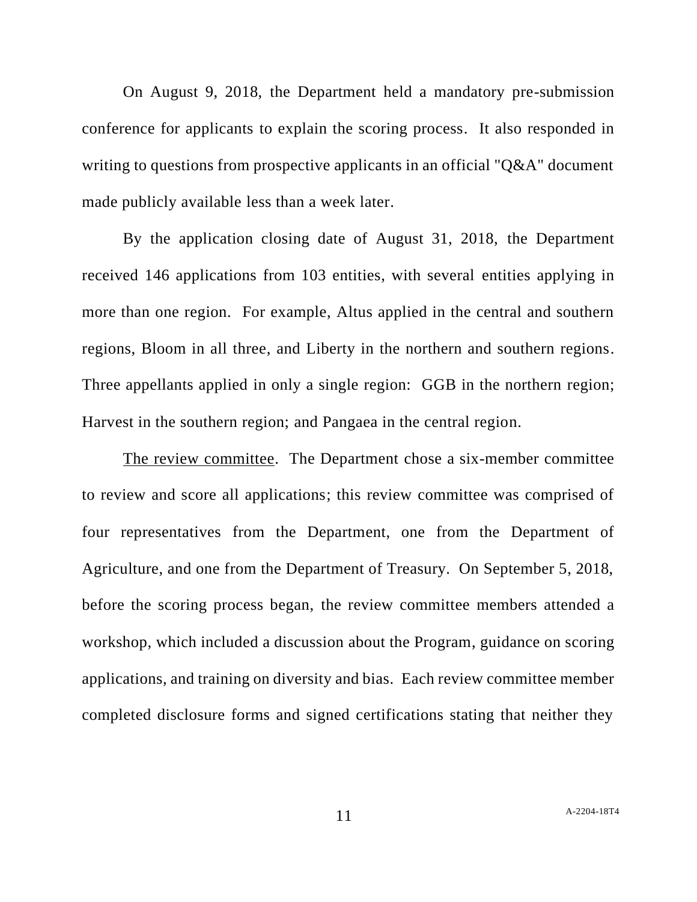On August 9, 2018, the Department held a mandatory pre-submission conference for applicants to explain the scoring process. It also responded in writing to questions from prospective applicants in an official "Q&A" document made publicly available less than a week later.

By the application closing date of August 31, 2018, the Department received 146 applications from 103 entities, with several entities applying in more than one region. For example, Altus applied in the central and southern regions, Bloom in all three, and Liberty in the northern and southern regions. Three appellants applied in only a single region: GGB in the northern region; Harvest in the southern region; and Pangaea in the central region.

<u>The review committee</u>. The Department chose a six-member committee to review and score all applications; this review committee was comprised of four representatives from the Department, one from the Department of Agriculture, and one from the Department of Treasury. On September 5, 2018, before the scoring process began, the review committee members attended a workshop, which included a discussion about the Program, guidance on scoring applications, and training on diversity and bias. Each review committee member completed disclosure forms and signed certifications stating that neither they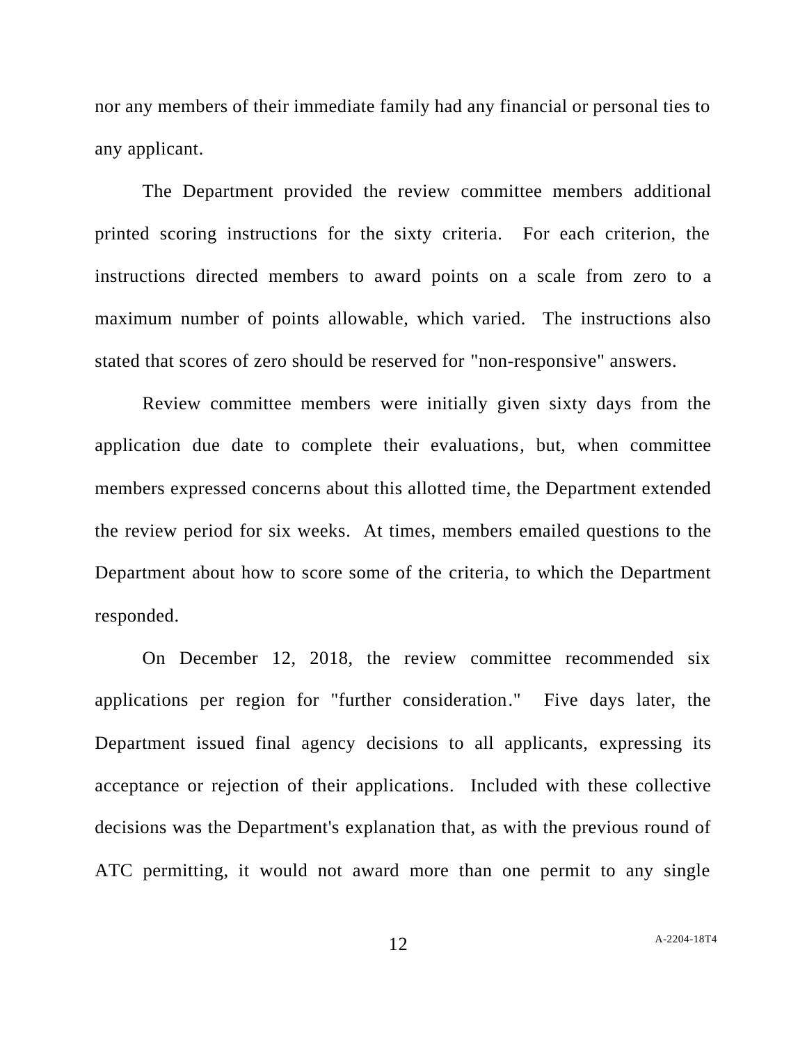nor any members of their immediate family had any financial or personal ties to any applicant.

The Department provided the review committee members additional printed scoring instructions for the sixty criteria. For each criterion, the instructions directed members to award points on a scale from zero to a maximum number of points allowable, which varied. The instructions also stated that scores of zero should be reserved for "non-responsive" answers.

Review committee members were initially given sixty days from the application due date to complete their evaluations, but, when committee members expressed concerns about this allotted time, the Department extended the review period for six weeks. At times, members emailed questions to the Department about how to score some of the criteria, to which the Department responded.

On December 12, 2018, the review committee recommended six applications per region for "further consideration." Five days later, the Department issued final agency decisions to all applicants, expressing its acceptance or rejection of their applications. Included with these collective decisions was the Department's explanation that, as with the previous round of ATC permitting, it would not award more than one permit to any single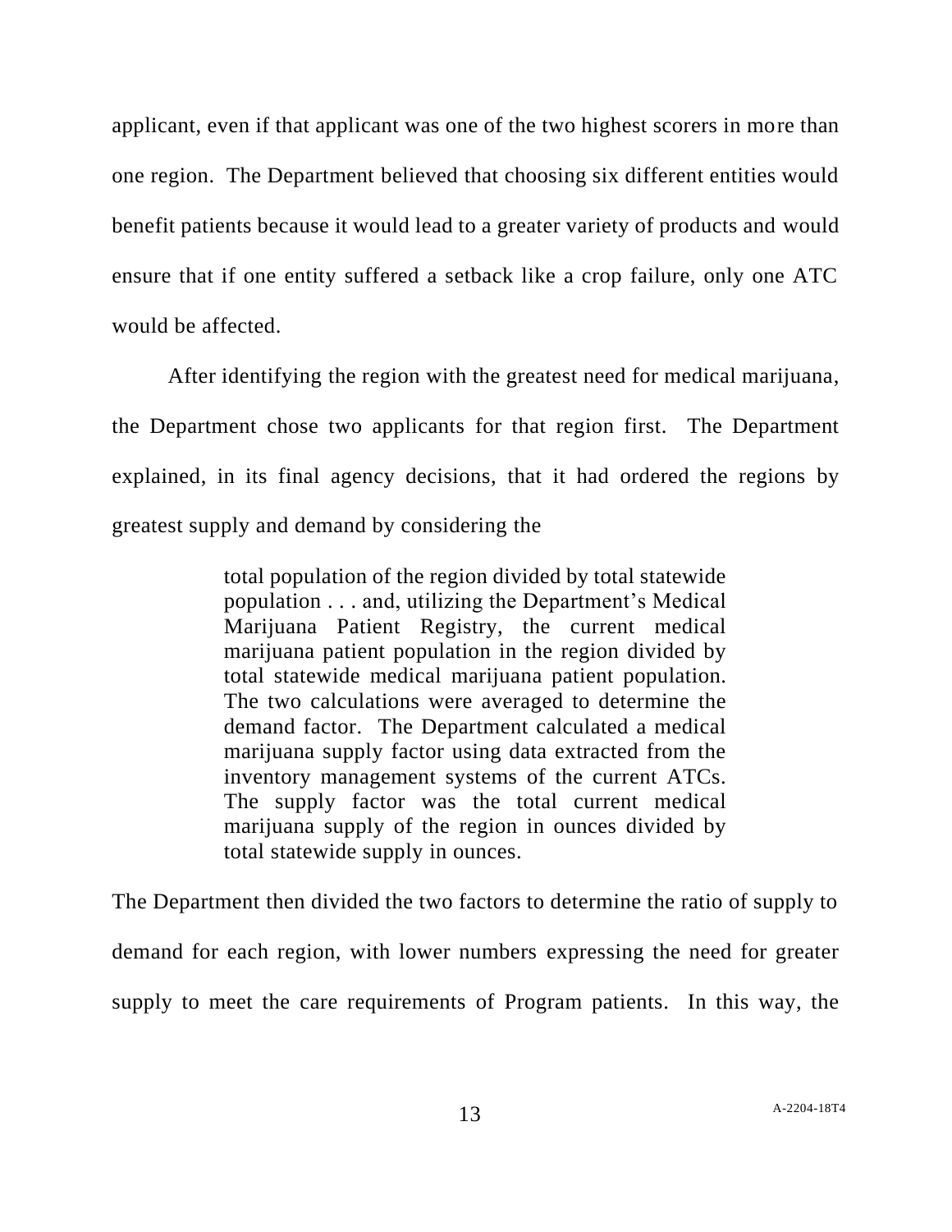applicant, even if that applicant was one of the two highest scorers in more than one region. The Department believed that choosing six different entities would benefit patients because it would lead to a greater variety of products and would ensure that if one entity suffered a setback like a crop failure, only one ATC would be affected.

After identifying the region with the greatest need for medical marijuana, the Department chose two applicants for that region first. The Department explained, in its final agency decisions, that it had ordered the regions by greatest supply and demand by considering the

> total population of the region divided by total statewide population . . . and, utilizing the Department's Medical Marijuana Patient Registry, the current medical marijuana patient population in the region divided by total statewide medical marijuana patient population. The two calculations were averaged to determine the demand factor. The Department calculated a medical marijuana supply factor using data extracted from the inventory management systems of the current ATCs. The supply factor was the total current medical marijuana supply of the region in ounces divided by total statewide supply in ounces.

The Department then divided the two factors to determine the ratio of supply to demand for each region, with lower numbers expressing the need for greater supply to meet the care requirements of Program patients. In this way, the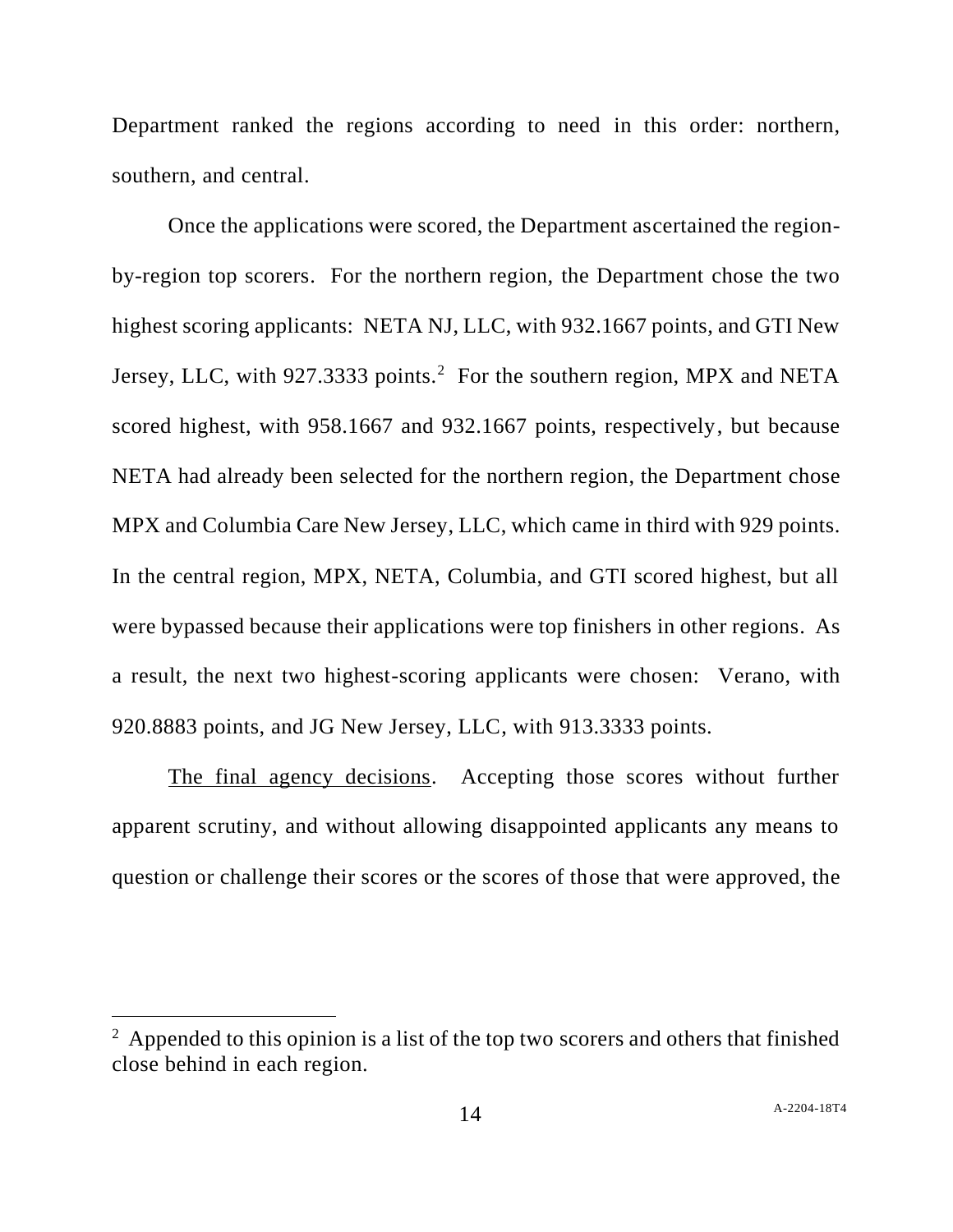Department ranked the regions according to need in this order: northern, southern, and central.

Once the applications were scored, the Department ascertained the region-by-region top scorers. For the northern region, the Department chose the two highest scoring applicants: NETA NJ, LLC, with 932.1667 points, and GTI New Jersey, LLC, with 927.3333 points.[2] For the southern region, MPX and NETA scored highest, with 958.1667 and 932.1667 points, respectively, but because NETA had already been selected for the northern region, the Department chose MPX and Columbia Care New Jersey, LLC, which came in third with 929 points. In the central region, MPX, NETA, Columbia, and GTI scored highest, but all were bypassed because their applications were top finishers in other regions. As a result, the next two highest-scoring applicants were chosen: Verano, with 920.8883 points, and JG New Jersey, LLC, with 913.3333 points.

<u>The final agency decisions</u>. Accepting those scores without further apparent scrutiny, and without allowing disappointed applicants any means to question or challenge their scores or the scores of those that were approved, the

---

[2] Appended to this opinion is a list of the top two scorers and others that finished close behind in each region.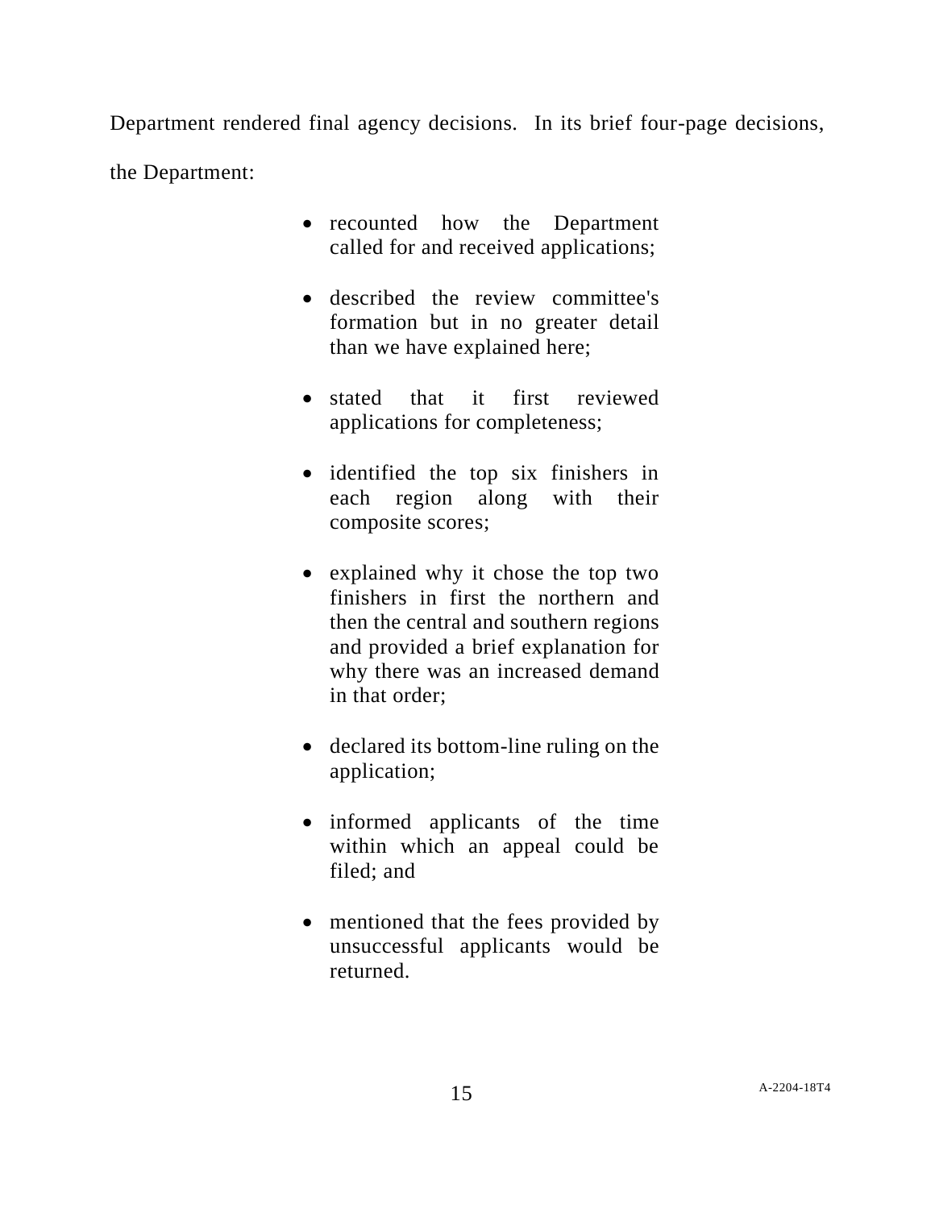Department rendered final agency decisions. In its brief four-page decisions, the Department:

- recounted how the Department called for and received applications;

- described the review committee's formation but in no greater detail than we have explained here;

- stated that it first reviewed applications for completeness;

- identified the top six finishers in each region along with their composite scores;

- explained why it chose the top two finishers in first the northern and then the central and southern regions and provided a brief explanation for why there was an increased demand in that order;

- declared its bottom-line ruling on the application;

- informed applicants of the time within which an appeal could be filed; and

- mentioned that the fees provided by unsuccessful applicants would be returned.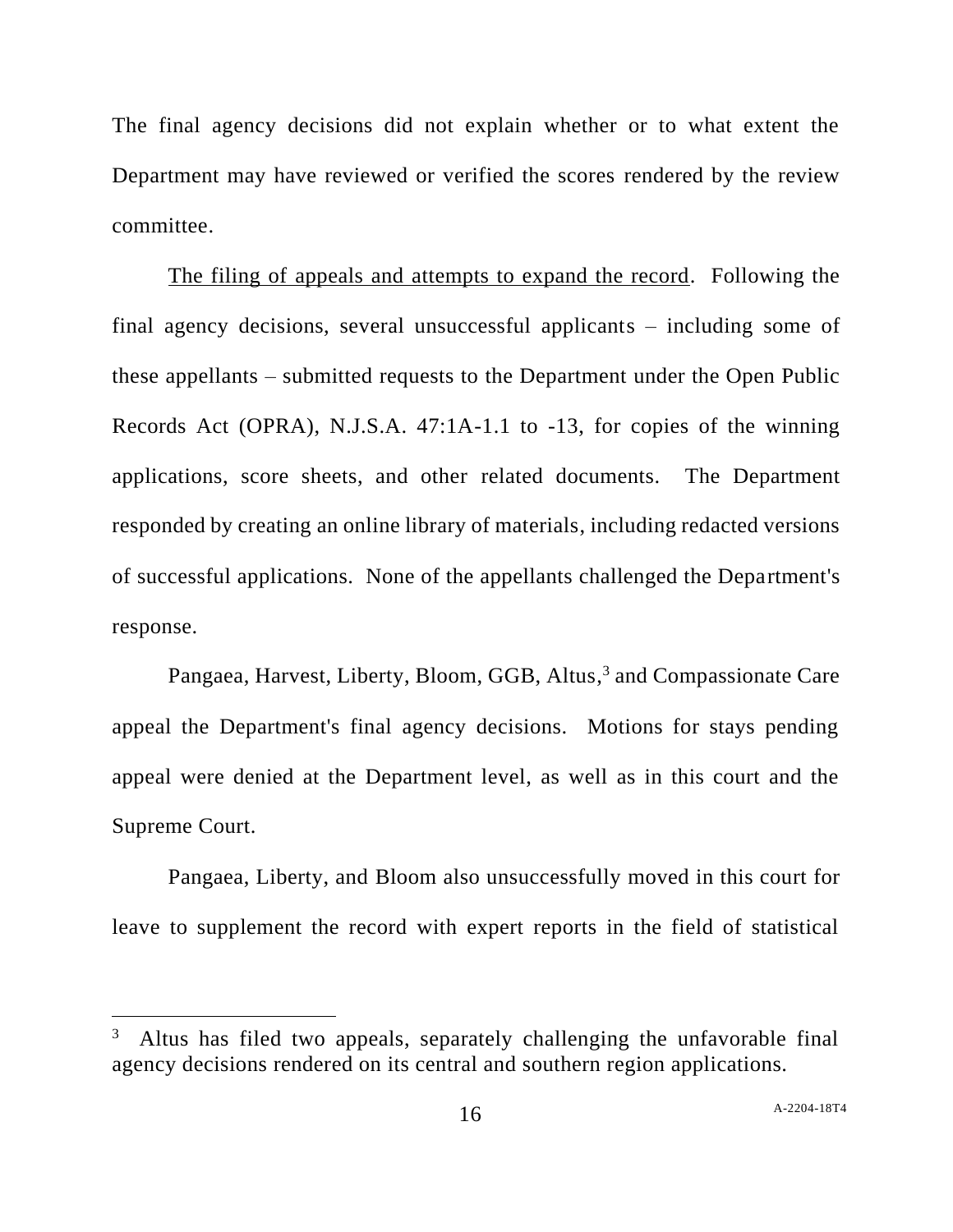The final agency decisions did not explain whether or to what extent the Department may have reviewed or verified the scores rendered by the review committee.

<u>The filing of appeals and attempts to expand the record</u>. Following the final agency decisions, several unsuccessful applicants – including some of these appellants – submitted requests to the Department under the Open Public Records Act (OPRA), N.J.S.A. 47:1A-1.1 to -13, for copies of the winning applications, score sheets, and other related documents. The Department responded by creating an online library of materials, including redacted versions of successful applications. None of the appellants challenged the Department's response.

Pangaea, Harvest, Liberty, Bloom, GGB, Altus,[3] and Compassionate Care appeal the Department's final agency decisions. Motions for stays pending appeal were denied at the Department level, as well as in this court and the Supreme Court.

Pangaea, Liberty, and Bloom also unsuccessfully moved in this court for leave to supplement the record with expert reports in the field of statistical

---

[3] Altus has filed two appeals, separately challenging the unfavorable final agency decisions rendered on its central and southern region applications.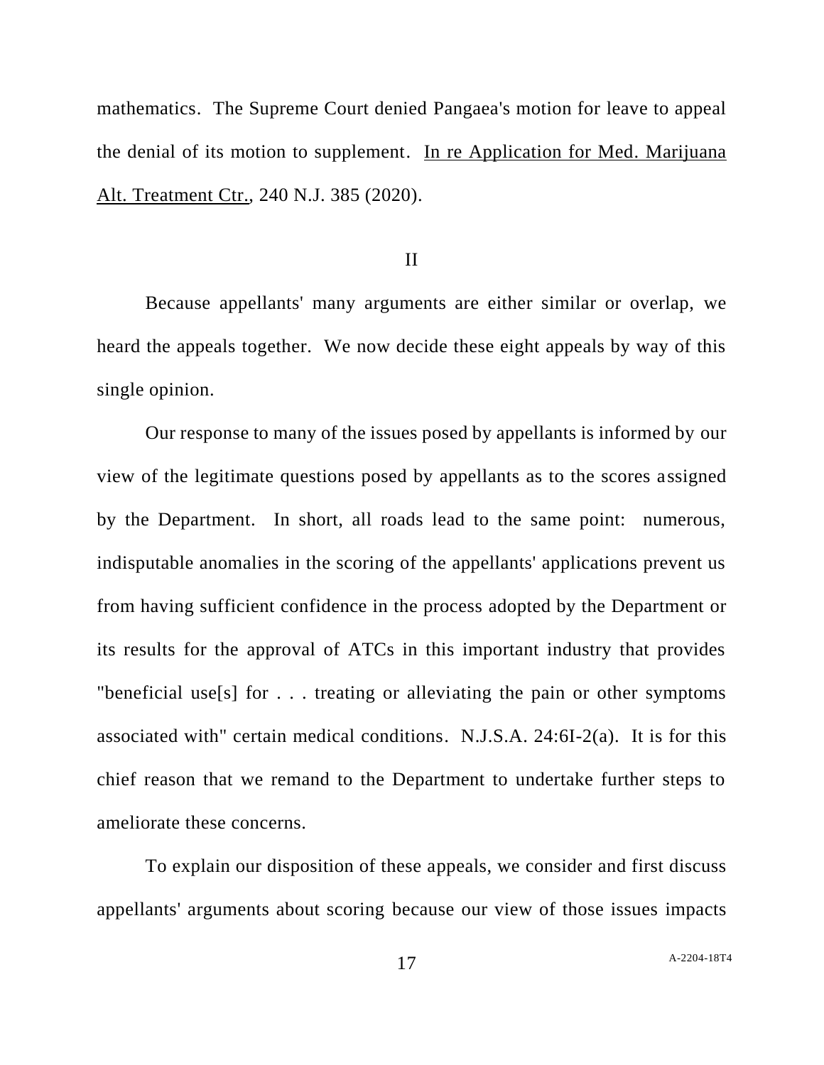mathematics. The Supreme Court denied Pangaea's motion for leave to appeal the denial of its motion to supplement. In re Application for Med. Marijuana Alt. Treatment Ctr., 240 N.J. 385 (2020).

II

Because appellants' many arguments are either similar or overlap, we heard the appeals together. We now decide these eight appeals by way of this single opinion.

Our response to many of the issues posed by appellants is informed by our view of the legitimate questions posed by appellants as to the scores assigned by the Department. In short, all roads lead to the same point: numerous, indisputable anomalies in the scoring of the appellants' applications prevent us from having sufficient confidence in the process adopted by the Department or its results for the approval of ATCs in this important industry that provides "beneficial use[s] for . . . treating or alleviating the pain or other symptoms associated with" certain medical conditions. N.J.S.A. 24:6I-2(a). It is for this chief reason that we remand to the Department to undertake further steps to ameliorate these concerns.

To explain our disposition of these appeals, we consider and first discuss appellants' arguments about scoring because our view of those issues impacts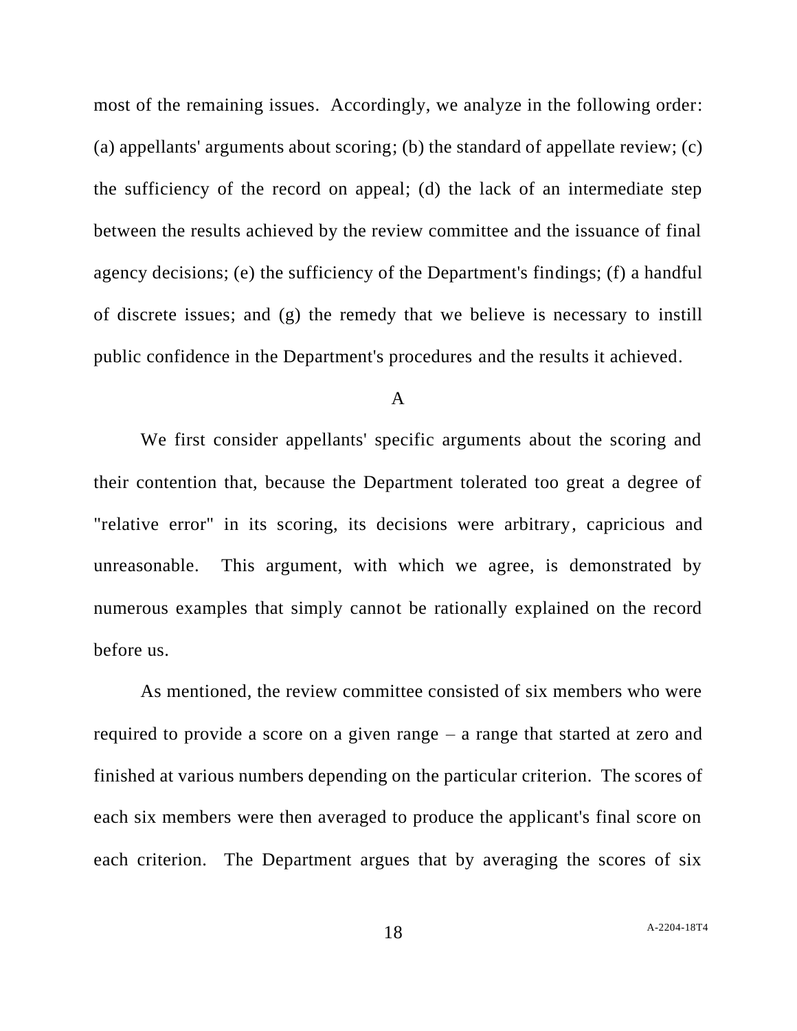most of the remaining issues. Accordingly, we analyze in the following order: (a) appellants' arguments about scoring; (b) the standard of appellate review; (c) the sufficiency of the record on appeal; (d) the lack of an intermediate step between the results achieved by the review committee and the issuance of final agency decisions; (e) the sufficiency of the Department's findings; (f) a handful of discrete issues; and (g) the remedy that we believe is necessary to instill public confidence in the Department's procedures and the results it achieved.

A

We first consider appellants' specific arguments about the scoring and their contention that, because the Department tolerated too great a degree of "relative error" in its scoring, its decisions were arbitrary, capricious and unreasonable. This argument, with which we agree, is demonstrated by numerous examples that simply cannot be rationally explained on the record before us.

As mentioned, the review committee consisted of six members who were required to provide a score on a given range – a range that started at zero and finished at various numbers depending on the particular criterion. The scores of each six members were then averaged to produce the applicant's final score on each criterion. The Department argues that by averaging the scores of six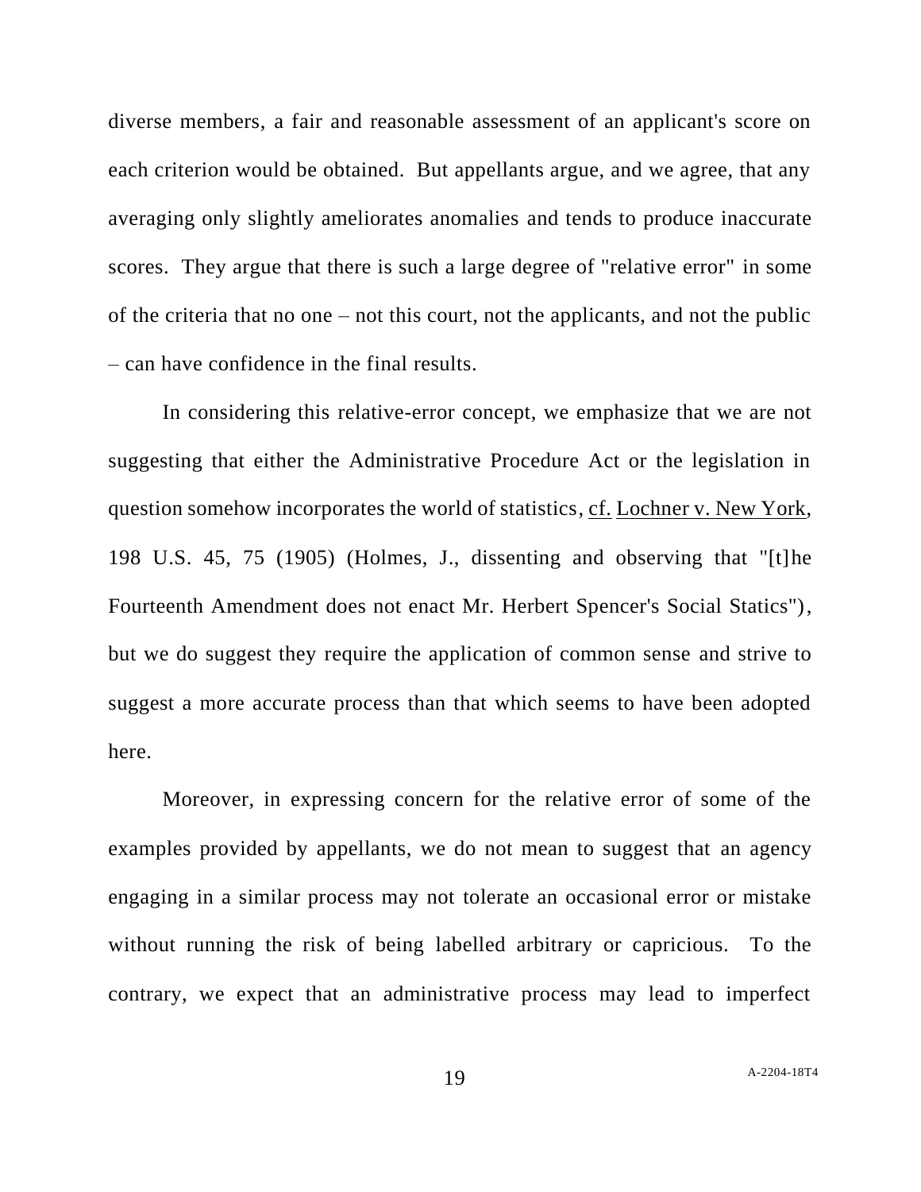diverse members, a fair and reasonable assessment of an applicant's score on each criterion would be obtained. But appellants argue, and we agree, that any averaging only slightly ameliorates anomalies and tends to produce inaccurate scores. They argue that there is such a large degree of "relative error" in some of the criteria that no one – not this court, not the applicants, and not the public – can have confidence in the final results.

In considering this relative-error concept, we emphasize that we are not suggesting that either the Administrative Procedure Act or the legislation in question somehow incorporates the world of statistics, cf. Lochner v. New York, 198 U.S. 45, 75 (1905) (Holmes, J., dissenting and observing that "[t]he Fourteenth Amendment does not enact Mr. Herbert Spencer's Social Statics"), but we do suggest they require the application of common sense and strive to suggest a more accurate process than that which seems to have been adopted here.

Moreover, in expressing concern for the relative error of some of the examples provided by appellants, we do not mean to suggest that an agency engaging in a similar process may not tolerate an occasional error or mistake without running the risk of being labelled arbitrary or capricious. To the contrary, we expect that an administrative process may lead to imperfect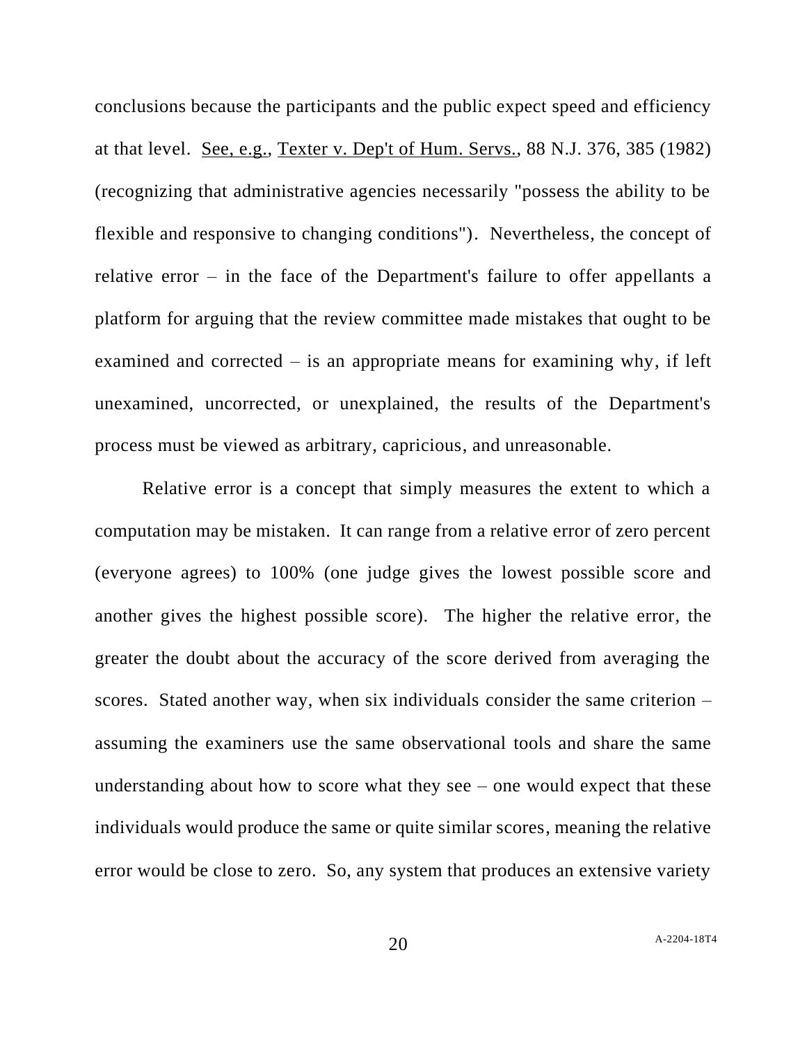conclusions because the participants and the public expect speed and efficiency at that level. See, e.g., Texter v. Dep't of Hum. Servs., 88 N.J. 376, 385 (1982) (recognizing that administrative agencies necessarily "possess the ability to be flexible and responsive to changing conditions"). Nevertheless, the concept of relative error – in the face of the Department's failure to offer appellants a platform for arguing that the review committee made mistakes that ought to be examined and corrected – is an appropriate means for examining why, if left unexamined, uncorrected, or unexplained, the results of the Department's process must be viewed as arbitrary, capricious, and unreasonable.

Relative error is a concept that simply measures the extent to which a computation may be mistaken. It can range from a relative error of zero percent (everyone agrees) to 100% (one judge gives the lowest possible score and another gives the highest possible score). The higher the relative error, the greater the doubt about the accuracy of the score derived from averaging the scores. Stated another way, when six individuals consider the same criterion – assuming the examiners use the same observational tools and share the same understanding about how to score what they see – one would expect that these individuals would produce the same or quite similar scores, meaning the relative error would be close to zero. So, any system that produces an extensive variety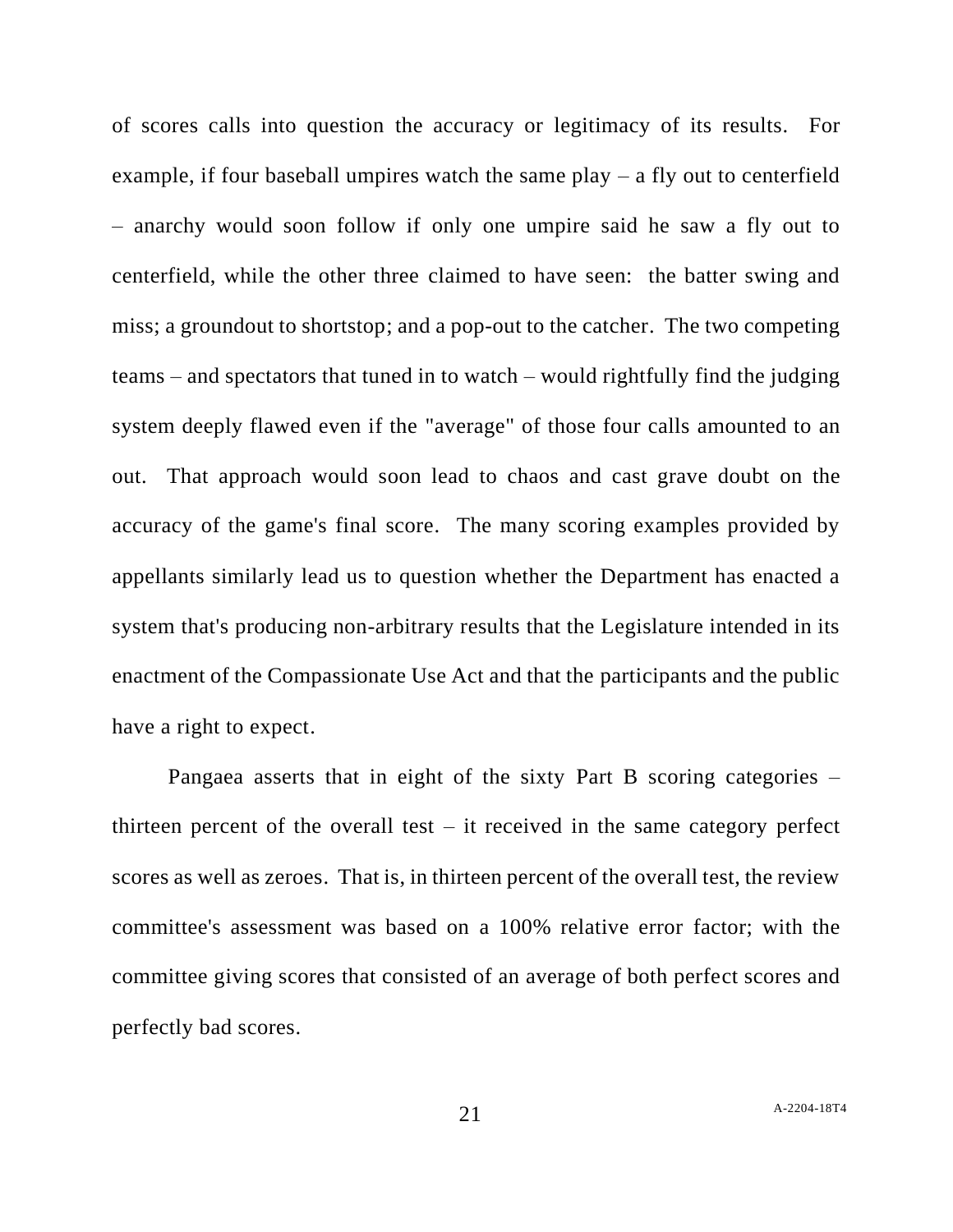of scores calls into question the accuracy or legitimacy of its results. For example, if four baseball umpires watch the same play – a fly out to centerfield – anarchy would soon follow if only one umpire said he saw a fly out to centerfield, while the other three claimed to have seen: the batter swing and miss; a groundout to shortstop; and a pop-out to the catcher. The two competing teams – and spectators that tuned in to watch – would rightfully find the judging system deeply flawed even if the "average" of those four calls amounted to an out. That approach would soon lead to chaos and cast grave doubt on the accuracy of the game's final score. The many scoring examples provided by appellants similarly lead us to question whether the Department has enacted a system that's producing non-arbitrary results that the Legislature intended in its enactment of the Compassionate Use Act and that the participants and the public have a right to expect.

Pangaea asserts that in eight of the sixty Part B scoring categories – thirteen percent of the overall test – it received in the same category perfect scores as well as zeroes. That is, in thirteen percent of the overall test, the review committee's assessment was based on a 100% relative error factor; with the committee giving scores that consisted of an average of both perfect scores and perfectly bad scores.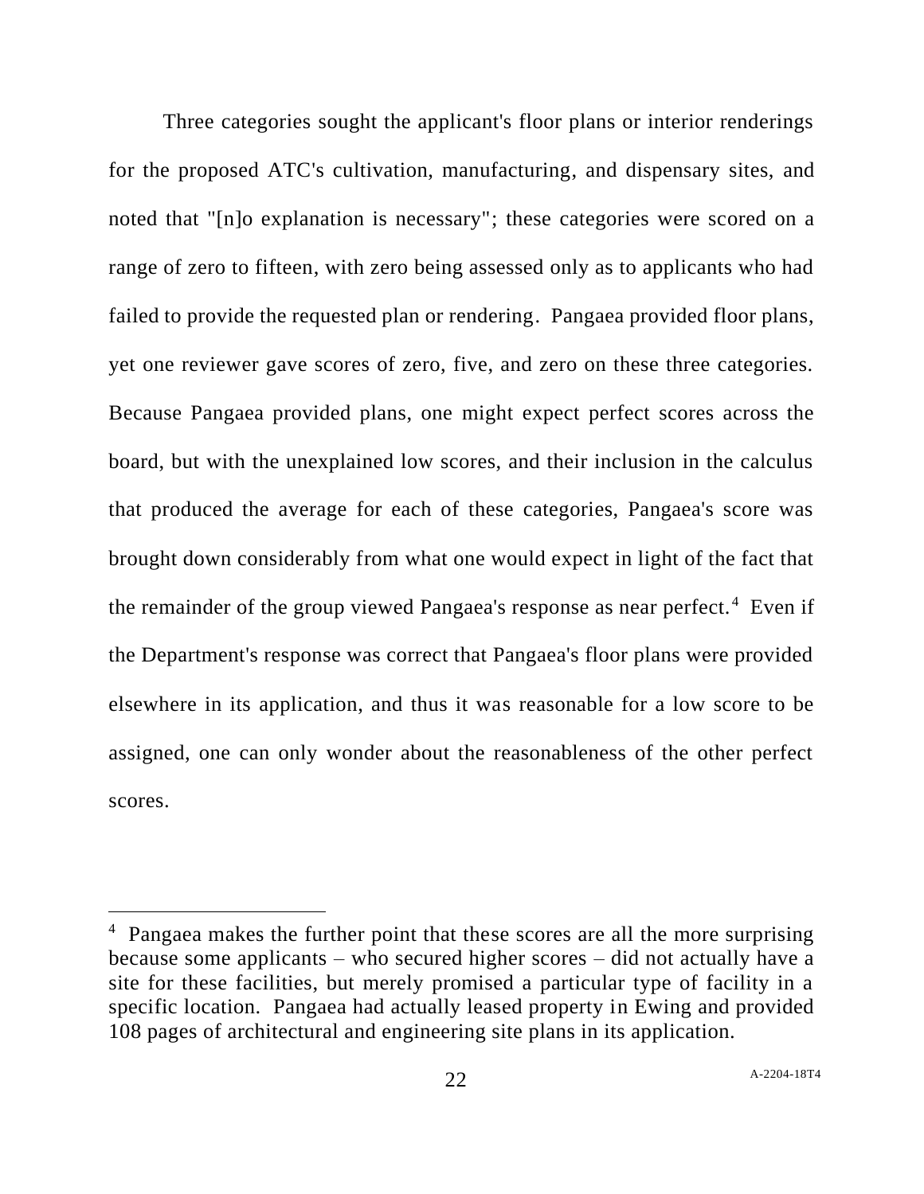Three categories sought the applicant's floor plans or interior renderings for the proposed ATC's cultivation, manufacturing, and dispensary sites, and noted that "[n]o explanation is necessary"; these categories were scored on a range of zero to fifteen, with zero being assessed only as to applicants who had failed to provide the requested plan or rendering. Pangaea provided floor plans, yet one reviewer gave scores of zero, five, and zero on these three categories. Because Pangaea provided plans, one might expect perfect scores across the board, but with the unexplained low scores, and their inclusion in the calculus that produced the average for each of these categories, Pangaea's score was brought down considerably from what one would expect in light of the fact that the remainder of the group viewed Pangaea's response as near perfect.[4] Even if the Department's response was correct that Pangaea's floor plans were provided elsewhere in its application, and thus it was reasonable for a low score to be assigned, one can only wonder about the reasonableness of the other perfect scores.

---

[4] Pangaea makes the further point that these scores are all the more surprising because some applicants – who secured higher scores – did not actually have a site for these facilities, but merely promised a particular type of facility in a specific location. Pangaea had actually leased property in Ewing and provided 108 pages of architectural and engineering site plans in its application.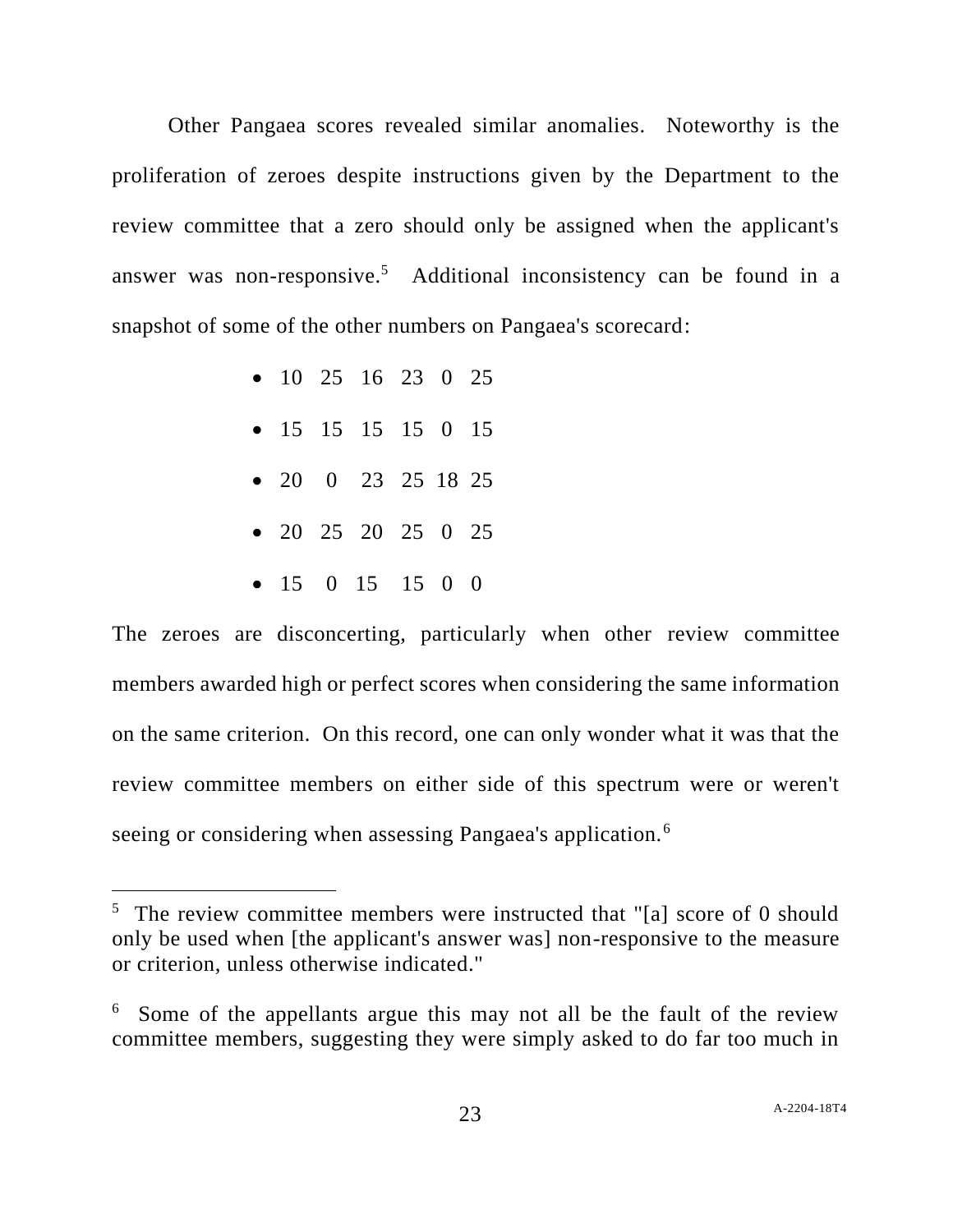Other Pangaea scores revealed similar anomalies. Noteworthy is the proliferation of zeroes despite instructions given by the Department to the review committee that a zero should only be assigned when the applicant's answer was non-responsive.[5] Additional inconsistency can be found in a snapshot of some of the other numbers on Pangaea's scorecard:

- 10 25 16 23 0 25
- 15 15 15 15 0 15
- 20 0 23 25 18 25
- 20 25 20 25 0 25
- 15 0 15 15 0 0

The zeroes are disconcerting, particularly when other review committee members awarded high or perfect scores when considering the same information on the same criterion. On this record, one can only wonder what it was that the review committee members on either side of this spectrum were or weren't seeing or considering when assessing Pangaea's application.[6]

---

[5] The review committee members were instructed that "[a] score of 0 should only be used when [the applicant's answer was] non-responsive to the measure or criterion, unless otherwise indicated."

[6] Some of the appellants argue this may not all be the fault of the review committee members, suggesting they were simply asked to do far too much in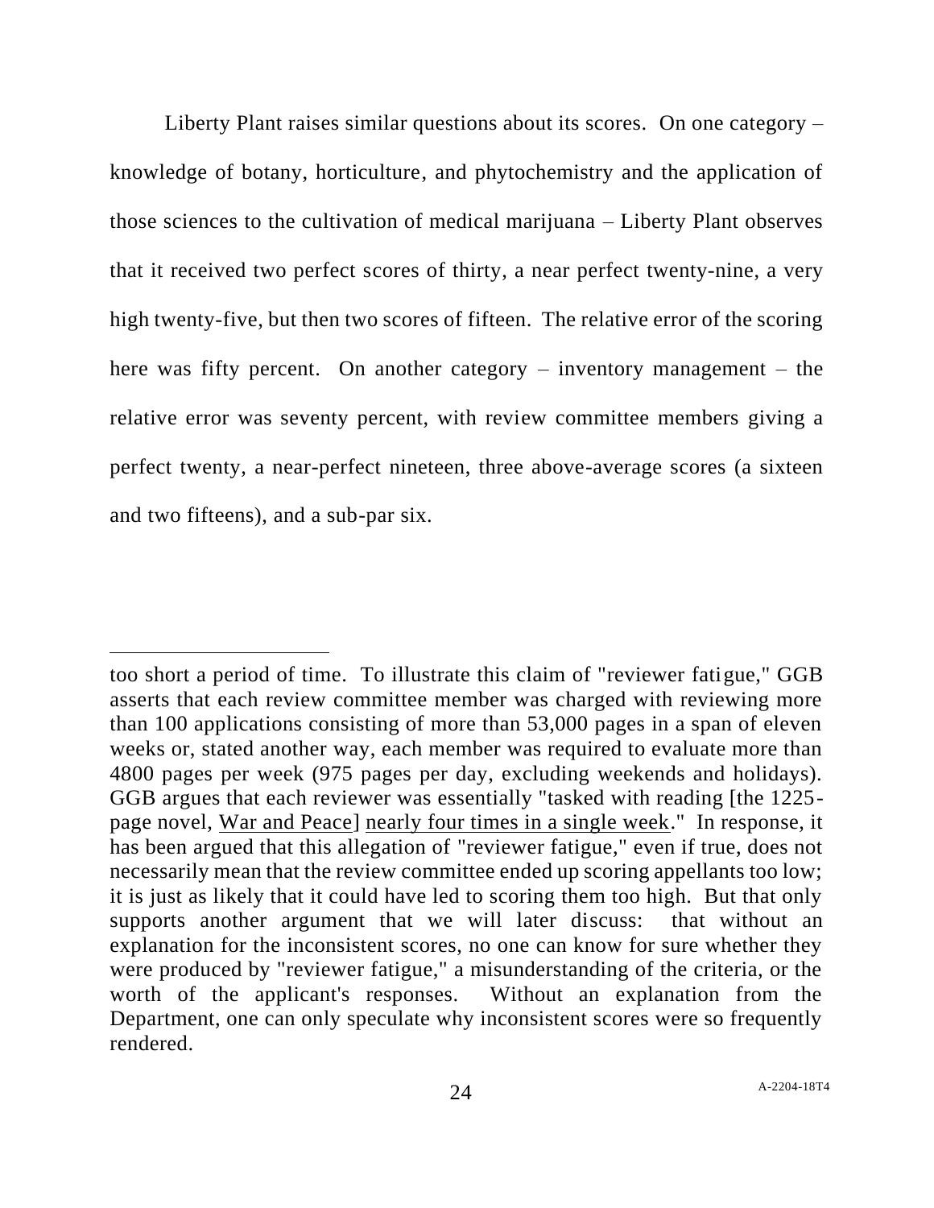Liberty Plant raises similar questions about its scores. On one category – knowledge of botany, horticulture, and phytochemistry and the application of those sciences to the cultivation of medical marijuana – Liberty Plant observes that it received two perfect scores of thirty, a near perfect twenty-nine, a very high twenty-five, but then two scores of fifteen. The relative error of the scoring here was fifty percent. On another category – inventory management – the relative error was seventy percent, with review committee members giving a perfect twenty, a near-perfect nineteen, three above-average scores (a sixteen and two fifteens), and a sub-par six.

---

too short a period of time. To illustrate this claim of "reviewer fatigue," GGB asserts that each review committee member was charged with reviewing more than 100 applications consisting of more than 53,000 pages in a span of eleven weeks or, stated another way, each member was required to evaluate more than 4800 pages per week (975 pages per day, excluding weekends and holidays). GGB argues that each reviewer was essentially "tasked with reading [the 1225-page novel, War and Peace] nearly four times in a single week." In response, it has been argued that this allegation of "reviewer fatigue," even if true, does not necessarily mean that the review committee ended up scoring appellants too low; it is just as likely that it could have led to scoring them too high. But that only supports another argument that we will later discuss: that without an explanation for the inconsistent scores, no one can know for sure whether they were produced by "reviewer fatigue," a misunderstanding of the criteria, or the worth of the applicant's responses. Without an explanation from the Department, one can only speculate why inconsistent scores were so frequently rendered.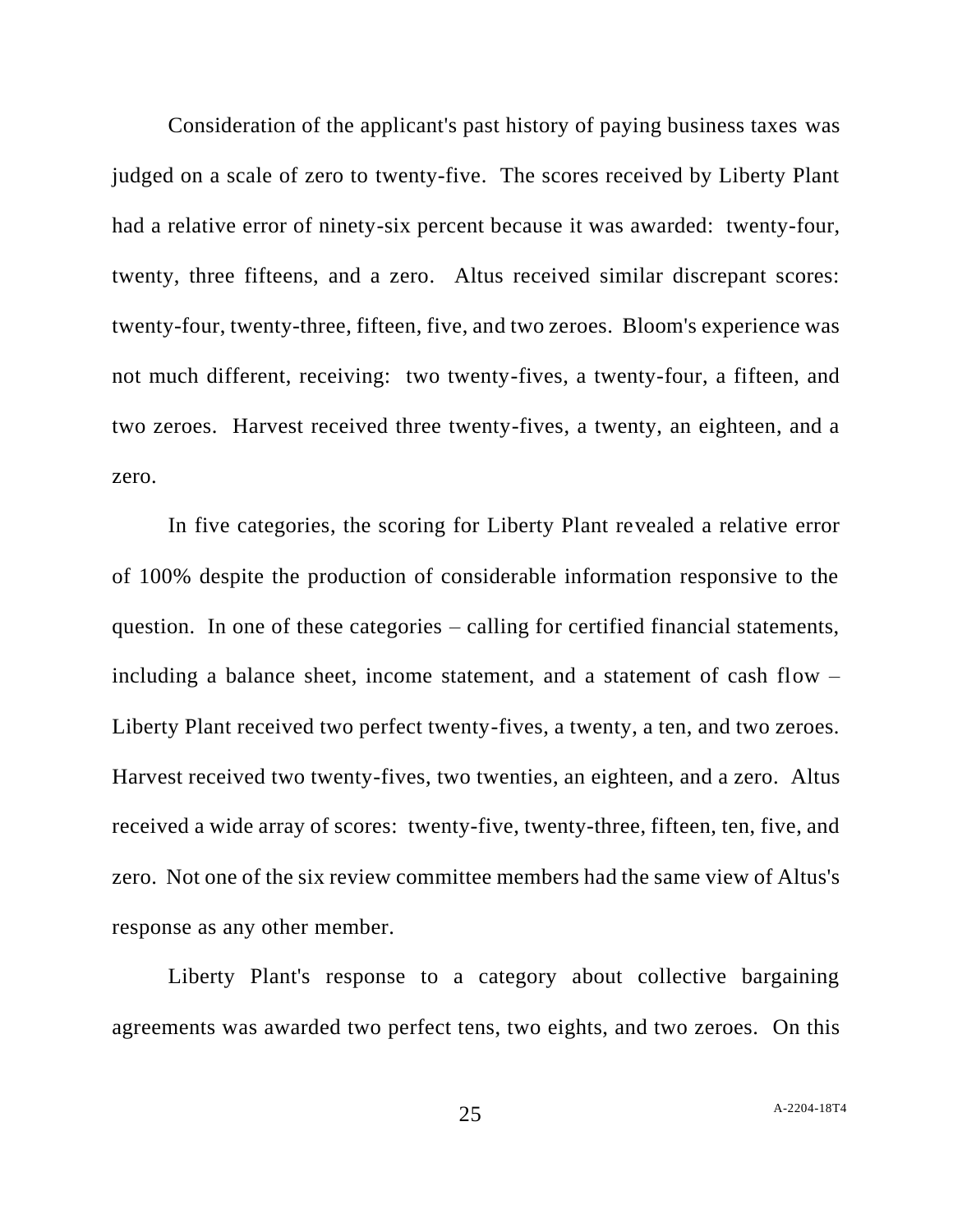Consideration of the applicant's past history of paying business taxes was judged on a scale of zero to twenty-five. The scores received by Liberty Plant had a relative error of ninety-six percent because it was awarded: twenty-four, twenty, three fifteens, and a zero. Altus received similar discrepant scores: twenty-four, twenty-three, fifteen, five, and two zeroes. Bloom's experience was not much different, receiving: two twenty-fives, a twenty-four, a fifteen, and two zeroes. Harvest received three twenty-fives, a twenty, an eighteen, and a zero.

In five categories, the scoring for Liberty Plant revealed a relative error of 100% despite the production of considerable information responsive to the question. In one of these categories – calling for certified financial statements, including a balance sheet, income statement, and a statement of cash flow – Liberty Plant received two perfect twenty-fives, a twenty, a ten, and two zeroes. Harvest received two twenty-fives, two twenties, an eighteen, and a zero. Altus received a wide array of scores: twenty-five, twenty-three, fifteen, ten, five, and zero. Not one of the six review committee members had the same view of Altus's response as any other member.

Liberty Plant's response to a category about collective bargaining agreements was awarded two perfect tens, two eights, and two zeroes. On this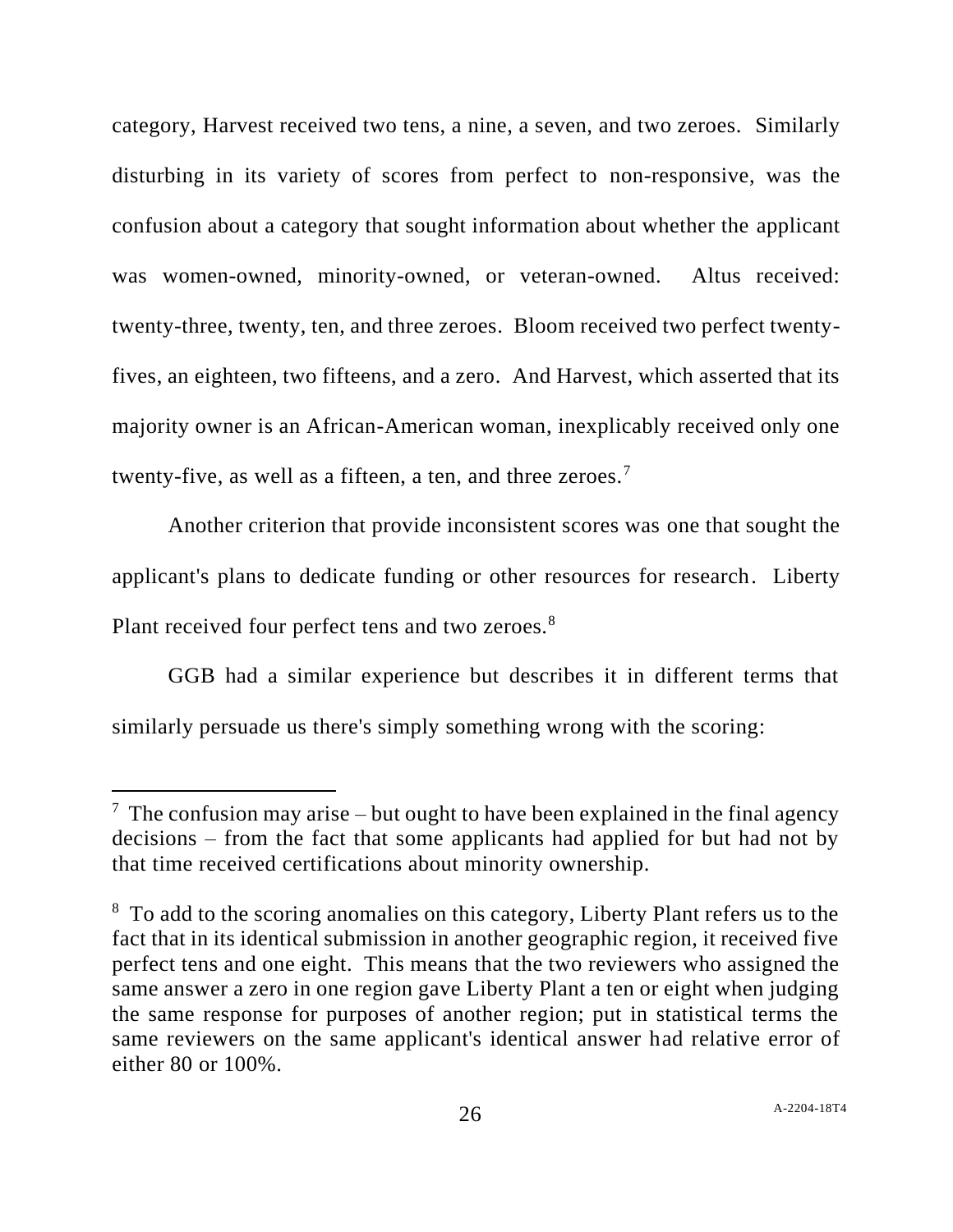category, Harvest received two tens, a nine, a seven, and two zeroes. Similarly disturbing in its variety of scores from perfect to non-responsive, was the confusion about a category that sought information about whether the applicant was women-owned, minority-owned, or veteran-owned. Altus received: twenty-three, twenty, ten, and three zeroes. Bloom received two perfect twenty-fives, an eighteen, two fifteens, and a zero. And Harvest, which asserted that its majority owner is an African-American woman, inexplicably received only one twenty-five, as well as a fifteen, a ten, and three zeroes.[7]

Another criterion that provide inconsistent scores was one that sought the applicant's plans to dedicate funding or other resources for research. Liberty Plant received four perfect tens and two zeroes.[8]

GGB had a similar experience but describes it in different terms that similarly persuade us there's simply something wrong with the scoring:

---

[7] The confusion may arise – but ought to have been explained in the final agency decisions – from the fact that some applicants had applied for but had not by that time received certifications about minority ownership.

[8] To add to the scoring anomalies on this category, Liberty Plant refers us to the fact that in its identical submission in another geographic region, it received five perfect tens and one eight. This means that the two reviewers who assigned the same answer a zero in one region gave Liberty Plant a ten or eight when judging the same response for purposes of another region; put in statistical terms the same reviewers on the same applicant's identical answer had relative error of either 80 or 100%.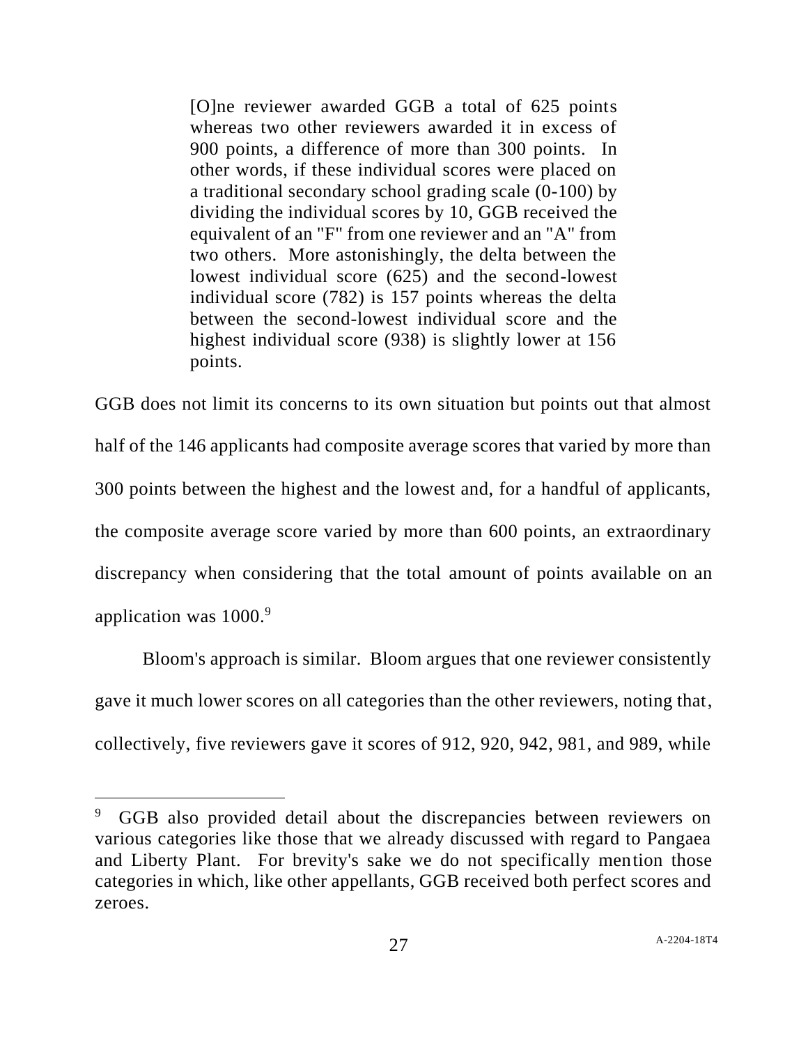> [O]ne reviewer awarded GGB a total of 625 points whereas two other reviewers awarded it in excess of 900 points, a difference of more than 300 points. In other words, if these individual scores were placed on a traditional secondary school grading scale (0-100) by dividing the individual scores by 10, GGB received the equivalent of an "F" from one reviewer and an "A" from two others. More astonishingly, the delta between the lowest individual score (625) and the second-lowest individual score (782) is 157 points whereas the delta between the second-lowest individual score and the highest individual score (938) is slightly lower at 156 points.

GGB does not limit its concerns to its own situation but points out that almost half of the 146 applicants had composite average scores that varied by more than 300 points between the highest and the lowest and, for a handful of applicants, the composite average score varied by more than 600 points, an extraordinary discrepancy when considering that the total amount of points available on an application was 1000.[9]

Bloom's approach is similar. Bloom argues that one reviewer consistently gave it much lower scores on all categories than the other reviewers, noting that, collectively, five reviewers gave it scores of 912, 920, 942, 981, and 989, while

---

[9] GGB also provided detail about the discrepancies between reviewers on various categories like those that we already discussed with regard to Pangaea and Liberty Plant. For brevity's sake we do not specifically mention those categories in which, like other appellants, GGB received both perfect scores and zeroes.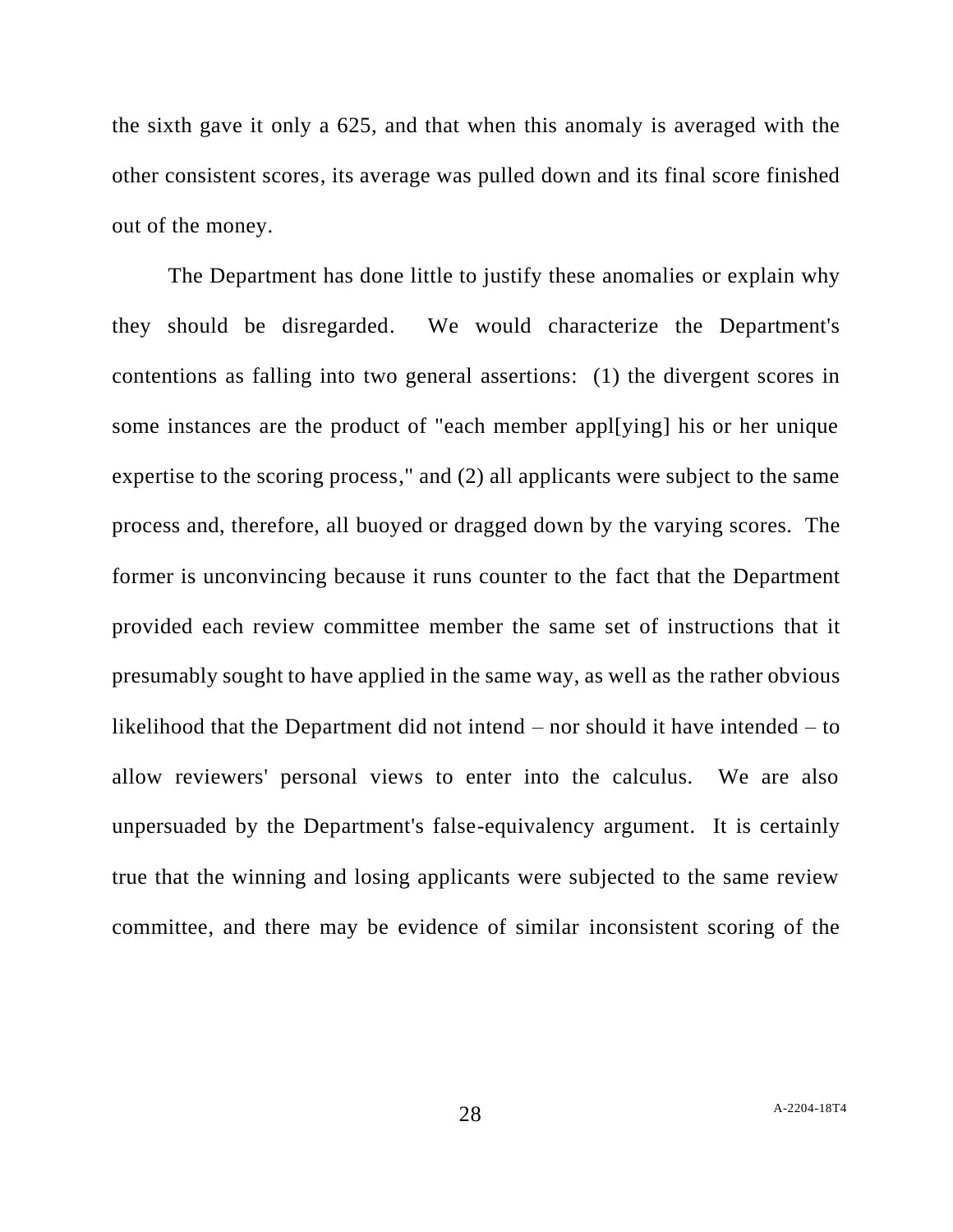the sixth gave it only a 625, and that when this anomaly is averaged with the other consistent scores, its average was pulled down and its final score finished out of the money.

The Department has done little to justify these anomalies or explain why they should be disregarded. We would characterize the Department's contentions as falling into two general assertions: (1) the divergent scores in some instances are the product of "each member appl[ying] his or her unique expertise to the scoring process," and (2) all applicants were subject to the same process and, therefore, all buoyed or dragged down by the varying scores. The former is unconvincing because it runs counter to the fact that the Department provided each review committee member the same set of instructions that it presumably sought to have applied in the same way, as well as the rather obvious likelihood that the Department did not intend – nor should it have intended – to allow reviewers' personal views to enter into the calculus. We are also unpersuaded by the Department's false-equivalency argument. It is certainly true that the winning and losing applicants were subjected to the same review committee, and there may be evidence of similar inconsistent scoring of the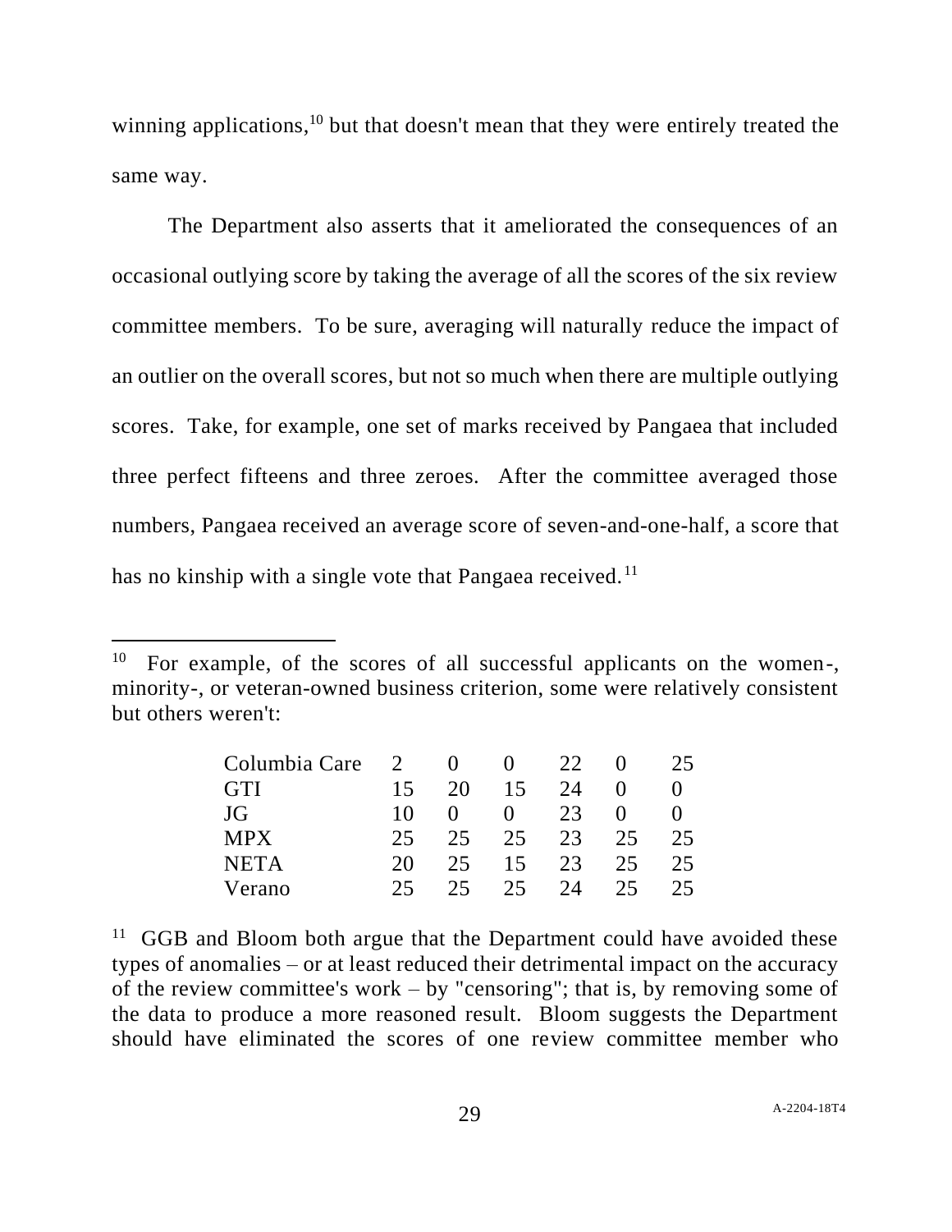winning applications,[10] but that doesn't mean that they were entirely treated the same way.

The Department also asserts that it ameliorated the consequences of an occasional outlying score by taking the average of all the scores of the six review committee members. To be sure, averaging will naturally reduce the impact of an outlier on the overall scores, but not so much when there are multiple outlying scores. Take, for example, one set of marks received by Pangaea that included three perfect fifteens and three zeroes. After the committee averaged those numbers, Pangaea received an average score of seven-and-one-half, a score that has no kinship with a single vote that Pangaea received.[11]

---

[10] For example, of the scores of all successful applicants on the women-, minority-, or veteran-owned business criterion, some were relatively consistent but others weren't:

| | | | | | | |
|---|---|---|---|---|---|---|
| Columbia Care | 2 | 0 | 0 | 22 | 0 | 25 |
| GTI | 15 | 20 | 15 | 24 | 0 | 0 |
| JG | 10 | 0 | 0 | 23 | 0 | 0 |
| MPX | 25 | 25 | 25 | 23 | 25 | 25 |
| NETA | 20 | 25 | 15 | 23 | 25 | 25 |
| Verano | 25 | 25 | 25 | 24 | 25 | 25 |

[11] GGB and Bloom both argue that the Department could have avoided these types of anomalies – or at least reduced their detrimental impact on the accuracy of the review committee's work – by "censoring"; that is, by removing some of the data to produce a more reasoned result. Bloom suggests the Department should have eliminated the scores of one review committee member who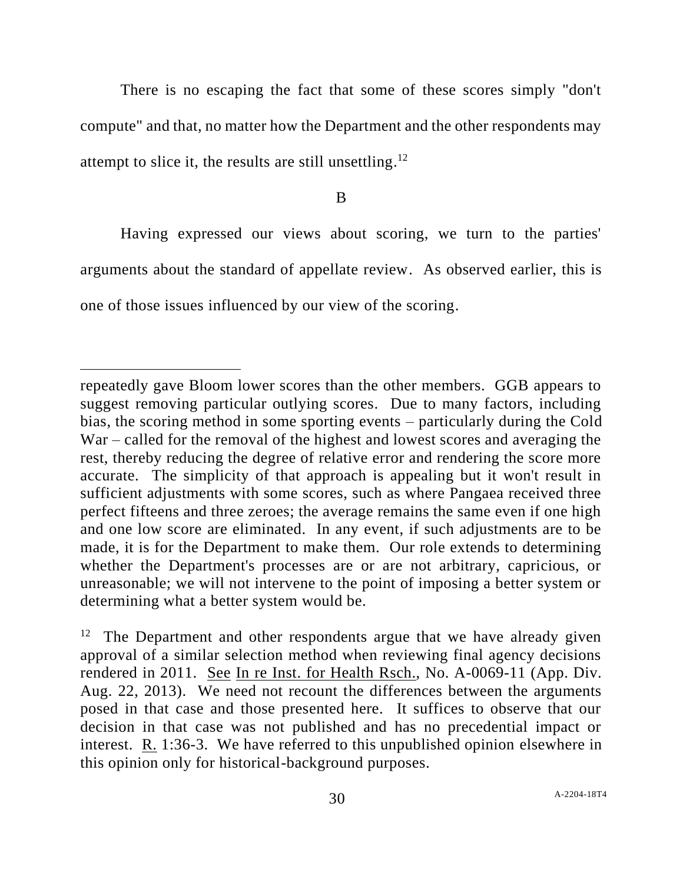There is no escaping the fact that some of these scores simply "don't compute" and that, no matter how the Department and the other respondents may attempt to slice it, the results are still unsettling.[12]

B

Having expressed our views about scoring, we turn to the parties' arguments about the standard of appellate review. As observed earlier, this is one of those issues influenced by our view of the scoring.

---

repeatedly gave Bloom lower scores than the other members. GGB appears to suggest removing particular outlying scores. Due to many factors, including bias, the scoring method in some sporting events – particularly during the Cold War – called for the removal of the highest and lowest scores and averaging the rest, thereby reducing the degree of relative error and rendering the score more accurate. The simplicity of that approach is appealing but it won't result in sufficient adjustments with some scores, such as where Pangaea received three perfect fifteens and three zeroes; the average remains the same even if one high and one low score are eliminated. In any event, if such adjustments are to be made, it is for the Department to make them. Our role extends to determining whether the Department's processes are or are not arbitrary, capricious, or unreasonable; we will not intervene to the point of imposing a better system or determining what a better system would be.

[12] The Department and other respondents argue that we have already given approval of a similar selection method when reviewing final agency decisions rendered in 2011. See In re Inst. for Health Rsch., No. A-0069-11 (App. Div. Aug. 22, 2013). We need not recount the differences between the arguments posed in that case and those presented here. It suffices to observe that our decision in that case was not published and has no precedential impact or interest. R. 1:36-3. We have referred to this unpublished opinion elsewhere in this opinion only for historical-background purposes.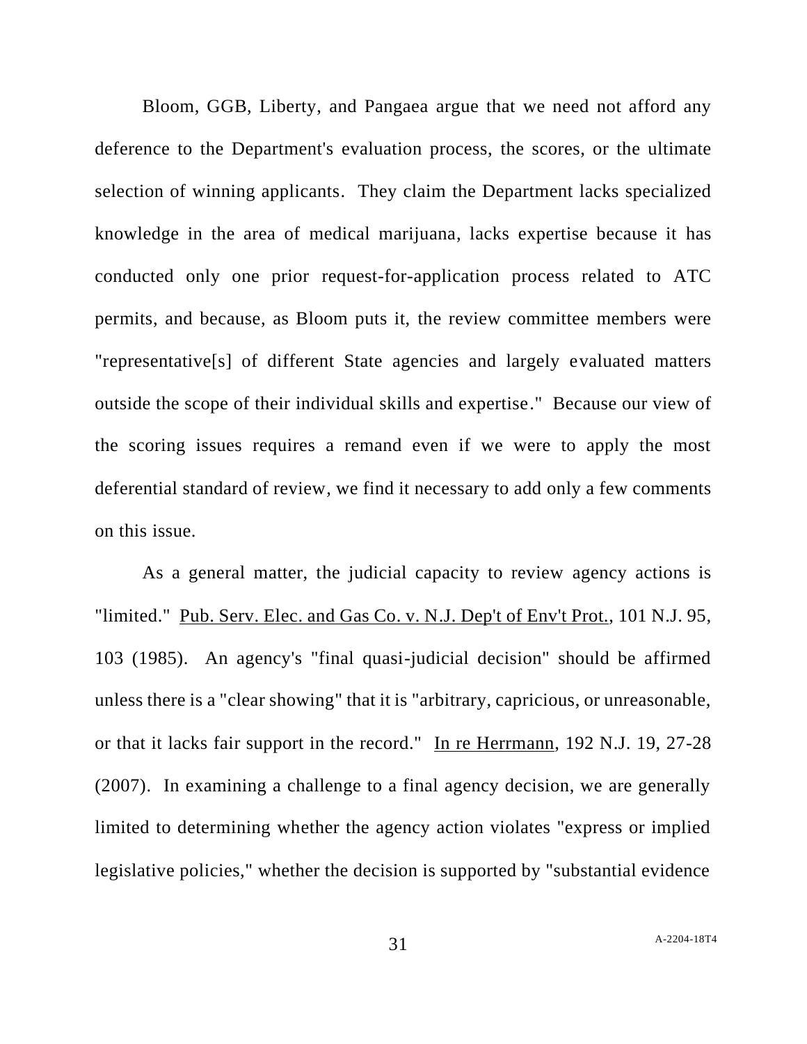Bloom, GGB, Liberty, and Pangaea argue that we need not afford any deference to the Department's evaluation process, the scores, or the ultimate selection of winning applicants. They claim the Department lacks specialized knowledge in the area of medical marijuana, lacks expertise because it has conducted only one prior request-for-application process related to ATC permits, and because, as Bloom puts it, the review committee members were "representative[s] of different State agencies and largely evaluated matters outside the scope of their individual skills and expertise." Because our view of the scoring issues requires a remand even if we were to apply the most deferential standard of review, we find it necessary to add only a few comments on this issue.

As a general matter, the judicial capacity to review agency actions is "limited." Pub. Serv. Elec. and Gas Co. v. N.J. Dep't of Env't Prot., 101 N.J. 95, 103 (1985). An agency's "final quasi-judicial decision" should be affirmed unless there is a "clear showing" that it is "arbitrary, capricious, or unreasonable, or that it lacks fair support in the record." In re Herrmann, 192 N.J. 19, 27-28 (2007). In examining a challenge to a final agency decision, we are generally limited to determining whether the agency action violates "express or implied legislative policies," whether the decision is supported by "substantial evidence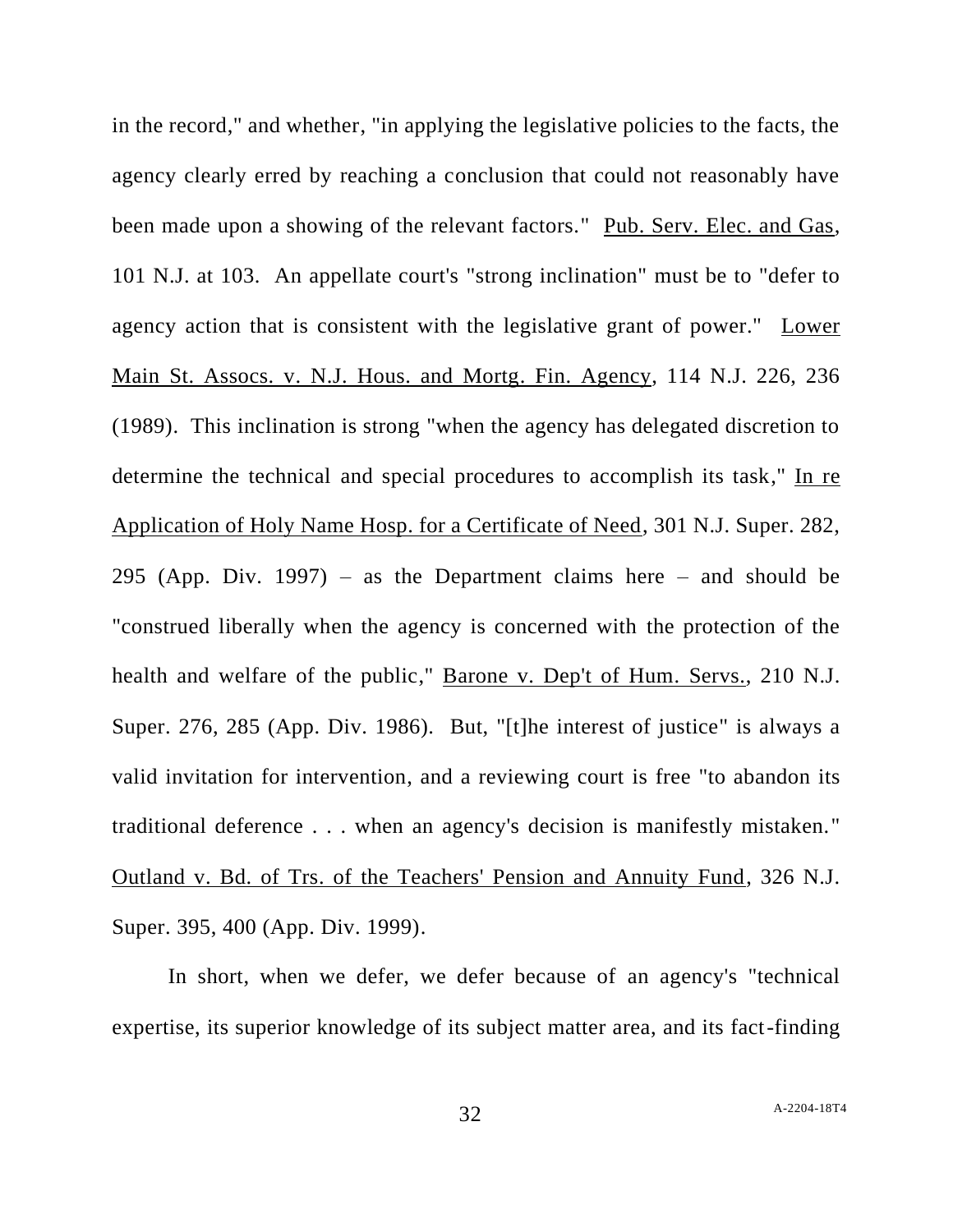in the record," and whether, "in applying the legislative policies to the facts, the agency clearly erred by reaching a conclusion that could not reasonably have been made upon a showing of the relevant factors." Pub. Serv. Elec. and Gas, 101 N.J. at 103. An appellate court's "strong inclination" must be to "defer to agency action that is consistent with the legislative grant of power." Lower Main St. Assocs. v. N.J. Hous. and Mortg. Fin. Agency, 114 N.J. 226, 236 (1989). This inclination is strong "when the agency has delegated discretion to determine the technical and special procedures to accomplish its task," In re Application of Holy Name Hosp. for a Certificate of Need, 301 N.J. Super. 282, 295 (App. Div. 1997) – as the Department claims here – and should be "construed liberally when the agency is concerned with the protection of the health and welfare of the public," Barone v. Dep't of Hum. Servs., 210 N.J. Super. 276, 285 (App. Div. 1986). But, "[t]he interest of justice" is always a valid invitation for intervention, and a reviewing court is free "to abandon its traditional deference . . . when an agency's decision is manifestly mistaken." Outland v. Bd. of Trs. of the Teachers' Pension and Annuity Fund, 326 N.J. Super. 395, 400 (App. Div. 1999).

In short, when we defer, we defer because of an agency's "technical expertise, its superior knowledge of its subject matter area, and its fact-finding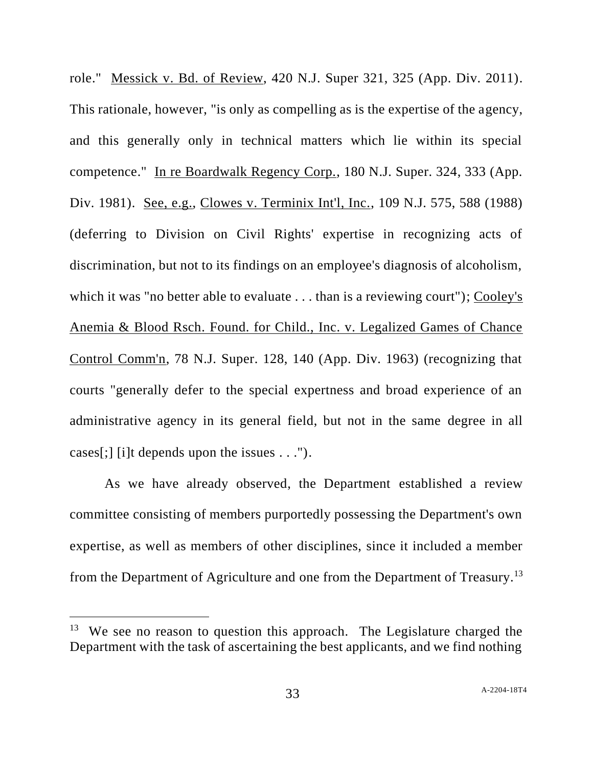role." Messick v. Bd. of Review, 420 N.J. Super 321, 325 (App. Div. 2011). This rationale, however, "is only as compelling as is the expertise of the agency, and this generally only in technical matters which lie within its special competence." In re Boardwalk Regency Corp., 180 N.J. Super. 324, 333 (App. Div. 1981). See, e.g., Clowes v. Terminix Int'l, Inc., 109 N.J. 575, 588 (1988) (deferring to Division on Civil Rights' expertise in recognizing acts of discrimination, but not to its findings on an employee's diagnosis of alcoholism, which it was "no better able to evaluate . . . than is a reviewing court"); Cooley's Anemia & Blood Rsch. Found. for Child., Inc. v. Legalized Games of Chance Control Comm'n, 78 N.J. Super. 128, 140 (App. Div. 1963) (recognizing that courts "generally defer to the special expertness and broad experience of an administrative agency in its general field, but not in the same degree in all cases[;] [i]t depends upon the issues . . .").

As we have already observed, the Department established a review committee consisting of members purportedly possessing the Department's own expertise, as well as members of other disciplines, since it included a member from the Department of Agriculture and one from the Department of Treasury.[13]

[13] We see no reason to question this approach. The Legislature charged the Department with the task of ascertaining the best applicants, and we find nothing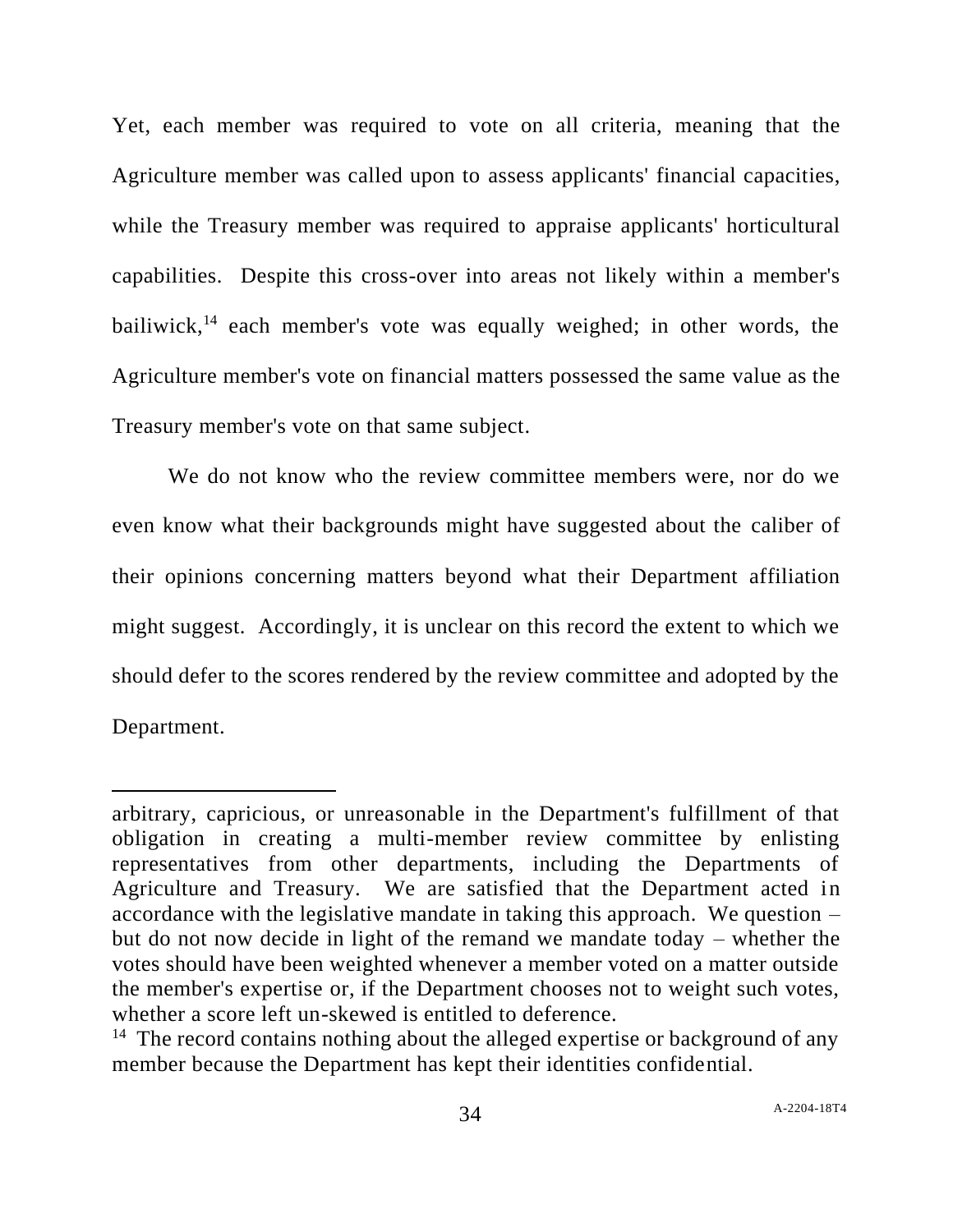Yet, each member was required to vote on all criteria, meaning that the Agriculture member was called upon to assess applicants' financial capacities, while the Treasury member was required to appraise applicants' horticultural capabilities. Despite this cross-over into areas not likely within a member's bailiwick,[14] each member's vote was equally weighed; in other words, the Agriculture member's vote on financial matters possessed the same value as the Treasury member's vote on that same subject.

We do not know who the review committee members were, nor do we even know what their backgrounds might have suggested about the caliber of their opinions concerning matters beyond what their Department affiliation might suggest. Accordingly, it is unclear on this record the extent to which we should defer to the scores rendered by the review committee and adopted by the Department.

---

arbitrary, capricious, or unreasonable in the Department's fulfillment of that obligation in creating a multi-member review committee by enlisting representatives from other departments, including the Departments of Agriculture and Treasury. We are satisfied that the Department acted in accordance with the legislative mandate in taking this approach. We question – but do not now decide in light of the remand we mandate today – whether the votes should have been weighted whenever a member voted on a matter outside the member's expertise or, if the Department chooses not to weight such votes, whether a score left un-skewed is entitled to deference.

[14] The record contains nothing about the alleged expertise or background of any member because the Department has kept their identities confidential.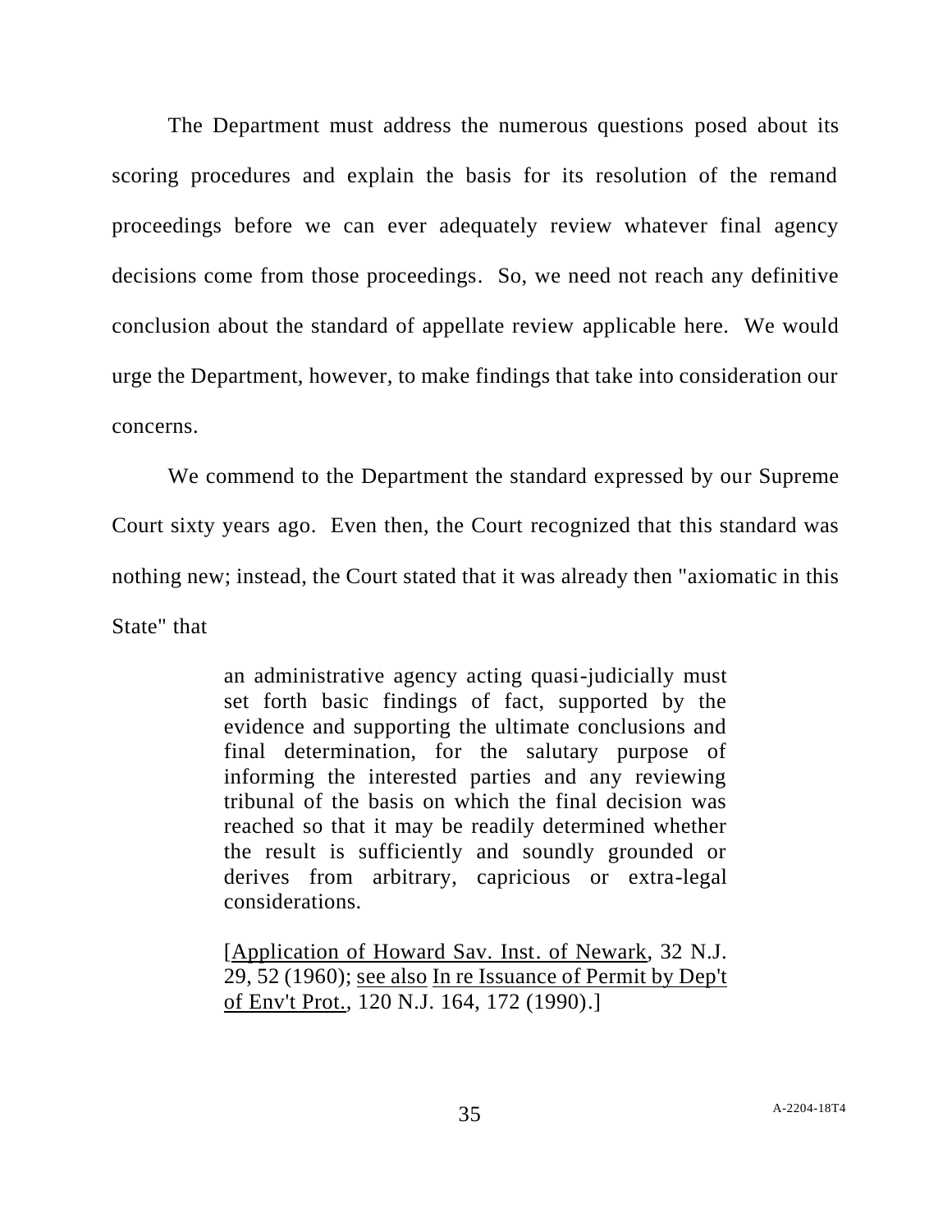The Department must address the numerous questions posed about its scoring procedures and explain the basis for its resolution of the remand proceedings before we can ever adequately review whatever final agency decisions come from those proceedings. So, we need not reach any definitive conclusion about the standard of appellate review applicable here. We would urge the Department, however, to make findings that take into consideration our concerns.

We commend to the Department the standard expressed by our Supreme Court sixty years ago. Even then, the Court recognized that this standard was nothing new; instead, the Court stated that it was already then "axiomatic in this State" that

> an administrative agency acting quasi-judicially must set forth basic findings of fact, supported by the evidence and supporting the ultimate conclusions and final determination, for the salutary purpose of informing the interested parties and any reviewing tribunal of the basis on which the final decision was reached so that it may be readily determined whether the result is sufficiently and soundly grounded or derives from arbitrary, capricious or extra-legal considerations.
>
> [Application of Howard Sav. Inst. of Newark, 32 N.J. 29, 52 (1960); see also In re Issuance of Permit by Dep't of Env't Prot., 120 N.J. 164, 172 (1990).]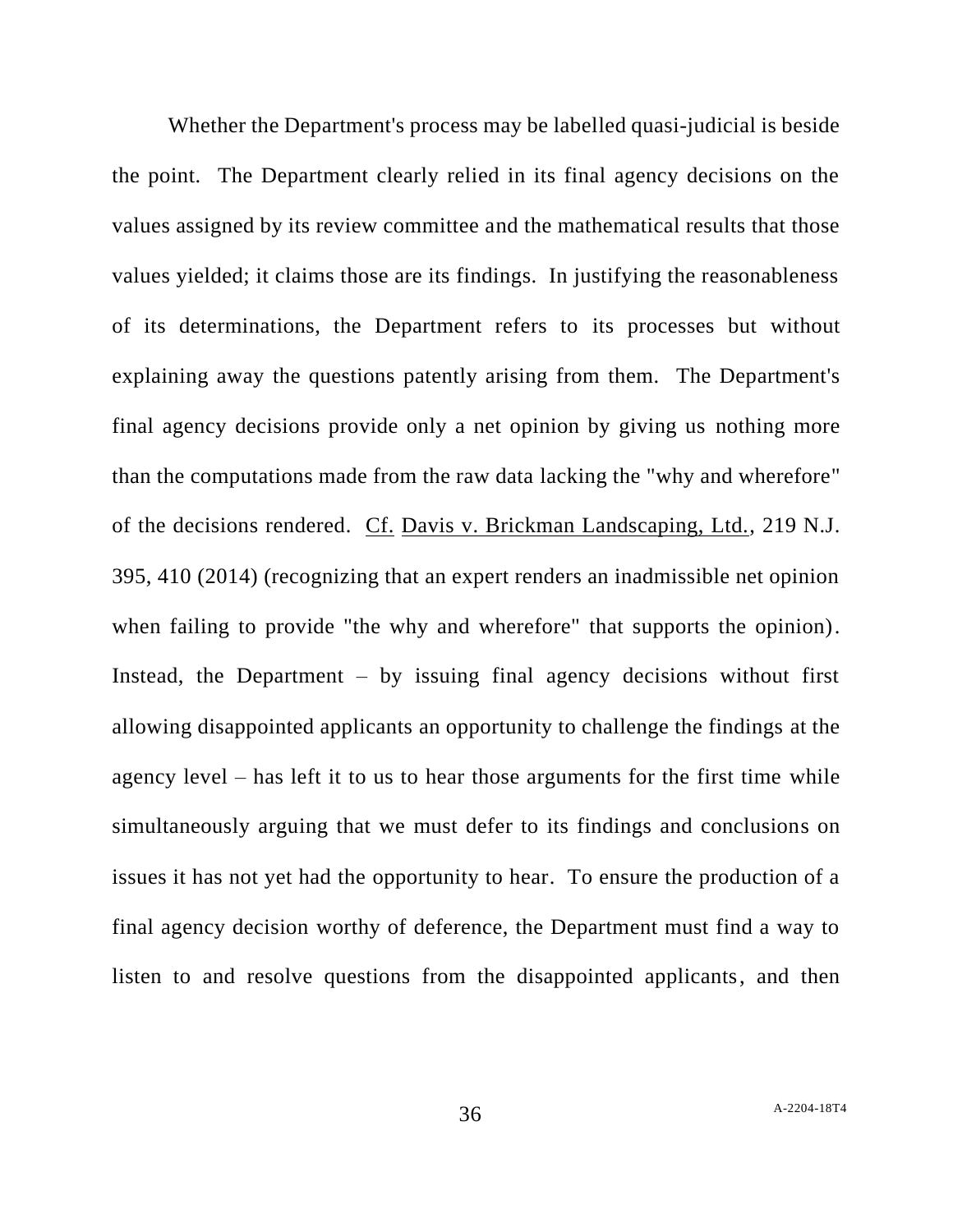Whether the Department's process may be labelled quasi-judicial is beside the point. The Department clearly relied in its final agency decisions on the values assigned by its review committee and the mathematical results that those values yielded; it claims those are its findings. In justifying the reasonableness of its determinations, the Department refers to its processes but without explaining away the questions patently arising from them. The Department's final agency decisions provide only a net opinion by giving us nothing more than the computations made from the raw data lacking the "why and wherefore" of the decisions rendered. Cf. Davis v. Brickman Landscaping, Ltd., 219 N.J. 395, 410 (2014) (recognizing that an expert renders an inadmissible net opinion when failing to provide "the why and wherefore" that supports the opinion). Instead, the Department – by issuing final agency decisions without first allowing disappointed applicants an opportunity to challenge the findings at the agency level – has left it to us to hear those arguments for the first time while simultaneously arguing that we must defer to its findings and conclusions on issues it has not yet had the opportunity to hear. To ensure the production of a final agency decision worthy of deference, the Department must find a way to listen to and resolve questions from the disappointed applicants, and then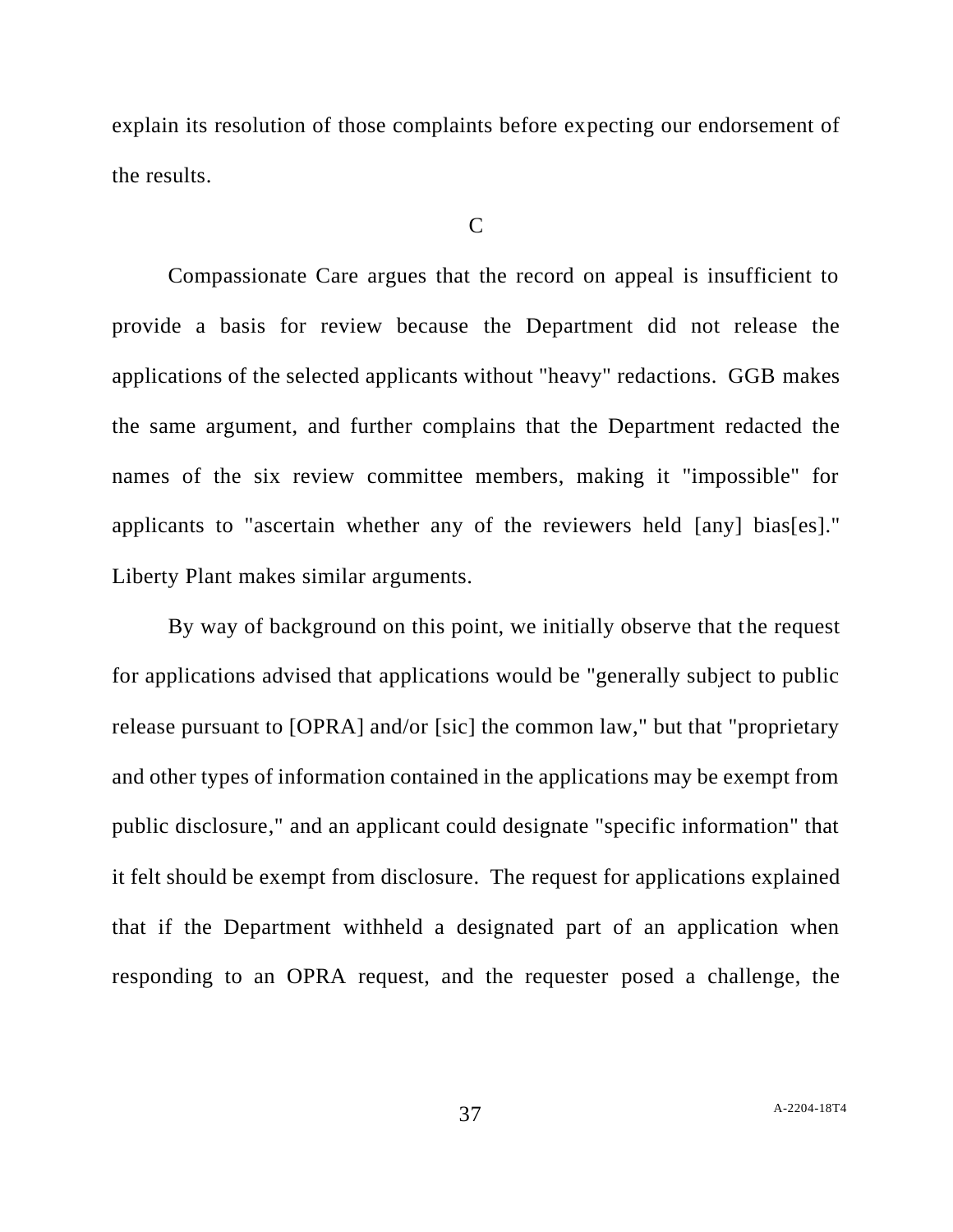explain its resolution of those complaints before expecting our endorsement of the results.

C

Compassionate Care argues that the record on appeal is insufficient to provide a basis for review because the Department did not release the applications of the selected applicants without "heavy" redactions. GGB makes the same argument, and further complains that the Department redacted the names of the six review committee members, making it "impossible" for applicants to "ascertain whether any of the reviewers held [any] bias[es]." Liberty Plant makes similar arguments.

By way of background on this point, we initially observe that the request for applications advised that applications would be "generally subject to public release pursuant to [OPRA] and/or [sic] the common law," but that "proprietary and other types of information contained in the applications may be exempt from public disclosure," and an applicant could designate "specific information" that it felt should be exempt from disclosure. The request for applications explained that if the Department withheld a designated part of an application when responding to an OPRA request, and the requester posed a challenge, the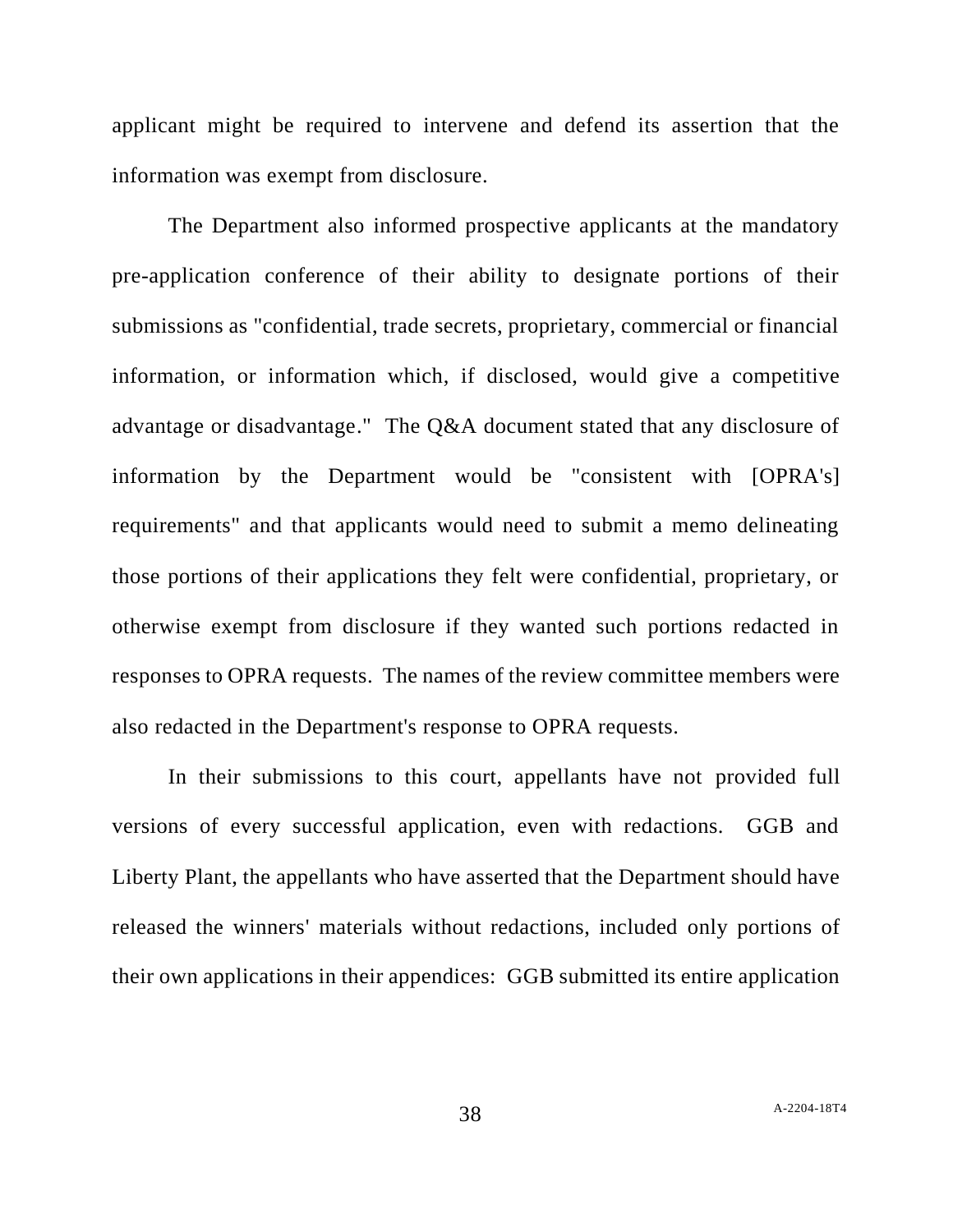applicant might be required to intervene and defend its assertion that the information was exempt from disclosure.

The Department also informed prospective applicants at the mandatory pre-application conference of their ability to designate portions of their submissions as "confidential, trade secrets, proprietary, commercial or financial information, or information which, if disclosed, would give a competitive advantage or disadvantage." The Q&A document stated that any disclosure of information by the Department would be "consistent with [OPRA's] requirements" and that applicants would need to submit a memo delineating those portions of their applications they felt were confidential, proprietary, or otherwise exempt from disclosure if they wanted such portions redacted in responses to OPRA requests. The names of the review committee members were also redacted in the Department's response to OPRA requests.

In their submissions to this court, appellants have not provided full versions of every successful application, even with redactions. GGB and Liberty Plant, the appellants who have asserted that the Department should have released the winners' materials without redactions, included only portions of their own applications in their appendices: GGB submitted its entire application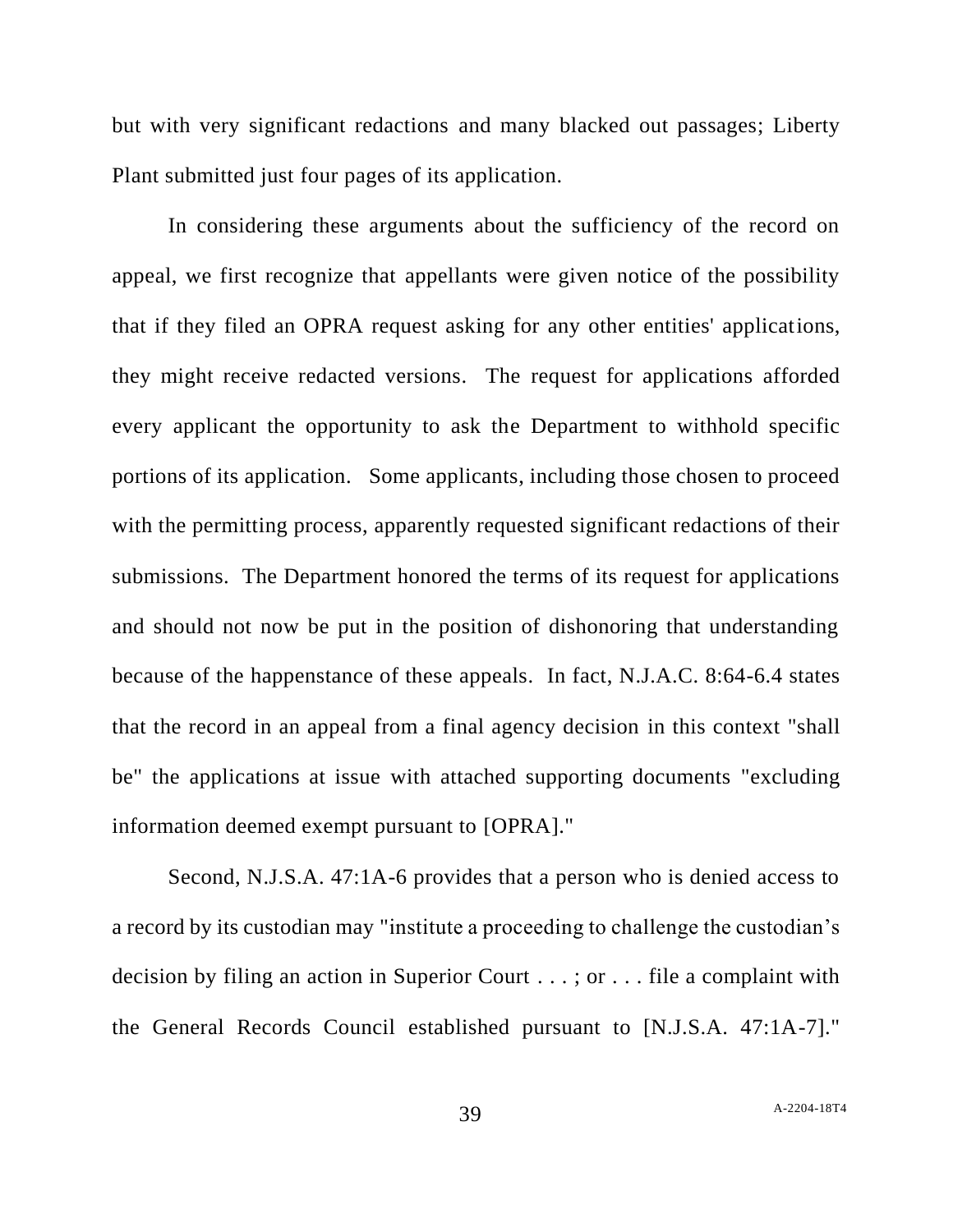but with very significant redactions and many blacked out passages; Liberty Plant submitted just four pages of its application.

In considering these arguments about the sufficiency of the record on appeal, we first recognize that appellants were given notice of the possibility that if they filed an OPRA request asking for any other entities' applications, they might receive redacted versions. The request for applications afforded every applicant the opportunity to ask the Department to withhold specific portions of its application. Some applicants, including those chosen to proceed with the permitting process, apparently requested significant redactions of their submissions. The Department honored the terms of its request for applications and should not now be put in the position of dishonoring that understanding because of the happenstance of these appeals. In fact, N.J.A.C. 8:64-6.4 states that the record in an appeal from a final agency decision in this context "shall be" the applications at issue with attached supporting documents "excluding information deemed exempt pursuant to [OPRA]."

Second, N.J.S.A. 47:1A-6 provides that a person who is denied access to a record by its custodian may "institute a proceeding to challenge the custodian's decision by filing an action in Superior Court . . . ; or . . . file a complaint with the General Records Council established pursuant to [N.J.S.A. 47:1A-7]."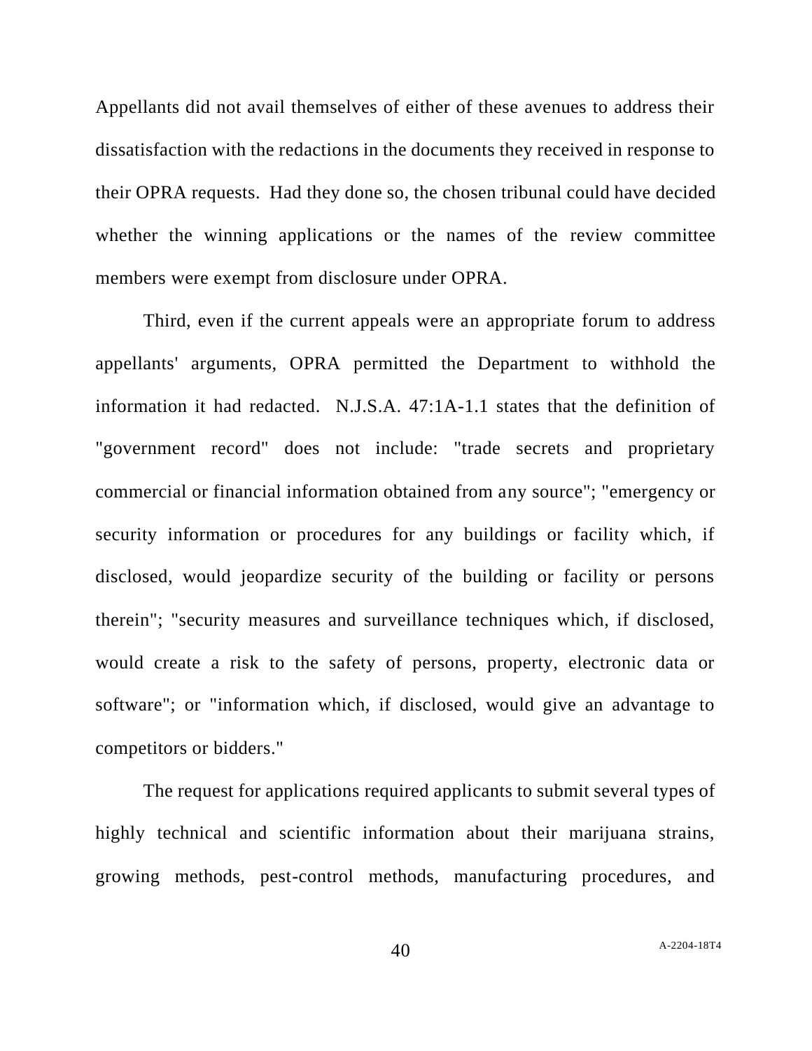Appellants did not avail themselves of either of these avenues to address their dissatisfaction with the redactions in the documents they received in response to their OPRA requests. Had they done so, the chosen tribunal could have decided whether the winning applications or the names of the review committee members were exempt from disclosure under OPRA.

Third, even if the current appeals were an appropriate forum to address appellants' arguments, OPRA permitted the Department to withhold the information it had redacted. N.J.S.A. 47:1A-1.1 states that the definition of "government record" does not include: "trade secrets and proprietary commercial or financial information obtained from any source"; "emergency or security information or procedures for any buildings or facility which, if disclosed, would jeopardize security of the building or facility or persons therein"; "security measures and surveillance techniques which, if disclosed, would create a risk to the safety of persons, property, electronic data or software"; or "information which, if disclosed, would give an advantage to competitors or bidders."

The request for applications required applicants to submit several types of highly technical and scientific information about their marijuana strains, growing methods, pest-control methods, manufacturing procedures, and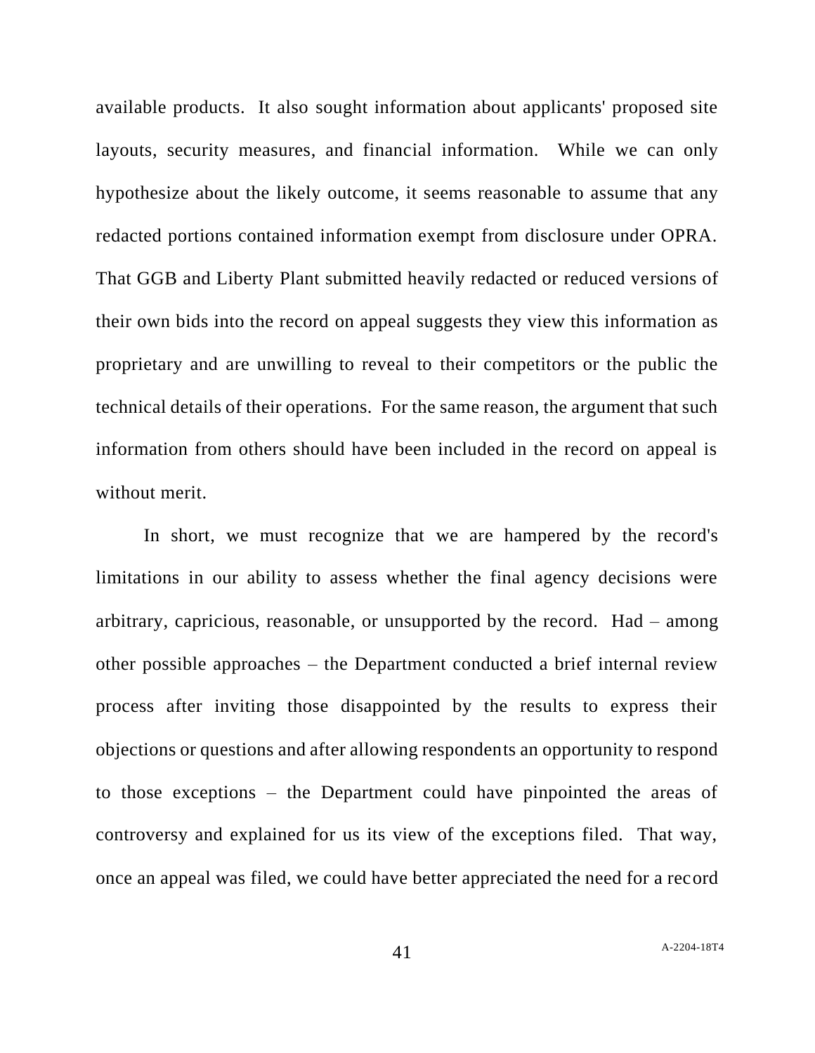available products. It also sought information about applicants' proposed site layouts, security measures, and financial information. While we can only hypothesize about the likely outcome, it seems reasonable to assume that any redacted portions contained information exempt from disclosure under OPRA. That GGB and Liberty Plant submitted heavily redacted or reduced versions of their own bids into the record on appeal suggests they view this information as proprietary and are unwilling to reveal to their competitors or the public the technical details of their operations. For the same reason, the argument that such information from others should have been included in the record on appeal is without merit.

In short, we must recognize that we are hampered by the record's limitations in our ability to assess whether the final agency decisions were arbitrary, capricious, reasonable, or unsupported by the record. Had – among other possible approaches – the Department conducted a brief internal review process after inviting those disappointed by the results to express their objections or questions and after allowing respondents an opportunity to respond to those exceptions – the Department could have pinpointed the areas of controversy and explained for us its view of the exceptions filed. That way, once an appeal was filed, we could have better appreciated the need for a record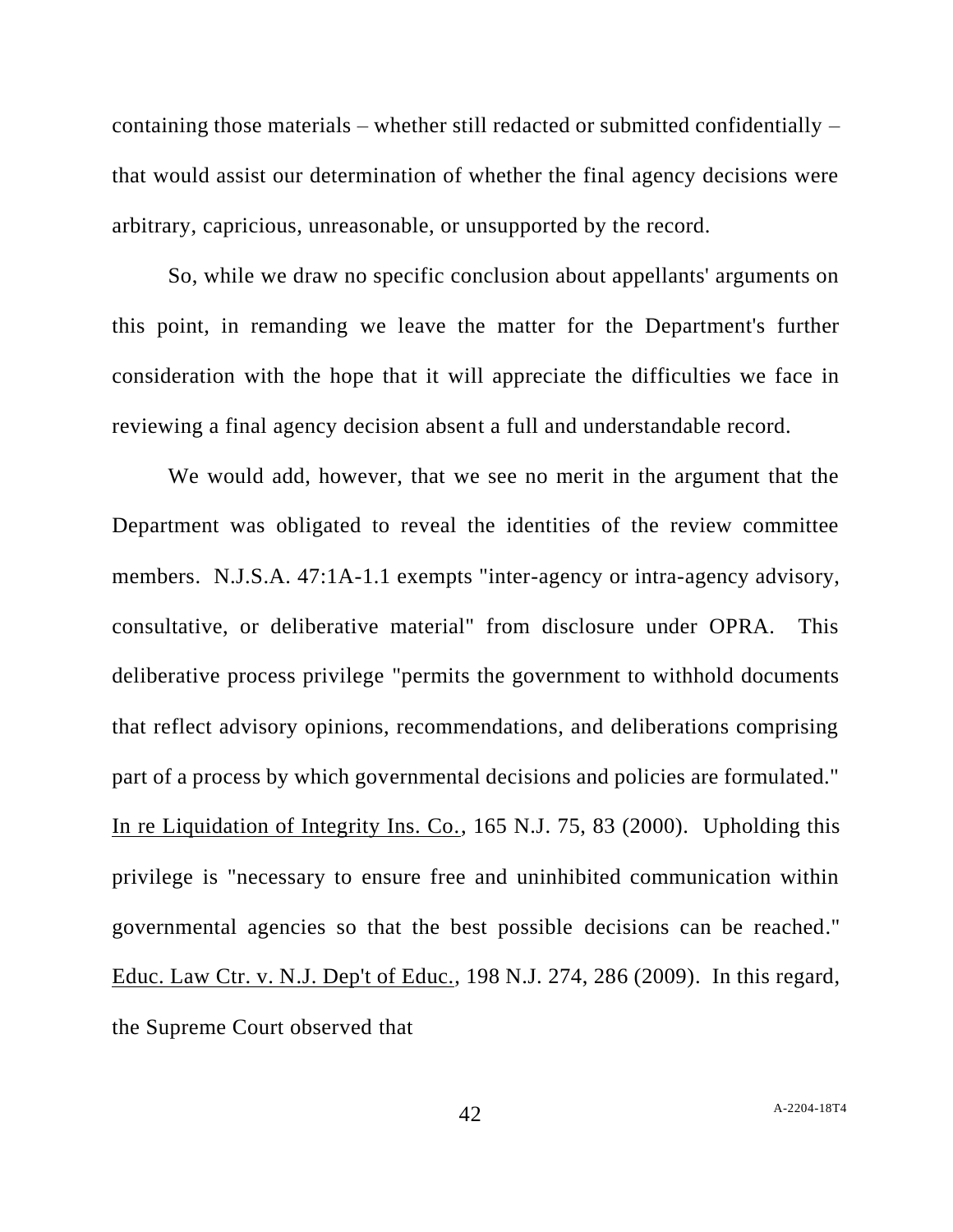containing those materials – whether still redacted or submitted confidentially – that would assist our determination of whether the final agency decisions were arbitrary, capricious, unreasonable, or unsupported by the record.

So, while we draw no specific conclusion about appellants' arguments on this point, in remanding we leave the matter for the Department's further consideration with the hope that it will appreciate the difficulties we face in reviewing a final agency decision absent a full and understandable record.

We would add, however, that we see no merit in the argument that the Department was obligated to reveal the identities of the review committee members. N.J.S.A. 47:1A-1.1 exempts "inter-agency or intra-agency advisory, consultative, or deliberative material" from disclosure under OPRA. This deliberative process privilege "permits the government to withhold documents that reflect advisory opinions, recommendations, and deliberations comprising part of a process by which governmental decisions and policies are formulated." In re Liquidation of Integrity Ins. Co., 165 N.J. 75, 83 (2000). Upholding this privilege is "necessary to ensure free and uninhibited communication within governmental agencies so that the best possible decisions can be reached." Educ. Law Ctr. v. N.J. Dep't of Educ., 198 N.J. 274, 286 (2009). In this regard, the Supreme Court observed that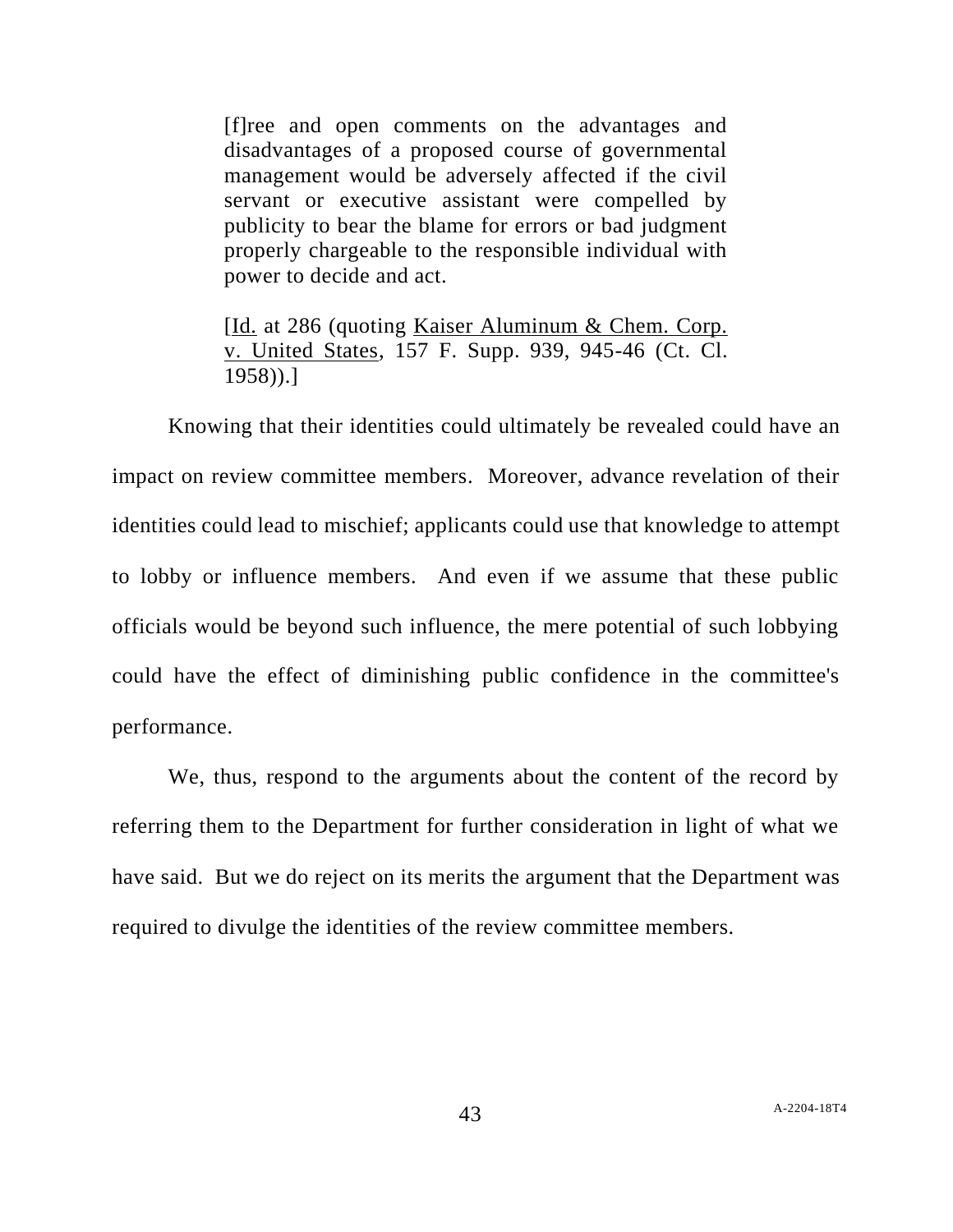> [f]ree and open comments on the advantages and disadvantages of a proposed course of governmental management would be adversely affected if the civil servant or executive assistant were compelled by publicity to bear the blame for errors or bad judgment properly chargeable to the responsible individual with power to decide and act.
>
> [Id. at 286 (quoting Kaiser Aluminum & Chem. Corp. v. United States, 157 F. Supp. 939, 945-46 (Ct. Cl. 1958)).]

Knowing that their identities could ultimately be revealed could have an impact on review committee members. Moreover, advance revelation of their identities could lead to mischief; applicants could use that knowledge to attempt to lobby or influence members. And even if we assume that these public officials would be beyond such influence, the mere potential of such lobbying could have the effect of diminishing public confidence in the committee's performance.

We, thus, respond to the arguments about the content of the record by referring them to the Department for further consideration in light of what we have said. But we do reject on its merits the argument that the Department was required to divulge the identities of the review committee members.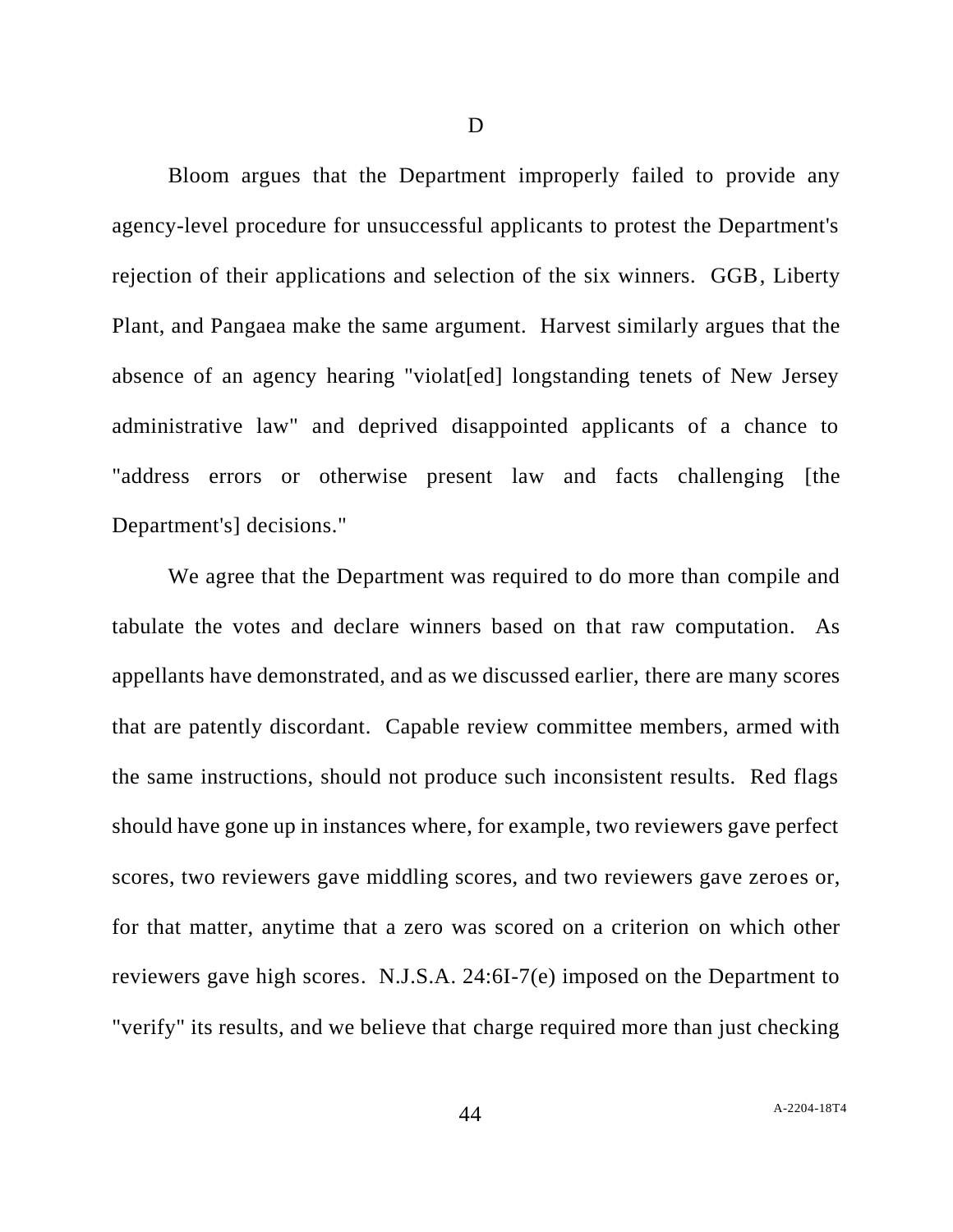D

Bloom argues that the Department improperly failed to provide any agency-level procedure for unsuccessful applicants to protest the Department's rejection of their applications and selection of the six winners. GGB, Liberty Plant, and Pangaea make the same argument. Harvest similarly argues that the absence of an agency hearing "violat[ed] longstanding tenets of New Jersey administrative law" and deprived disappointed applicants of a chance to "address errors or otherwise present law and facts challenging [the Department's] decisions."

We agree that the Department was required to do more than compile and tabulate the votes and declare winners based on that raw computation. As appellants have demonstrated, and as we discussed earlier, there are many scores that are patently discordant. Capable review committee members, armed with the same instructions, should not produce such inconsistent results. Red flags should have gone up in instances where, for example, two reviewers gave perfect scores, two reviewers gave middling scores, and two reviewers gave zeroes or, for that matter, anytime that a zero was scored on a criterion on which other reviewers gave high scores. N.J.S.A. 24:6I-7(e) imposed on the Department to "verify" its results, and we believe that charge required more than just checking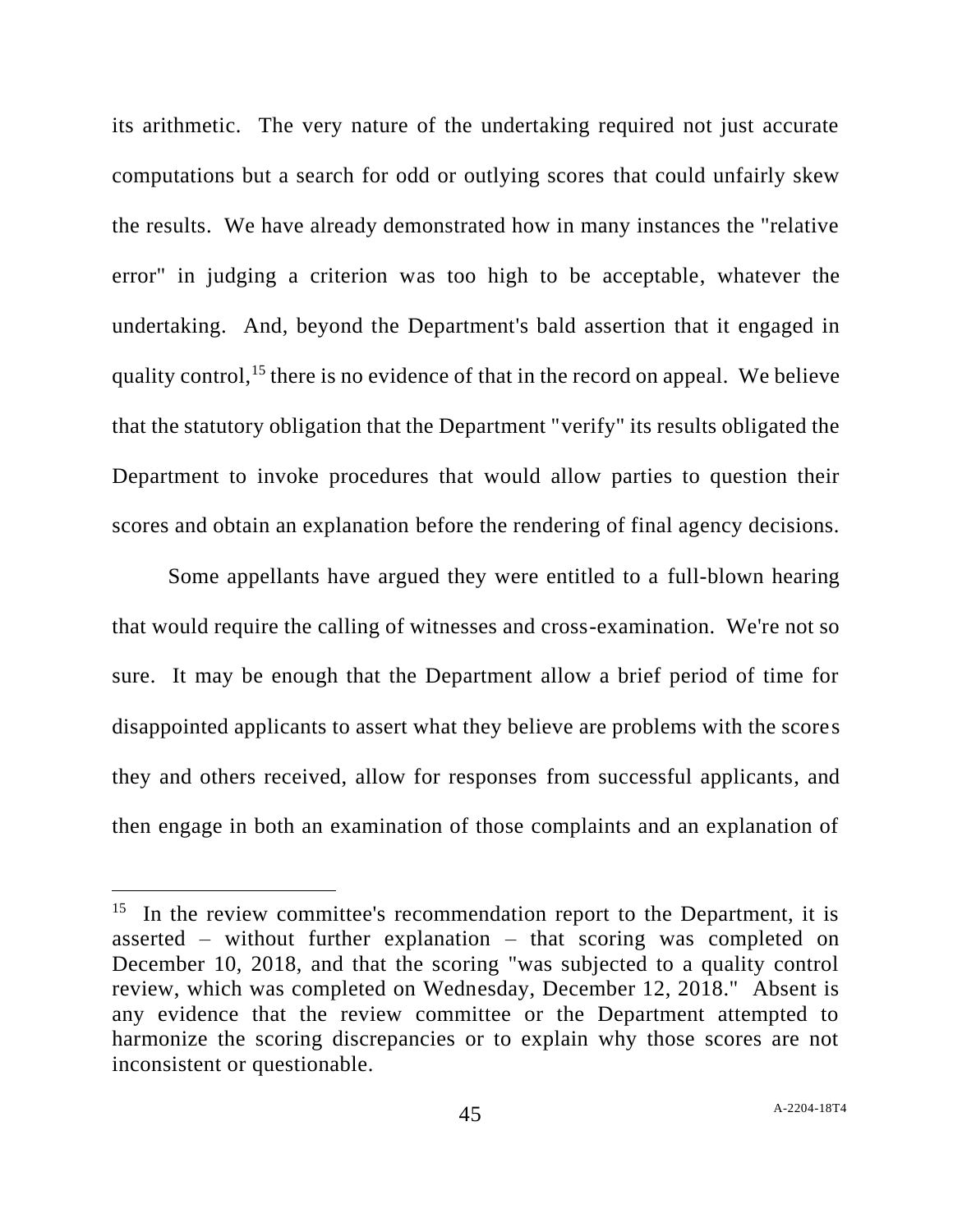its arithmetic. The very nature of the undertaking required not just accurate computations but a search for odd or outlying scores that could unfairly skew the results. We have already demonstrated how in many instances the "relative error" in judging a criterion was too high to be acceptable, whatever the undertaking. And, beyond the Department's bald assertion that it engaged in quality control,[15] there is no evidence of that in the record on appeal. We believe that the statutory obligation that the Department "verify" its results obligated the Department to invoke procedures that would allow parties to question their scores and obtain an explanation before the rendering of final agency decisions.

Some appellants have argued they were entitled to a full-blown hearing that would require the calling of witnesses and cross-examination. We're not so sure. It may be enough that the Department allow a brief period of time for disappointed applicants to assert what they believe are problems with the scores they and others received, allow for responses from successful applicants, and then engage in both an examination of those complaints and an explanation of

---

[15] In the review committee's recommendation report to the Department, it is asserted – without further explanation – that scoring was completed on December 10, 2018, and that the scoring "was subjected to a quality control review, which was completed on Wednesday, December 12, 2018." Absent is any evidence that the review committee or the Department attempted to harmonize the scoring discrepancies or to explain why those scores are not inconsistent or questionable.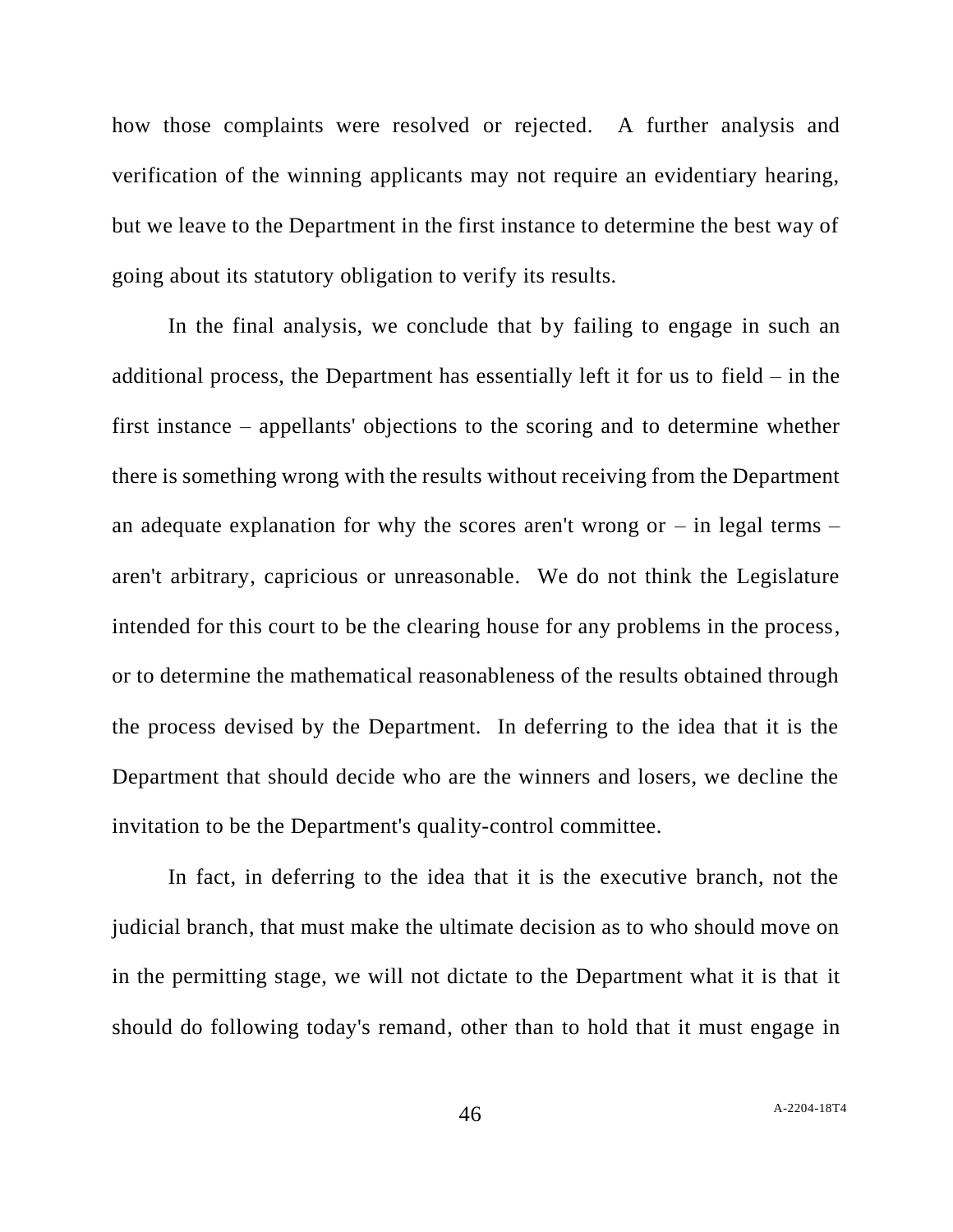how those complaints were resolved or rejected. A further analysis and verification of the winning applicants may not require an evidentiary hearing, but we leave to the Department in the first instance to determine the best way of going about its statutory obligation to verify its results.

In the final analysis, we conclude that by failing to engage in such an additional process, the Department has essentially left it for us to field – in the first instance – appellants' objections to the scoring and to determine whether there is something wrong with the results without receiving from the Department an adequate explanation for why the scores aren't wrong or – in legal terms – aren't arbitrary, capricious or unreasonable. We do not think the Legislature intended for this court to be the clearing house for any problems in the process, or to determine the mathematical reasonableness of the results obtained through the process devised by the Department. In deferring to the idea that it is the Department that should decide who are the winners and losers, we decline the invitation to be the Department's quality-control committee.

In fact, in deferring to the idea that it is the executive branch, not the judicial branch, that must make the ultimate decision as to who should move on in the permitting stage, we will not dictate to the Department what it is that it should do following today's remand, other than to hold that it must engage in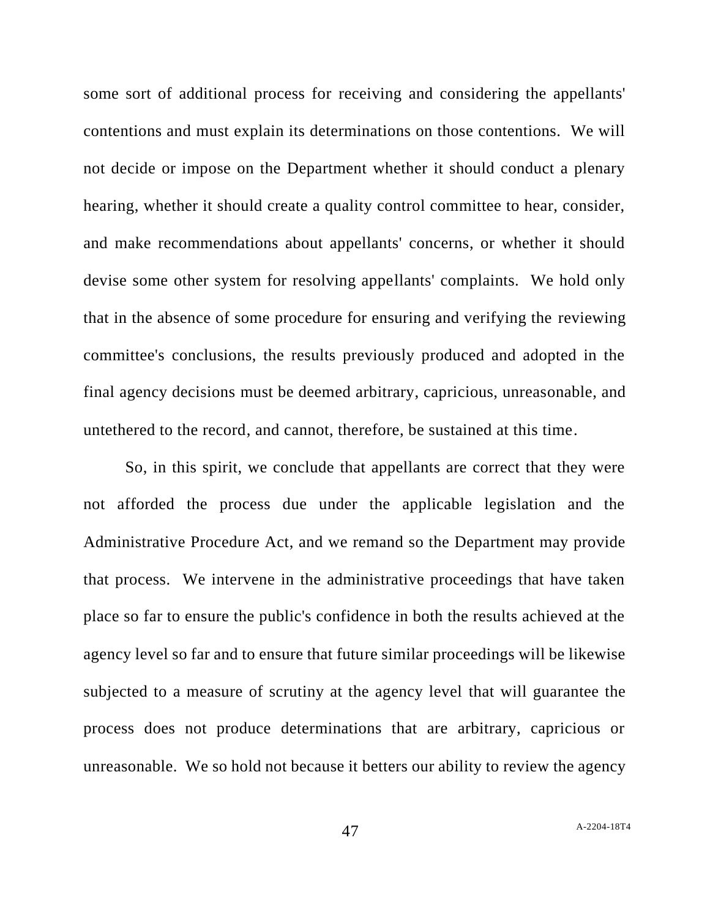some sort of additional process for receiving and considering the appellants' contentions and must explain its determinations on those contentions. We will not decide or impose on the Department whether it should conduct a plenary hearing, whether it should create a quality control committee to hear, consider, and make recommendations about appellants' concerns, or whether it should devise some other system for resolving appellants' complaints. We hold only that in the absence of some procedure for ensuring and verifying the reviewing committee's conclusions, the results previously produced and adopted in the final agency decisions must be deemed arbitrary, capricious, unreasonable, and untethered to the record, and cannot, therefore, be sustained at this time.

So, in this spirit, we conclude that appellants are correct that they were not afforded the process due under the applicable legislation and the Administrative Procedure Act, and we remand so the Department may provide that process. We intervene in the administrative proceedings that have taken place so far to ensure the public's confidence in both the results achieved at the agency level so far and to ensure that future similar proceedings will be likewise subjected to a measure of scrutiny at the agency level that will guarantee the process does not produce determinations that are arbitrary, capricious or unreasonable. We so hold not because it betters our ability to review the agency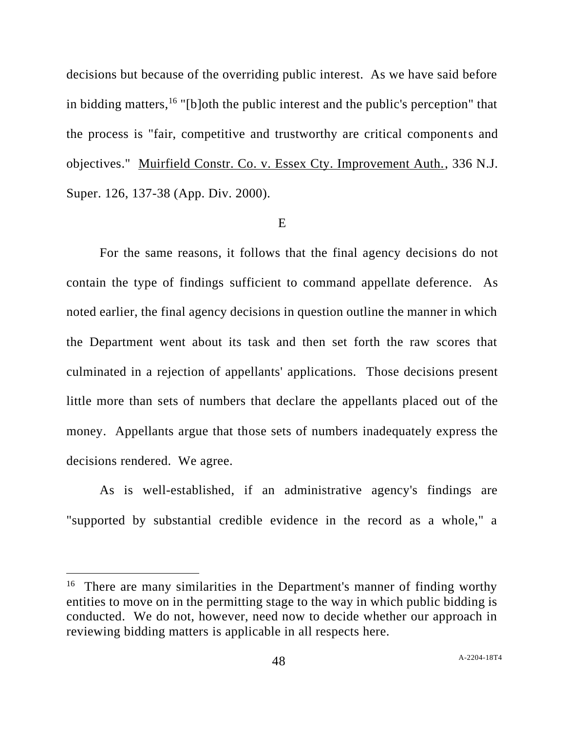decisions but because of the overriding public interest. As we have said before in bidding matters,[16] "[b]oth the public interest and the public's perception" that the process is "fair, competitive and trustworthy are critical components and objectives." Muirfield Constr. Co. v. Essex Cty. Improvement Auth., 336 N.J. Super. 126, 137-38 (App. Div. 2000).

E

For the same reasons, it follows that the final agency decisions do not contain the type of findings sufficient to command appellate deference. As noted earlier, the final agency decisions in question outline the manner in which the Department went about its task and then set forth the raw scores that culminated in a rejection of appellants' applications. Those decisions present little more than sets of numbers that declare the appellants placed out of the money. Appellants argue that those sets of numbers inadequately express the decisions rendered. We agree.

As is well-established, if an administrative agency's findings are "supported by substantial credible evidence in the record as a whole," a

---

[16] There are many similarities in the Department's manner of finding worthy entities to move on in the permitting stage to the way in which public bidding is conducted. We do not, however, need now to decide whether our approach in reviewing bidding matters is applicable in all respects here.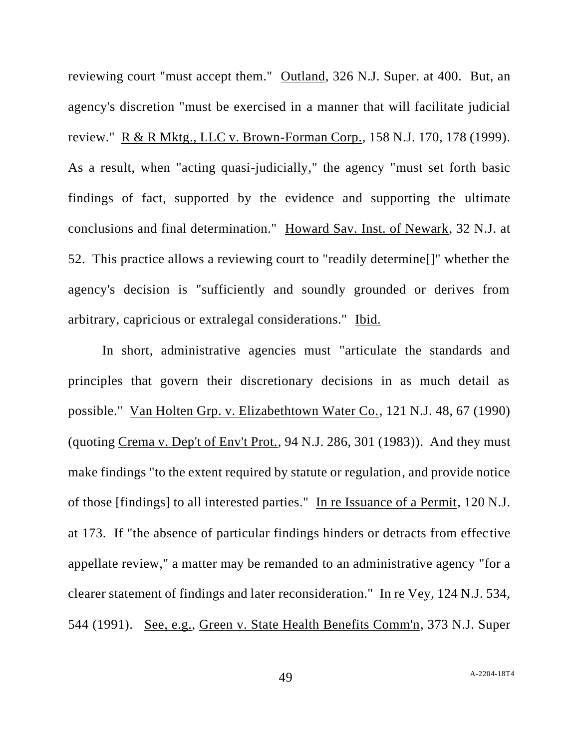reviewing court "must accept them." Outland, 326 N.J. Super. at 400. But, an agency's discretion "must be exercised in a manner that will facilitate judicial review." R & R Mktg., LLC v. Brown-Forman Corp., 158 N.J. 170, 178 (1999). As a result, when "acting quasi-judicially," the agency "must set forth basic findings of fact, supported by the evidence and supporting the ultimate conclusions and final determination." Howard Sav. Inst. of Newark, 32 N.J. at 52. This practice allows a reviewing court to "readily determine[]" whether the agency's decision is "sufficiently and soundly grounded or derives from arbitrary, capricious or extralegal considerations." Ibid.

In short, administrative agencies must "articulate the standards and principles that govern their discretionary decisions in as much detail as possible." Van Holten Grp. v. Elizabethtown Water Co., 121 N.J. 48, 67 (1990) (quoting Crema v. Dep't of Env't Prot., 94 N.J. 286, 301 (1983)). And they must make findings "to the extent required by statute or regulation, and provide notice of those [findings] to all interested parties." In re Issuance of a Permit, 120 N.J. at 173. If "the absence of particular findings hinders or detracts from effective appellate review," a matter may be remanded to an administrative agency "for a clearer statement of findings and later reconsideration." In re Vey, 124 N.J. 534, 544 (1991). See, e.g., Green v. State Health Benefits Comm'n, 373 N.J. Super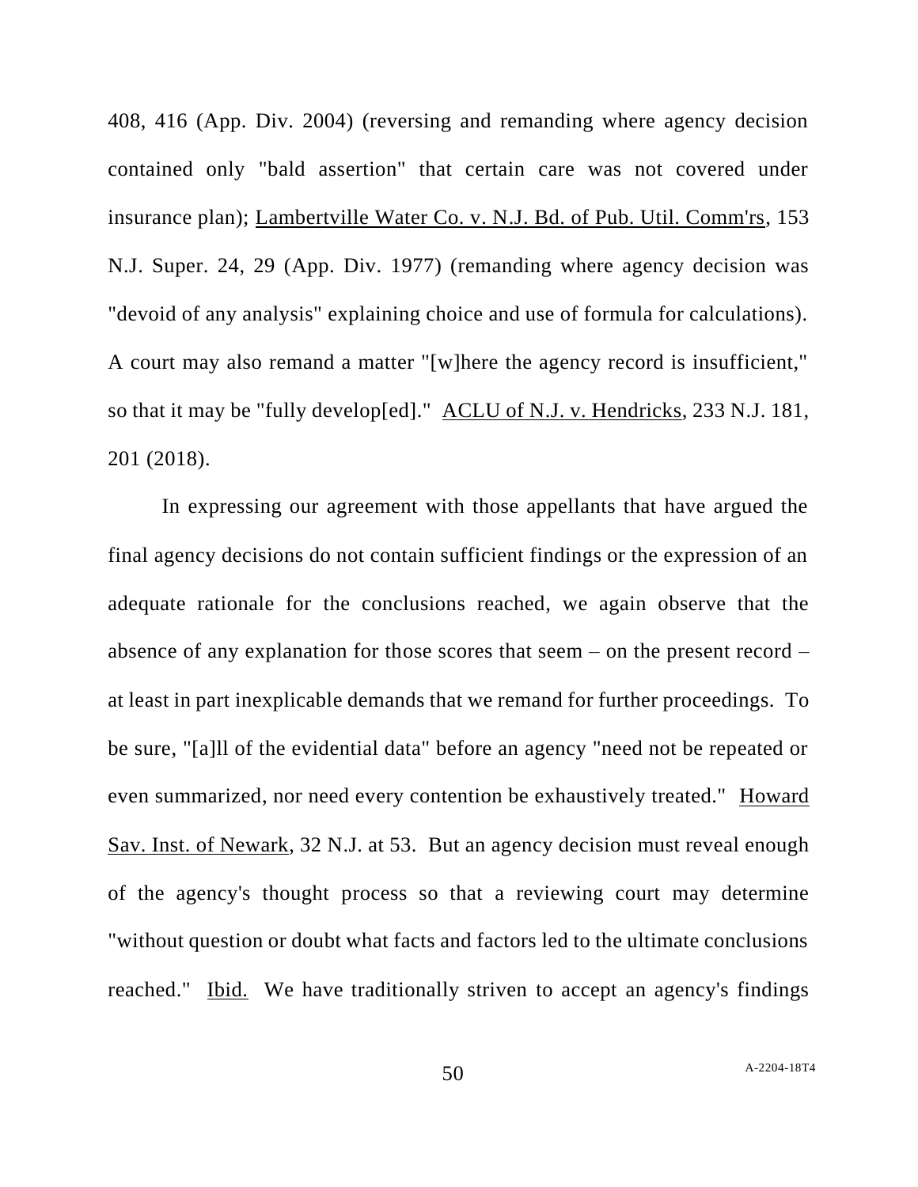408, 416 (App. Div. 2004) (reversing and remanding where agency decision contained only "bald assertion" that certain care was not covered under insurance plan); Lambertville Water Co. v. N.J. Bd. of Pub. Util. Comm'rs, 153 N.J. Super. 24, 29 (App. Div. 1977) (remanding where agency decision was "devoid of any analysis" explaining choice and use of formula for calculations). A court may also remand a matter "[w]here the agency record is insufficient," so that it may be "fully develop[ed]." ACLU of N.J. v. Hendricks, 233 N.J. 181, 201 (2018).

In expressing our agreement with those appellants that have argued the final agency decisions do not contain sufficient findings or the expression of an adequate rationale for the conclusions reached, we again observe that the absence of any explanation for those scores that seem – on the present record – at least in part inexplicable demands that we remand for further proceedings. To be sure, "[a]ll of the evidential data" before an agency "need not be repeated or even summarized, nor need every contention be exhaustively treated." Howard Sav. Inst. of Newark, 32 N.J. at 53. But an agency decision must reveal enough of the agency's thought process so that a reviewing court may determine "without question or doubt what facts and factors led to the ultimate conclusions reached." Ibid. We have traditionally striven to accept an agency's findings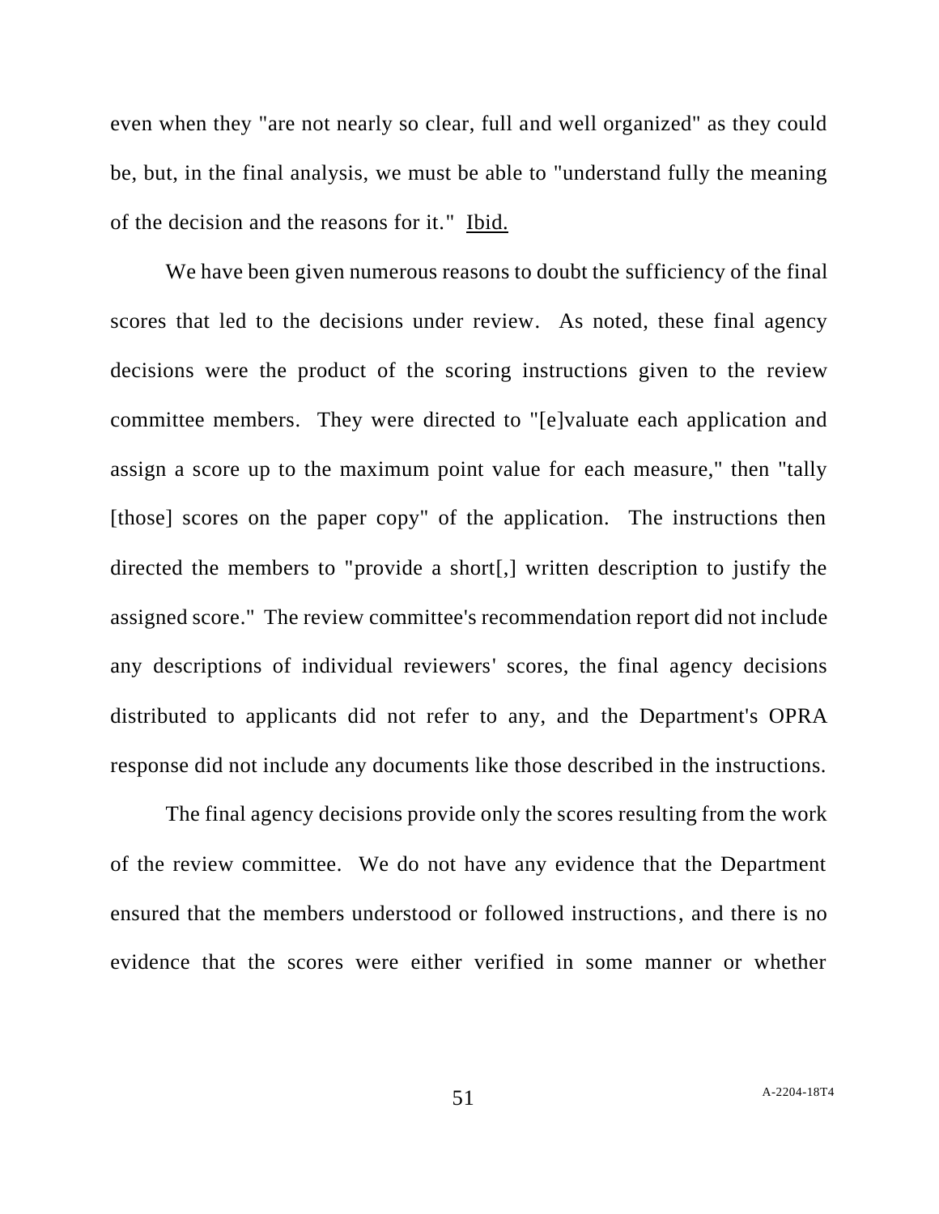even when they "are not nearly so clear, full and well organized" as they could be, but, in the final analysis, we must be able to "understand fully the meaning of the decision and the reasons for it." Ibid.

We have been given numerous reasons to doubt the sufficiency of the final scores that led to the decisions under review. As noted, these final agency decisions were the product of the scoring instructions given to the review committee members. They were directed to "[e]valuate each application and assign a score up to the maximum point value for each measure," then "tally [those] scores on the paper copy" of the application. The instructions then directed the members to "provide a short[,] written description to justify the assigned score." The review committee's recommendation report did not include any descriptions of individual reviewers' scores, the final agency decisions distributed to applicants did not refer to any, and the Department's OPRA response did not include any documents like those described in the instructions.

The final agency decisions provide only the scores resulting from the work of the review committee. We do not have any evidence that the Department ensured that the members understood or followed instructions, and there is no evidence that the scores were either verified in some manner or whether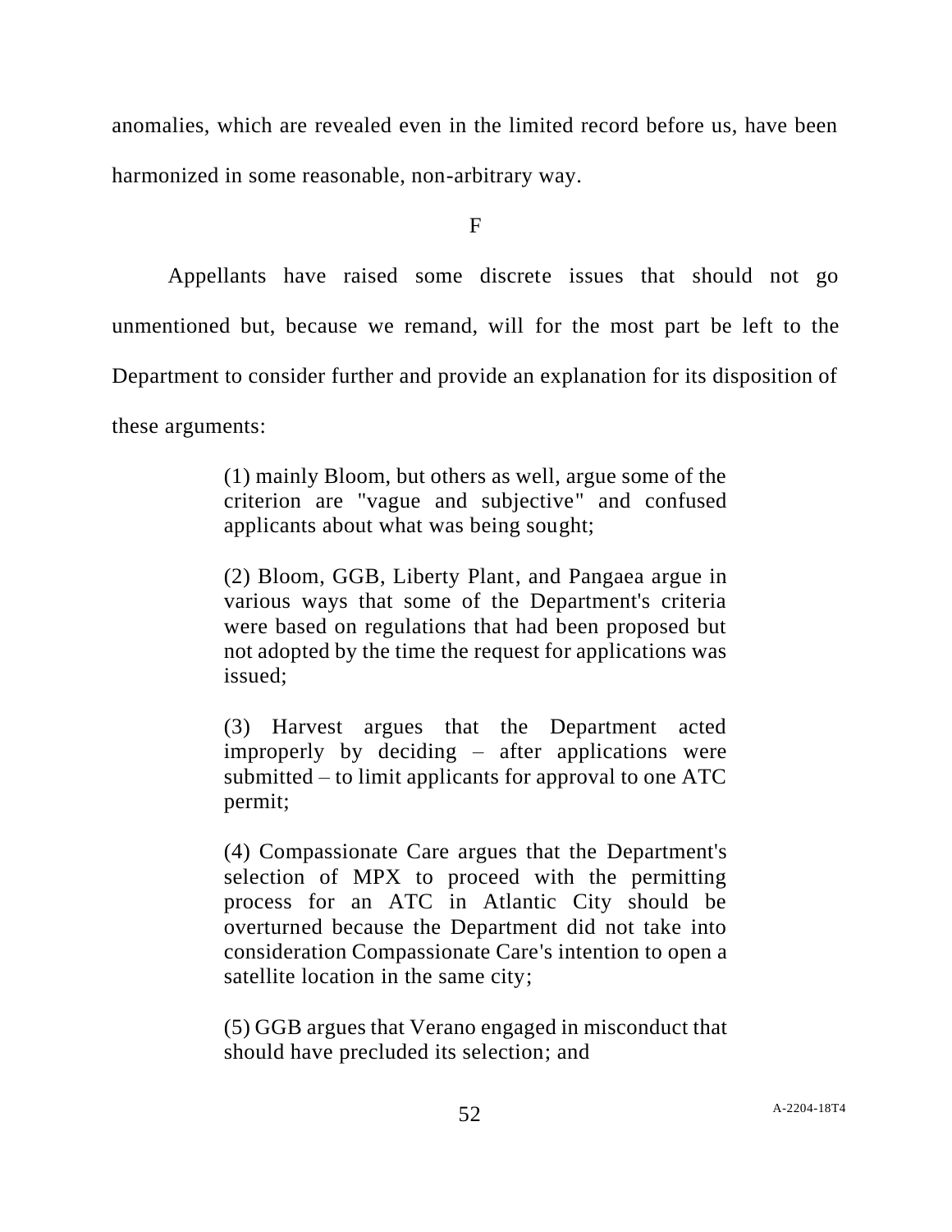anomalies, which are revealed even in the limited record before us, have been harmonized in some reasonable, non-arbitrary way.

F

Appellants have raised some discrete issues that should not go unmentioned but, because we remand, will for the most part be left to the Department to consider further and provide an explanation for its disposition of these arguments:

> (1) mainly Bloom, but others as well, argue some of the criterion are "vague and subjective" and confused applicants about what was being sought;
>
> (2) Bloom, GGB, Liberty Plant, and Pangaea argue in various ways that some of the Department's criteria were based on regulations that had been proposed but not adopted by the time the request for applications was issued;
>
> (3) Harvest argues that the Department acted improperly by deciding – after applications were submitted – to limit applicants for approval to one ATC permit;
>
> (4) Compassionate Care argues that the Department's selection of MPX to proceed with the permitting process for an ATC in Atlantic City should be overturned because the Department did not take into consideration Compassionate Care's intention to open a satellite location in the same city;
>
> (5) GGB argues that Verano engaged in misconduct that should have precluded its selection; and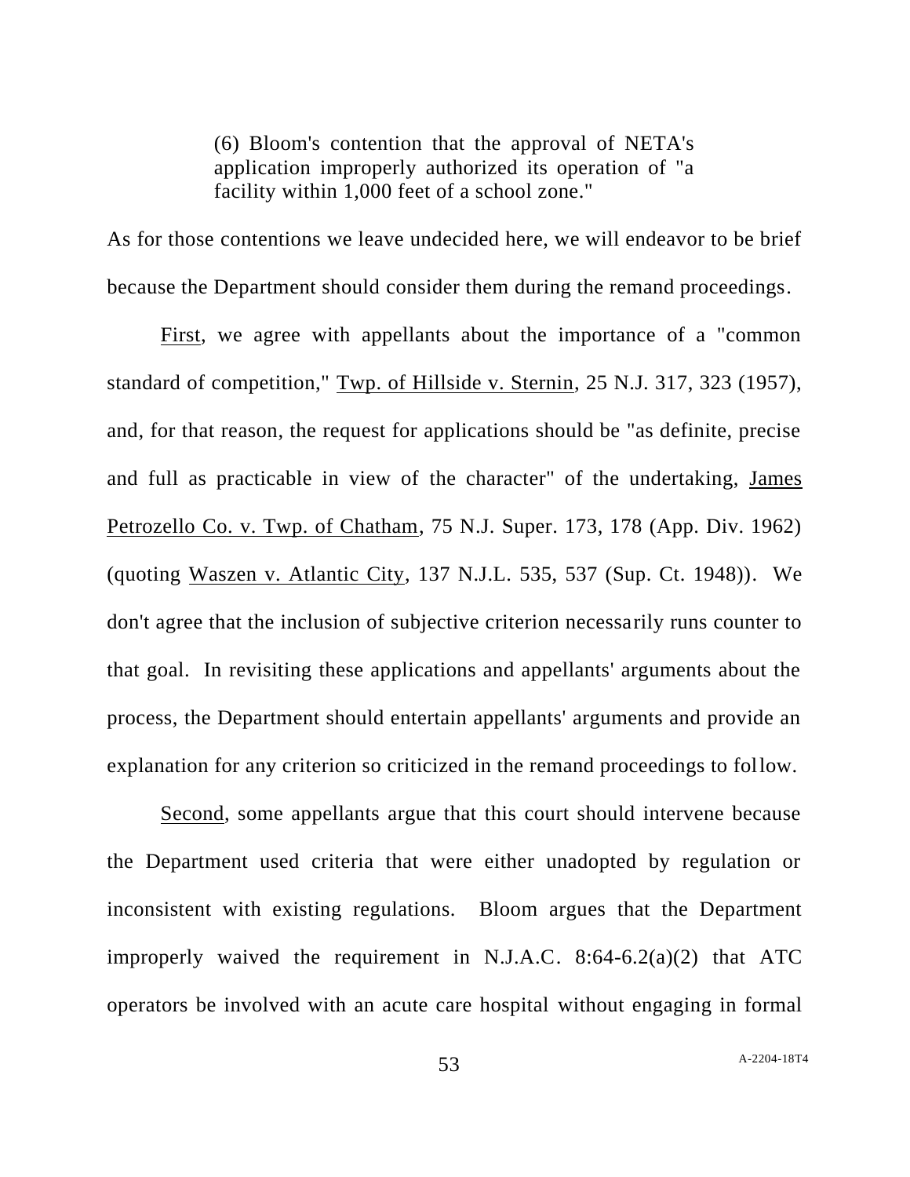> (6) Bloom's contention that the approval of NETA's application improperly authorized its operation of "a facility within 1,000 feet of a school zone."

As for those contentions we leave undecided here, we will endeavor to be brief because the Department should consider them during the remand proceedings.

First, we agree with appellants about the importance of a "common standard of competition," Twp. of Hillside v. Sternin, 25 N.J. 317, 323 (1957), and, for that reason, the request for applications should be "as definite, precise and full as practicable in view of the character" of the undertaking, James Petrozello Co. v. Twp. of Chatham, 75 N.J. Super. 173, 178 (App. Div. 1962) (quoting Waszen v. Atlantic City, 137 N.J.L. 535, 537 (Sup. Ct. 1948)). We don't agree that the inclusion of subjective criterion necessarily runs counter to that goal. In revisiting these applications and appellants' arguments about the process, the Department should entertain appellants' arguments and provide an explanation for any criterion so criticized in the remand proceedings to follow.

Second, some appellants argue that this court should intervene because the Department used criteria that were either unadopted by regulation or inconsistent with existing regulations. Bloom argues that the Department improperly waived the requirement in N.J.A.C. 8:64-6.2(a)(2) that ATC operators be involved with an acute care hospital without engaging in formal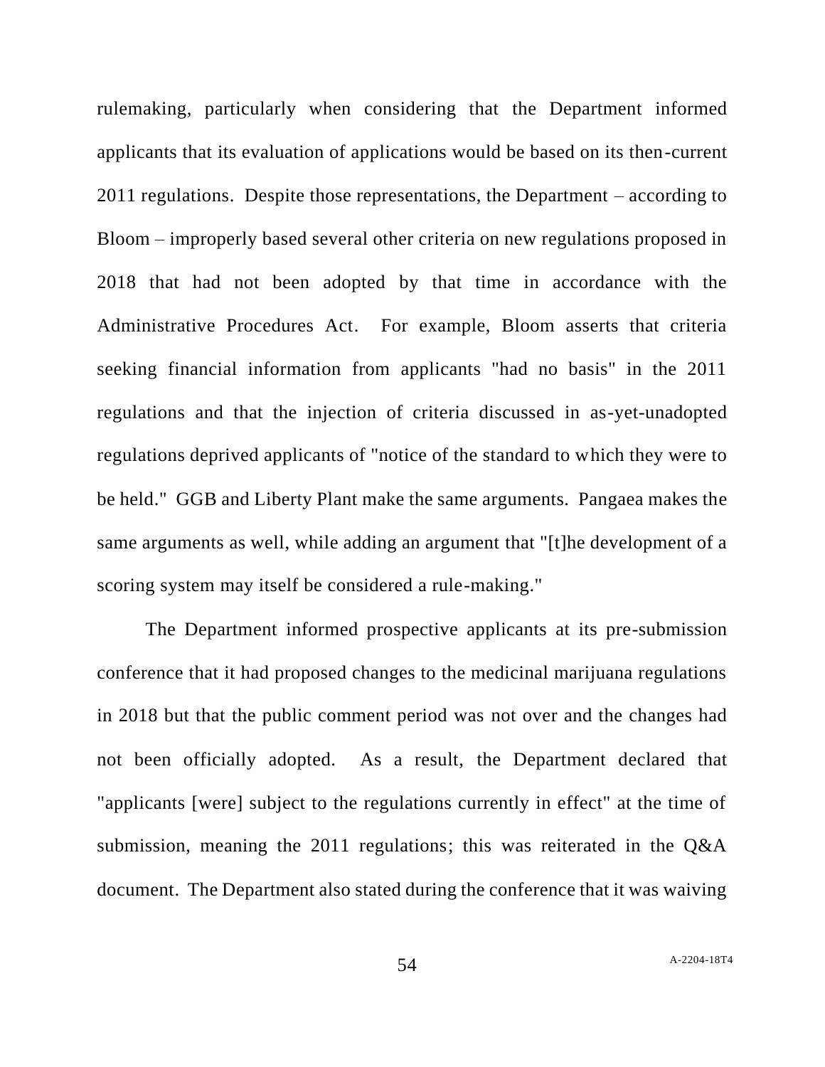rulemaking, particularly when considering that the Department informed applicants that its evaluation of applications would be based on its then-current 2011 regulations. Despite those representations, the Department – according to Bloom – improperly based several other criteria on new regulations proposed in 2018 that had not been adopted by that time in accordance with the Administrative Procedures Act. For example, Bloom asserts that criteria seeking financial information from applicants "had no basis" in the 2011 regulations and that the injection of criteria discussed in as-yet-unadopted regulations deprived applicants of "notice of the standard to which they were to be held." GGB and Liberty Plant make the same arguments. Pangaea makes the same arguments as well, while adding an argument that "[t]he development of a scoring system may itself be considered a rule-making."

The Department informed prospective applicants at its pre-submission conference that it had proposed changes to the medicinal marijuana regulations in 2018 but that the public comment period was not over and the changes had not been officially adopted. As a result, the Department declared that "applicants [were] subject to the regulations currently in effect" at the time of submission, meaning the 2011 regulations; this was reiterated in the Q&A document. The Department also stated during the conference that it was waiving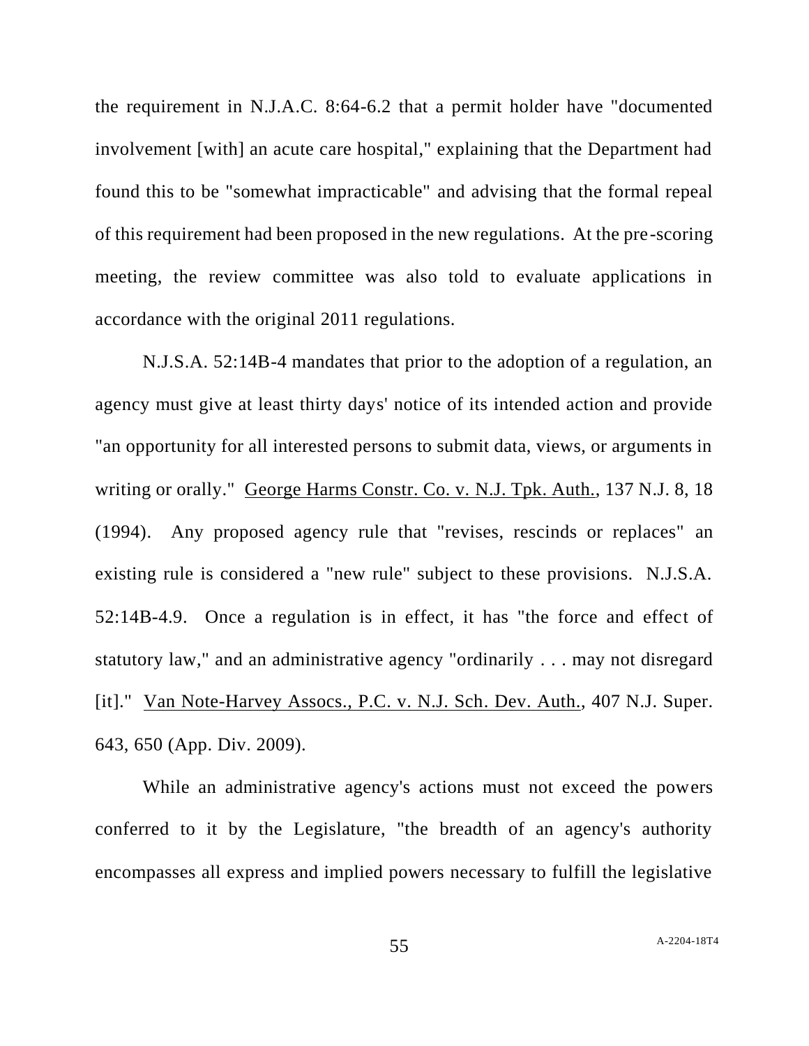the requirement in N.J.A.C. 8:64-6.2 that a permit holder have "documented involvement [with] an acute care hospital," explaining that the Department had found this to be "somewhat impracticable" and advising that the formal repeal of this requirement had been proposed in the new regulations. At the pre-scoring meeting, the review committee was also told to evaluate applications in accordance with the original 2011 regulations.

N.J.S.A. 52:14B-4 mandates that prior to the adoption of a regulation, an agency must give at least thirty days' notice of its intended action and provide "an opportunity for all interested persons to submit data, views, or arguments in writing or orally." George Harms Constr. Co. v. N.J. Tpk. Auth., 137 N.J. 8, 18 (1994). Any proposed agency rule that "revises, rescinds or replaces" an existing rule is considered a "new rule" subject to these provisions. N.J.S.A. 52:14B-4.9. Once a regulation is in effect, it has "the force and effect of statutory law," and an administrative agency "ordinarily . . . may not disregard [it]." Van Note-Harvey Assocs., P.C. v. N.J. Sch. Dev. Auth., 407 N.J. Super. 643, 650 (App. Div. 2009).

While an administrative agency's actions must not exceed the powers conferred to it by the Legislature, "the breadth of an agency's authority encompasses all express and implied powers necessary to fulfill the legislative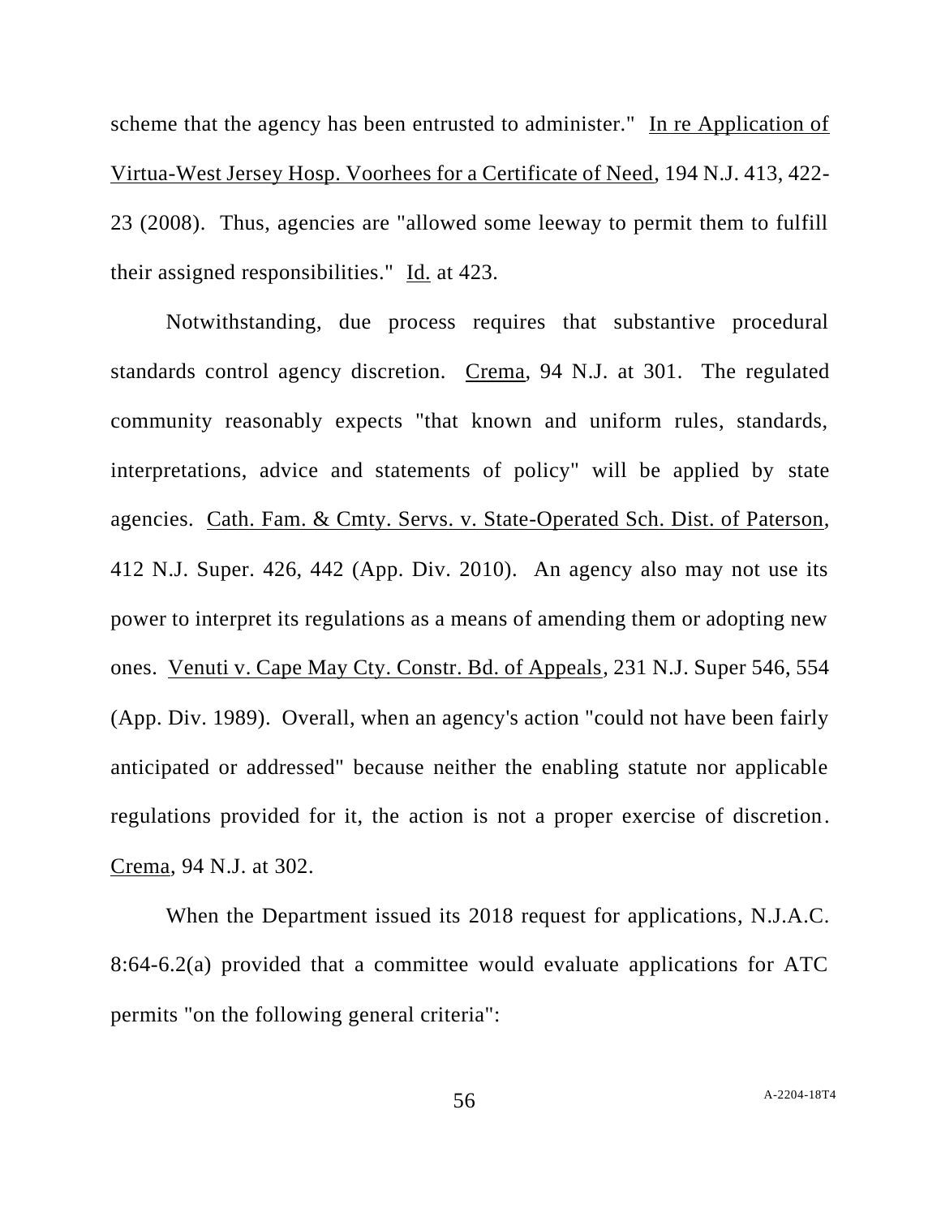scheme that the agency has been entrusted to administer." In re Application of Virtua-West Jersey Hosp. Voorhees for a Certificate of Need, 194 N.J. 413, 422-23 (2008). Thus, agencies are "allowed some leeway to permit them to fulfill their assigned responsibilities." Id. at 423.

Notwithstanding, due process requires that substantive procedural standards control agency discretion. Crema, 94 N.J. at 301. The regulated community reasonably expects "that known and uniform rules, standards, interpretations, advice and statements of policy" will be applied by state agencies. Cath. Fam. & Cmty. Servs. v. State-Operated Sch. Dist. of Paterson, 412 N.J. Super. 426, 442 (App. Div. 2010). An agency also may not use its power to interpret its regulations as a means of amending them or adopting new ones. Venuti v. Cape May Cty. Constr. Bd. of Appeals, 231 N.J. Super 546, 554 (App. Div. 1989). Overall, when an agency's action "could not have been fairly anticipated or addressed" because neither the enabling statute nor applicable regulations provided for it, the action is not a proper exercise of discretion. Crema, 94 N.J. at 302.

When the Department issued its 2018 request for applications, N.J.A.C. 8:64-6.2(a) provided that a committee would evaluate applications for ATC permits "on the following general criteria":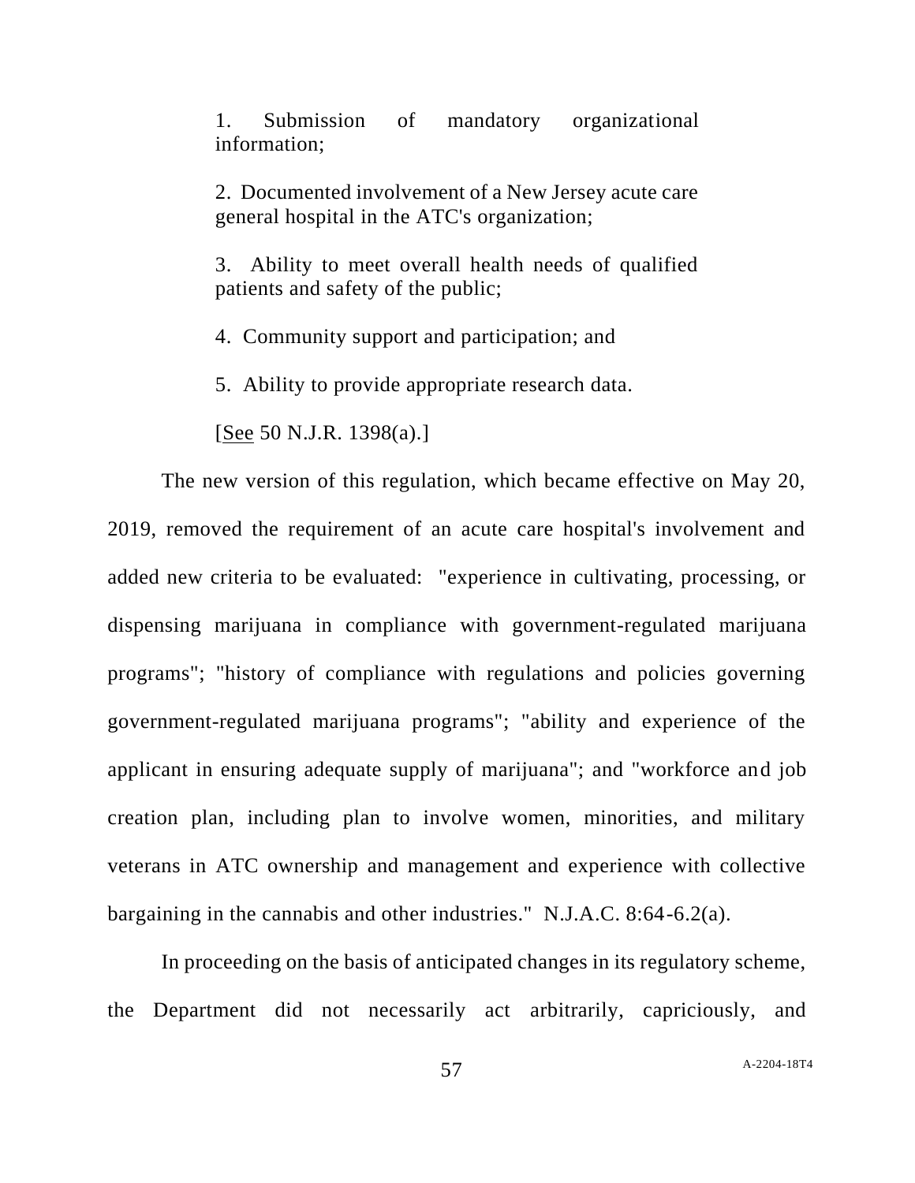> 1. Submission of mandatory organizational information;
>
> 2. Documented involvement of a New Jersey acute care general hospital in the ATC's organization;
>
> 3. Ability to meet overall health needs of qualified patients and safety of the public;
>
> 4. Community support and participation; and
>
> 5. Ability to provide appropriate research data.
>
> [See 50 N.J.R. 1398(a).]

The new version of this regulation, which became effective on May 20, 2019, removed the requirement of an acute care hospital's involvement and added new criteria to be evaluated: "experience in cultivating, processing, or dispensing marijuana in compliance with government-regulated marijuana programs"; "history of compliance with regulations and policies governing government-regulated marijuana programs"; "ability and experience of the applicant in ensuring adequate supply of marijuana"; and "workforce and job creation plan, including plan to involve women, minorities, and military veterans in ATC ownership and management and experience with collective bargaining in the cannabis and other industries." N.J.A.C. 8:64-6.2(a).

In proceeding on the basis of anticipated changes in its regulatory scheme, the Department did not necessarily act arbitrarily, capriciously, and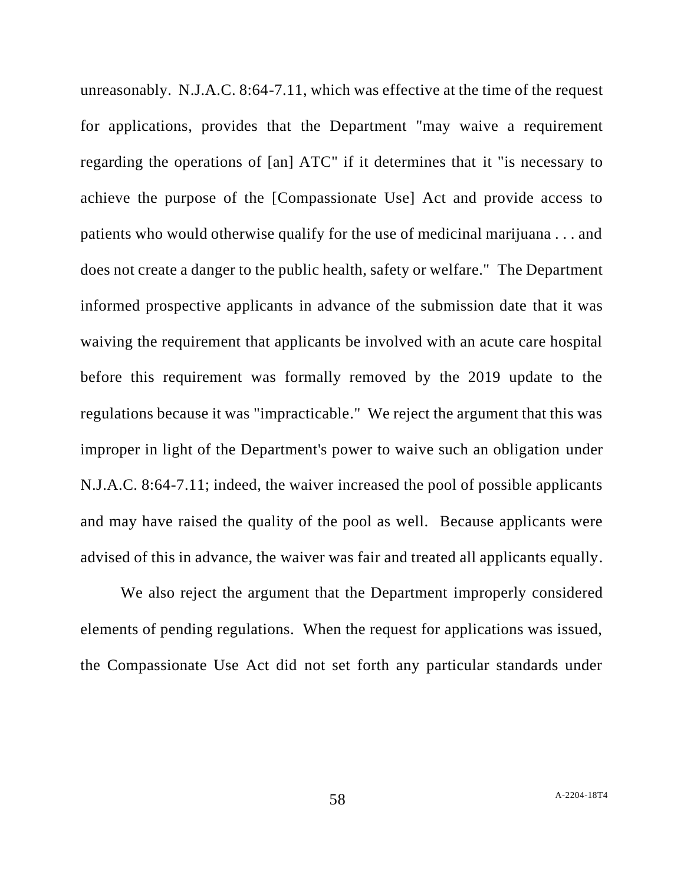unreasonably. N.J.A.C. 8:64-7.11, which was effective at the time of the request for applications, provides that the Department "may waive a requirement regarding the operations of [an] ATC" if it determines that it "is necessary to achieve the purpose of the [Compassionate Use] Act and provide access to patients who would otherwise qualify for the use of medicinal marijuana . . . and does not create a danger to the public health, safety or welfare." The Department informed prospective applicants in advance of the submission date that it was waiving the requirement that applicants be involved with an acute care hospital before this requirement was formally removed by the 2019 update to the regulations because it was "impracticable." We reject the argument that this was improper in light of the Department's power to waive such an obligation under N.J.A.C. 8:64-7.11; indeed, the waiver increased the pool of possible applicants and may have raised the quality of the pool as well. Because applicants were advised of this in advance, the waiver was fair and treated all applicants equally.

We also reject the argument that the Department improperly considered elements of pending regulations. When the request for applications was issued, the Compassionate Use Act did not set forth any particular standards under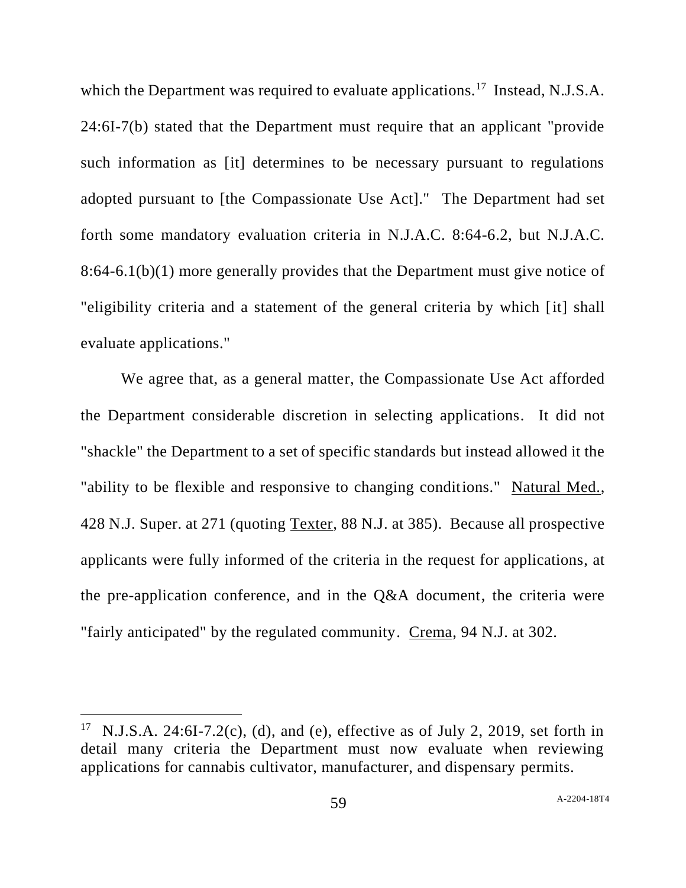which the Department was required to evaluate applications.[17] Instead, N.J.S.A. 24:6I-7(b) stated that the Department must require that an applicant "provide such information as [it] determines to be necessary pursuant to regulations adopted pursuant to [the Compassionate Use Act]." The Department had set forth some mandatory evaluation criteria in N.J.A.C. 8:64-6.2, but N.J.A.C. 8:64-6.1(b)(1) more generally provides that the Department must give notice of "eligibility criteria and a statement of the general criteria by which [it] shall evaluate applications."

We agree that, as a general matter, the Compassionate Use Act afforded the Department considerable discretion in selecting applications. It did not "shackle" the Department to a set of specific standards but instead allowed it the "ability to be flexible and responsive to changing conditions." Natural Med., 428 N.J. Super. at 271 (quoting Texter, 88 N.J. at 385). Because all prospective applicants were fully informed of the criteria in the request for applications, at the pre-application conference, and in the Q&A document, the criteria were "fairly anticipated" by the regulated community. Crema, 94 N.J. at 302.

---

[17] N.J.S.A. 24:6I-7.2(c), (d), and (e), effective as of July 2, 2019, set forth in detail many criteria the Department must now evaluate when reviewing applications for cannabis cultivator, manufacturer, and dispensary permits.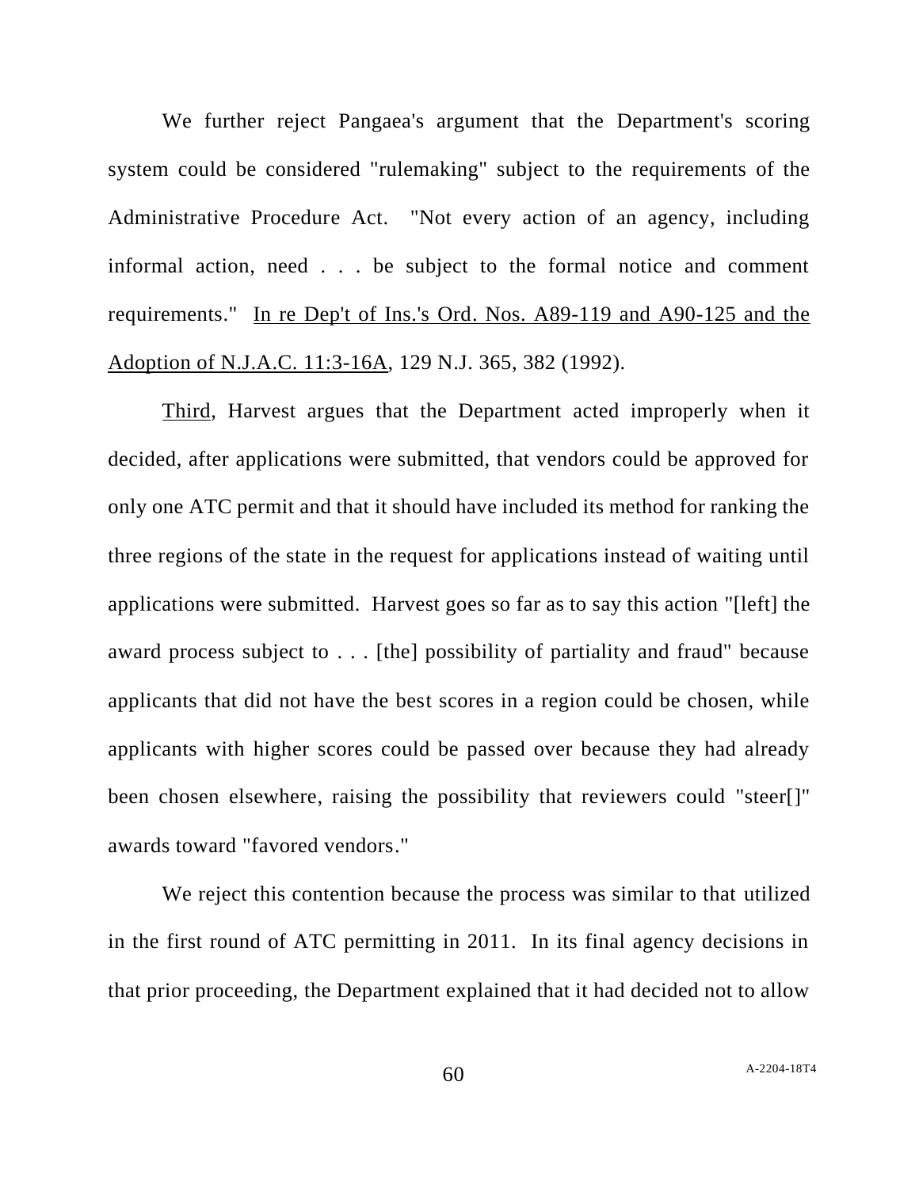We further reject Pangaea's argument that the Department's scoring system could be considered "rulemaking" subject to the requirements of the Administrative Procedure Act. "Not every action of an agency, including informal action, need . . . be subject to the formal notice and comment requirements." In re Dep't of Ins.'s Ord. Nos. A89-119 and A90-125 and the Adoption of N.J.A.C. 11:3-16A, 129 N.J. 365, 382 (1992).

Third, Harvest argues that the Department acted improperly when it decided, after applications were submitted, that vendors could be approved for only one ATC permit and that it should have included its method for ranking the three regions of the state in the request for applications instead of waiting until applications were submitted. Harvest goes so far as to say this action "[left] the award process subject to . . . [the] possibility of partiality and fraud" because applicants that did not have the best scores in a region could be chosen, while applicants with higher scores could be passed over because they had already been chosen elsewhere, raising the possibility that reviewers could "steer[]" awards toward "favored vendors."

We reject this contention because the process was similar to that utilized in the first round of ATC permitting in 2011. In its final agency decisions in that prior proceeding, the Department explained that it had decided not to allow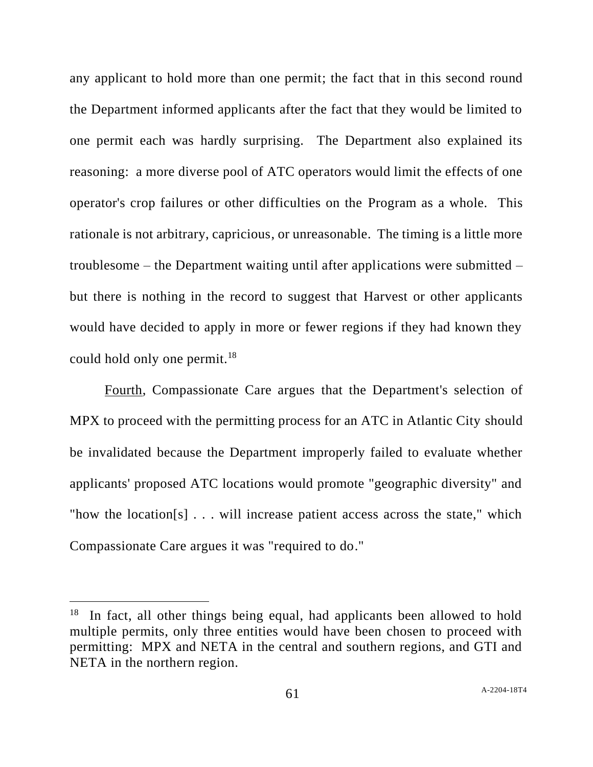any applicant to hold more than one permit; the fact that in this second round the Department informed applicants after the fact that they would be limited to one permit each was hardly surprising. The Department also explained its reasoning: a more diverse pool of ATC operators would limit the effects of one operator's crop failures or other difficulties on the Program as a whole. This rationale is not arbitrary, capricious, or unreasonable. The timing is a little more troublesome – the Department waiting until after applications were submitted – but there is nothing in the record to suggest that Harvest or other applicants would have decided to apply in more or fewer regions if they had known they could hold only one permit.[18]

<u>Fourth</u>, Compassionate Care argues that the Department's selection of MPX to proceed with the permitting process for an ATC in Atlantic City should be invalidated because the Department improperly failed to evaluate whether applicants' proposed ATC locations would promote "geographic diversity" and "how the location[s] . . . will increase patient access across the state," which Compassionate Care argues it was "required to do."

---

[18] In fact, all other things being equal, had applicants been allowed to hold multiple permits, only three entities would have been chosen to proceed with permitting: MPX and NETA in the central and southern regions, and GTI and NETA in the northern region.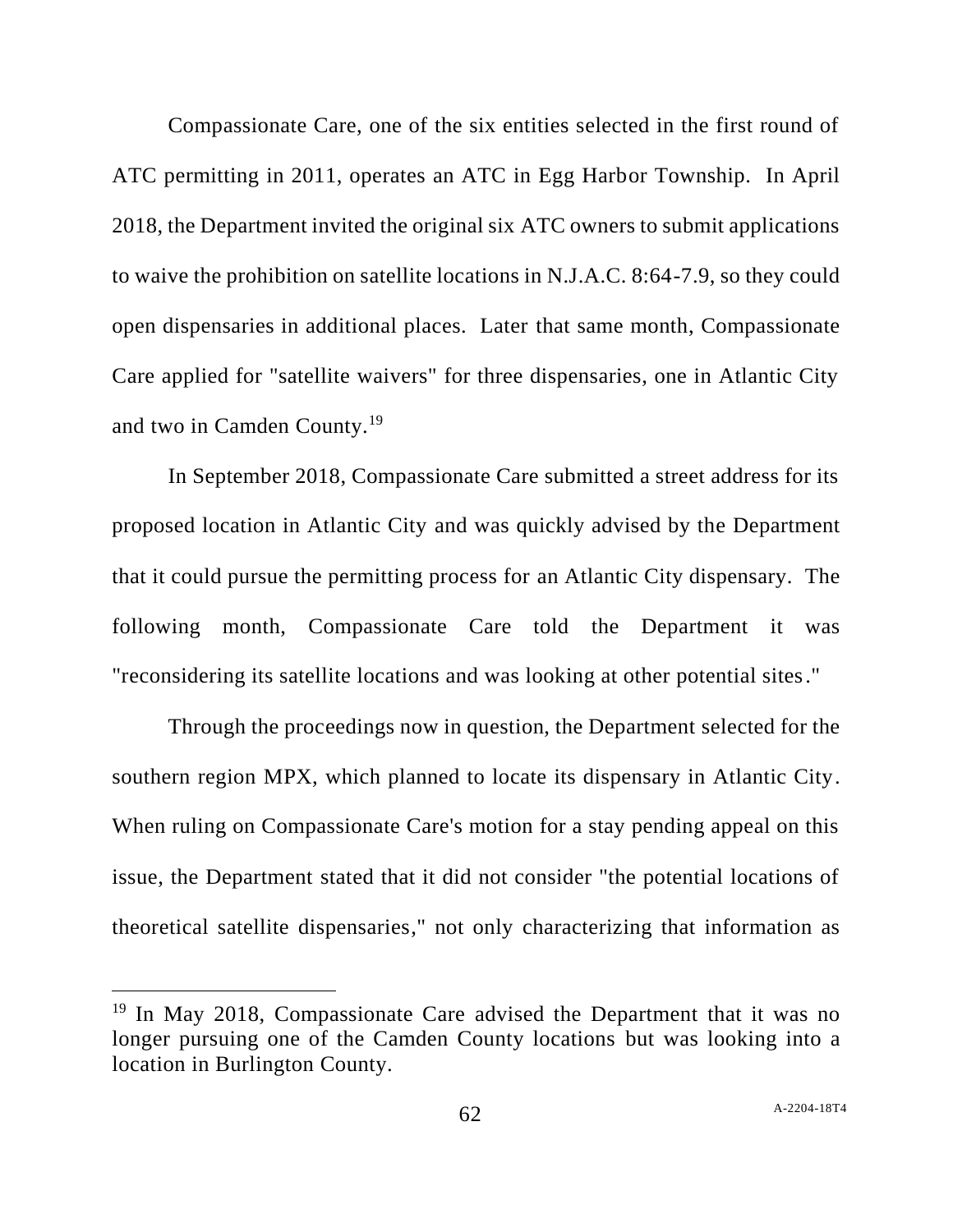Compassionate Care, one of the six entities selected in the first round of ATC permitting in 2011, operates an ATC in Egg Harbor Township. In April 2018, the Department invited the original six ATC owners to submit applications to waive the prohibition on satellite locations in N.J.A.C. 8:64-7.9, so they could open dispensaries in additional places. Later that same month, Compassionate Care applied for "satellite waivers" for three dispensaries, one in Atlantic City and two in Camden County.[19]

In September 2018, Compassionate Care submitted a street address for its proposed location in Atlantic City and was quickly advised by the Department that it could pursue the permitting process for an Atlantic City dispensary. The following month, Compassionate Care told the Department it was "reconsidering its satellite locations and was looking at other potential sites."

Through the proceedings now in question, the Department selected for the southern region MPX, which planned to locate its dispensary in Atlantic City. When ruling on Compassionate Care's motion for a stay pending appeal on this issue, the Department stated that it did not consider "the potential locations of theoretical satellite dispensaries," not only characterizing that information as

---

[19] In May 2018, Compassionate Care advised the Department that it was no longer pursuing one of the Camden County locations but was looking into a location in Burlington County.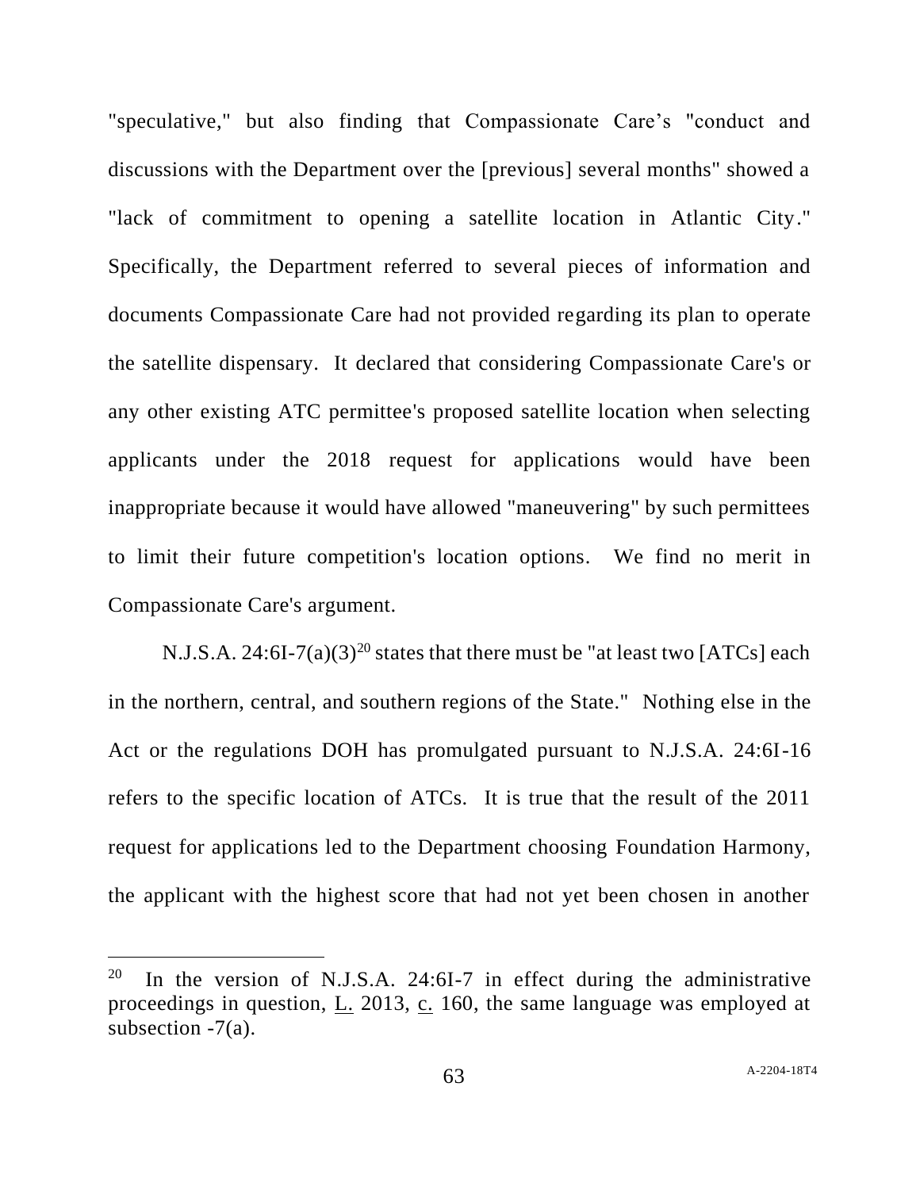"speculative," but also finding that Compassionate Care's "conduct and discussions with the Department over the [previous] several months" showed a "lack of commitment to opening a satellite location in Atlantic City." Specifically, the Department referred to several pieces of information and documents Compassionate Care had not provided regarding its plan to operate the satellite dispensary. It declared that considering Compassionate Care's or any other existing ATC permittee's proposed satellite location when selecting applicants under the 2018 request for applications would have been inappropriate because it would have allowed "maneuvering" by such permittees to limit their future competition's location options. We find no merit in Compassionate Care's argument.

N.J.S.A. 24:6I-7(a)(3)[20] states that there must be "at least two [ATCs] each in the northern, central, and southern regions of the State." Nothing else in the Act or the regulations DOH has promulgated pursuant to N.J.S.A. 24:6I-16 refers to the specific location of ATCs. It is true that the result of the 2011 request for applications led to the Department choosing Foundation Harmony, the applicant with the highest score that had not yet been chosen in another

---

[20] In the version of N.J.S.A. 24:6I-7 in effect during the administrative proceedings in question, L. 2013, c. 160, the same language was employed at subsection -7(a).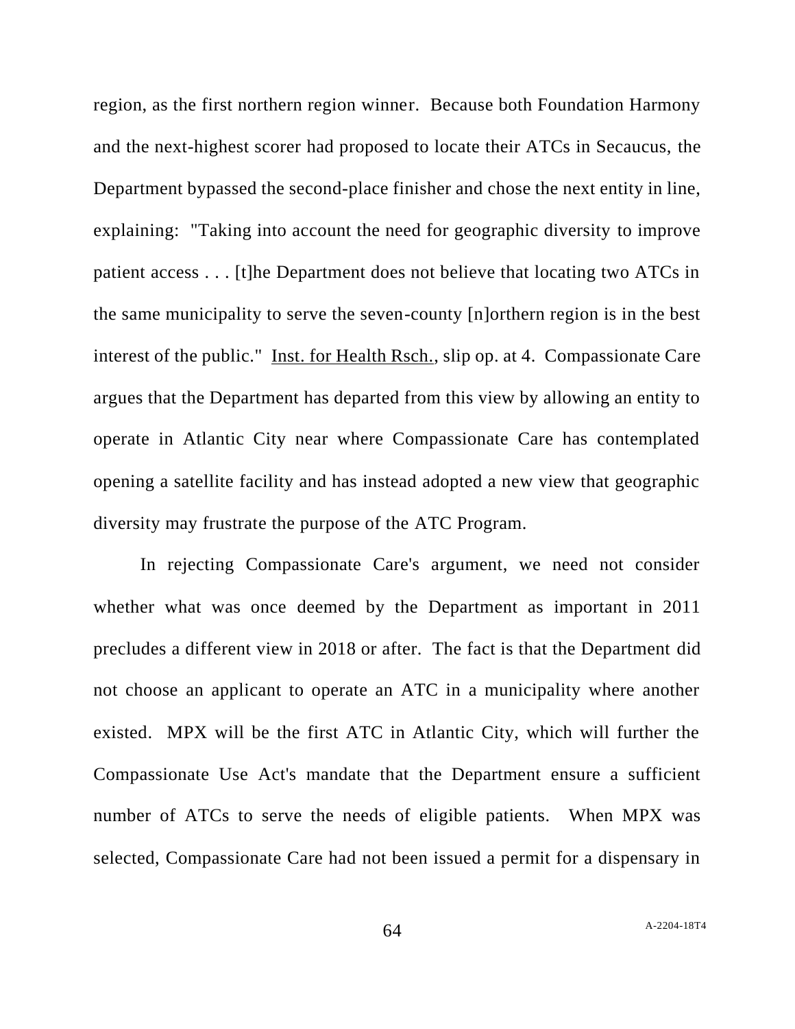region, as the first northern region winner. Because both Foundation Harmony and the next-highest scorer had proposed to locate their ATCs in Secaucus, the Department bypassed the second-place finisher and chose the next entity in line, explaining: "Taking into account the need for geographic diversity to improve patient access . . . [t]he Department does not believe that locating two ATCs in the same municipality to serve the seven-county [n]orthern region is in the best interest of the public." Inst. for Health Rsch., slip op. at 4. Compassionate Care argues that the Department has departed from this view by allowing an entity to operate in Atlantic City near where Compassionate Care has contemplated opening a satellite facility and has instead adopted a new view that geographic diversity may frustrate the purpose of the ATC Program.

In rejecting Compassionate Care's argument, we need not consider whether what was once deemed by the Department as important in 2011 precludes a different view in 2018 or after. The fact is that the Department did not choose an applicant to operate an ATC in a municipality where another existed. MPX will be the first ATC in Atlantic City, which will further the Compassionate Use Act's mandate that the Department ensure a sufficient number of ATCs to serve the needs of eligible patients. When MPX was selected, Compassionate Care had not been issued a permit for a dispensary in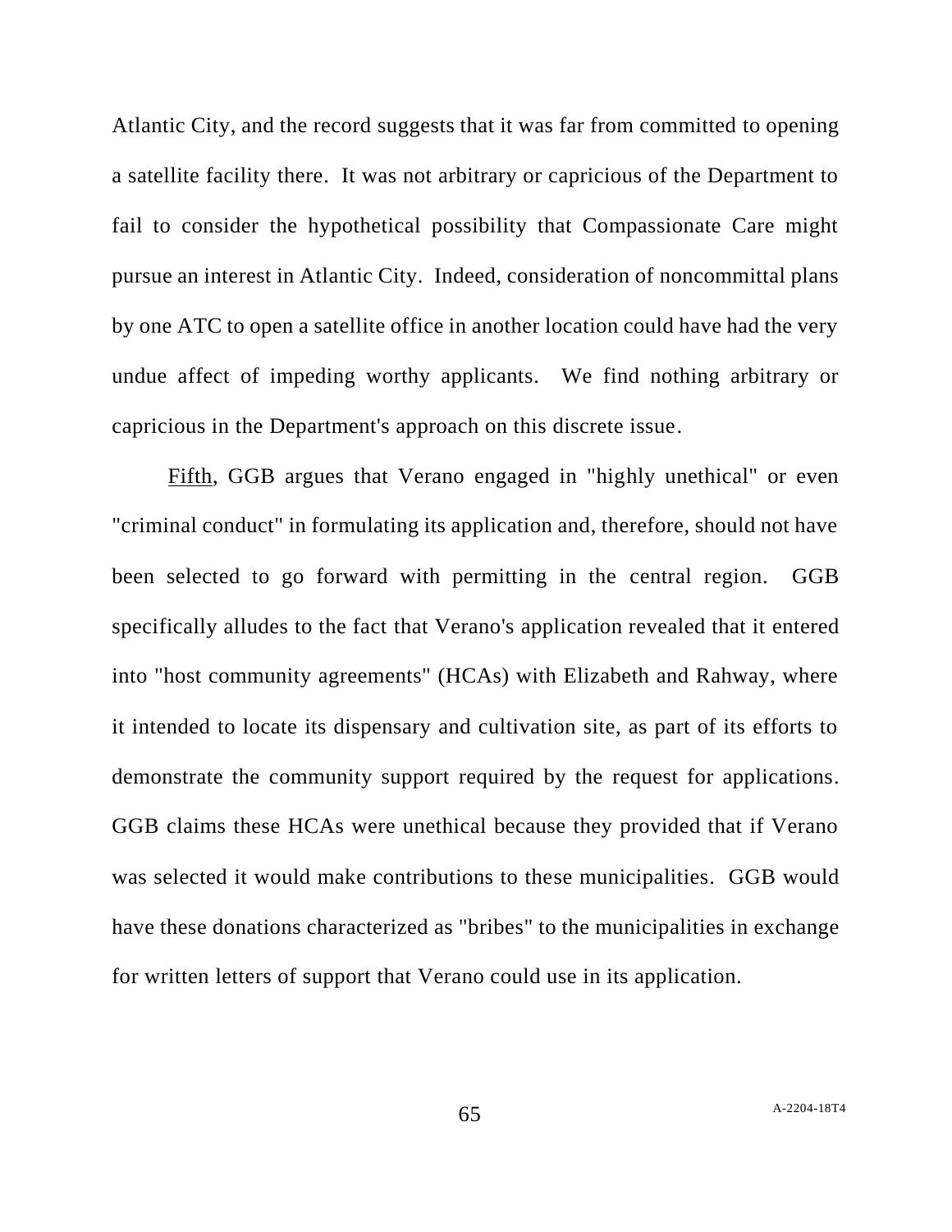Atlantic City, and the record suggests that it was far from committed to opening a satellite facility there. It was not arbitrary or capricious of the Department to fail to consider the hypothetical possibility that Compassionate Care might pursue an interest in Atlantic City. Indeed, consideration of noncommittal plans by one ATC to open a satellite office in another location could have had the very undue affect of impeding worthy applicants. We find nothing arbitrary or capricious in the Department's approach on this discrete issue.

Fifth, GGB argues that Verano engaged in "highly unethical" or even "criminal conduct" in formulating its application and, therefore, should not have been selected to go forward with permitting in the central region. GGB specifically alludes to the fact that Verano's application revealed that it entered into "host community agreements" (HCAs) with Elizabeth and Rahway, where it intended to locate its dispensary and cultivation site, as part of its efforts to demonstrate the community support required by the request for applications. GGB claims these HCAs were unethical because they provided that if Verano was selected it would make contributions to these municipalities. GGB would have these donations characterized as "bribes" to the municipalities in exchange for written letters of support that Verano could use in its application.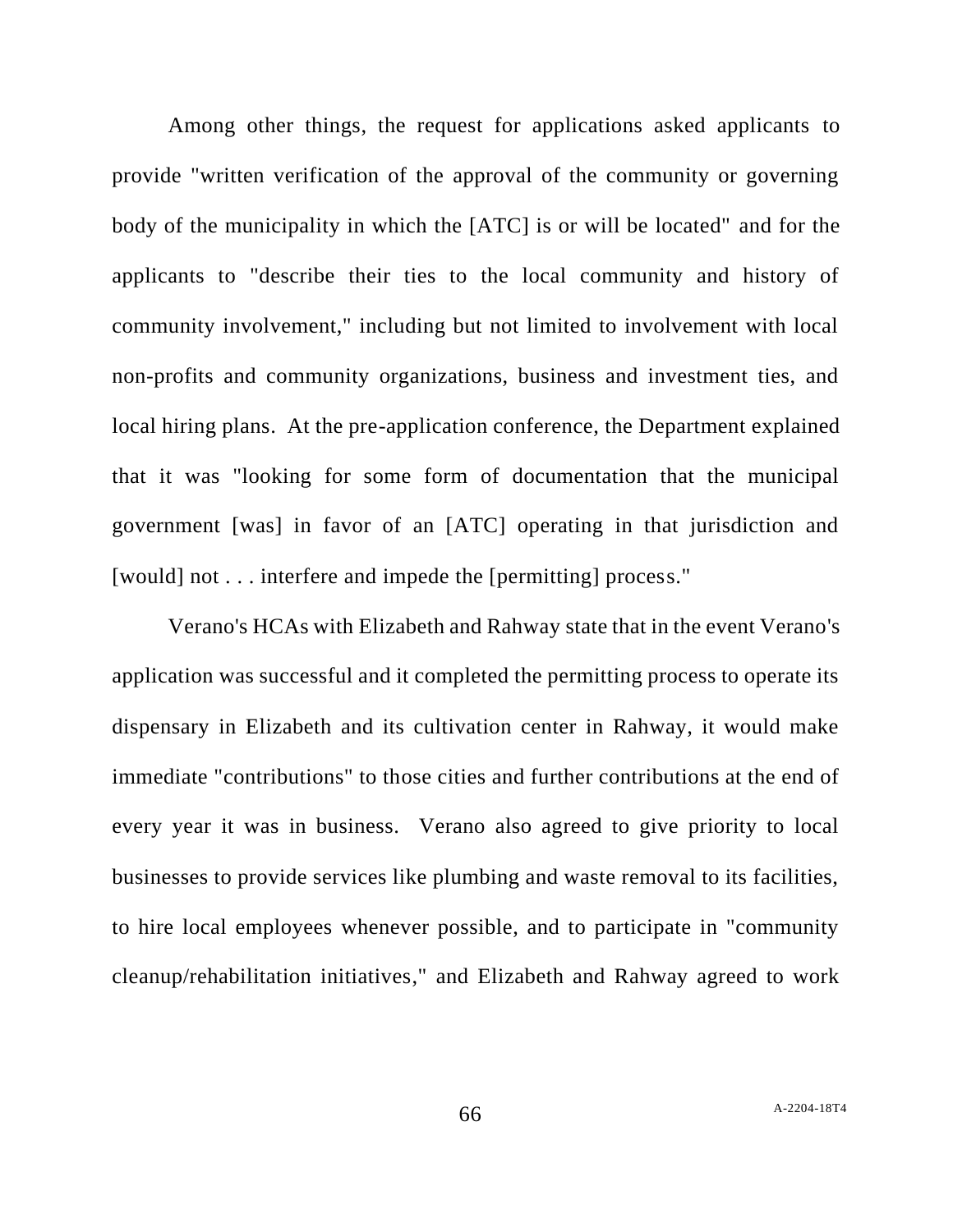Among other things, the request for applications asked applicants to provide "written verification of the approval of the community or governing body of the municipality in which the [ATC] is or will be located" and for the applicants to "describe their ties to the local community and history of community involvement," including but not limited to involvement with local non-profits and community organizations, business and investment ties, and local hiring plans. At the pre-application conference, the Department explained that it was "looking for some form of documentation that the municipal government [was] in favor of an [ATC] operating in that jurisdiction and [would] not . . . interfere and impede the [permitting] process."

Verano's HCAs with Elizabeth and Rahway state that in the event Verano's application was successful and it completed the permitting process to operate its dispensary in Elizabeth and its cultivation center in Rahway, it would make immediate "contributions" to those cities and further contributions at the end of every year it was in business. Verano also agreed to give priority to local businesses to provide services like plumbing and waste removal to its facilities, to hire local employees whenever possible, and to participate in "community cleanup/rehabilitation initiatives," and Elizabeth and Rahway agreed to work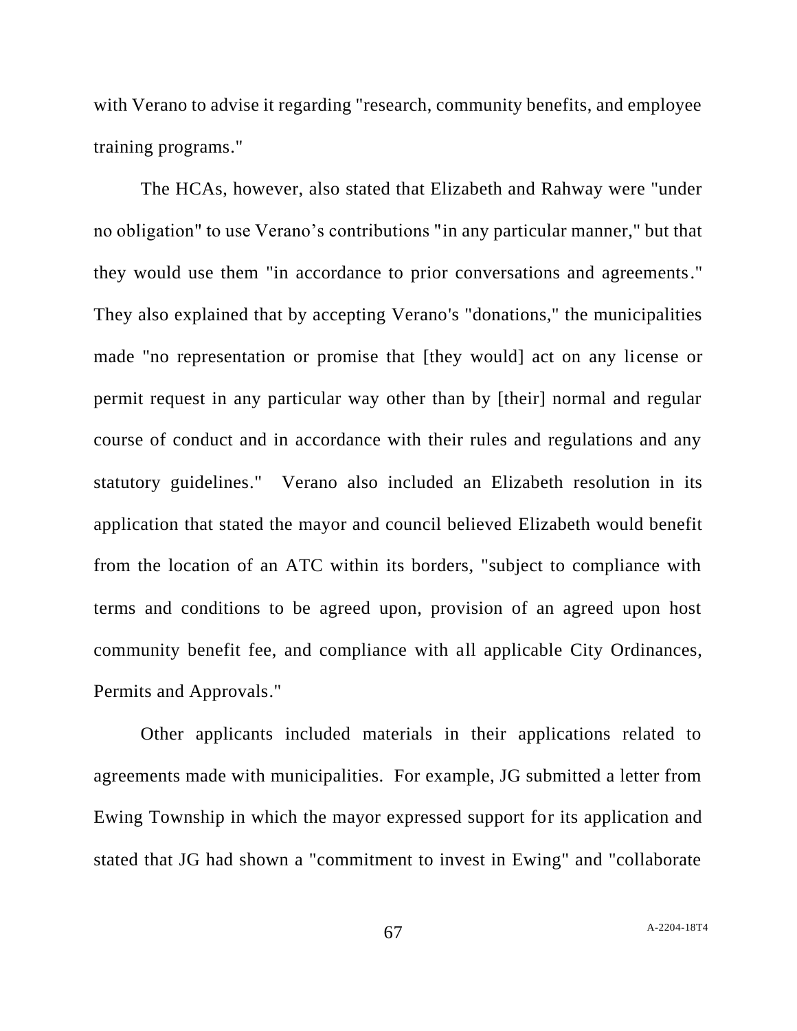with Verano to advise it regarding "research, community benefits, and employee training programs."

The HCAs, however, also stated that Elizabeth and Rahway were "under no obligation" to use Verano's contributions "in any particular manner," but that they would use them "in accordance to prior conversations and agreements." They also explained that by accepting Verano's "donations," the municipalities made "no representation or promise that [they would] act on any license or permit request in any particular way other than by [their] normal and regular course of conduct and in accordance with their rules and regulations and any statutory guidelines." Verano also included an Elizabeth resolution in its application that stated the mayor and council believed Elizabeth would benefit from the location of an ATC within its borders, "subject to compliance with terms and conditions to be agreed upon, provision of an agreed upon host community benefit fee, and compliance with all applicable City Ordinances, Permits and Approvals."

Other applicants included materials in their applications related to agreements made with municipalities. For example, JG submitted a letter from Ewing Township in which the mayor expressed support for its application and stated that JG had shown a "commitment to invest in Ewing" and "collaborate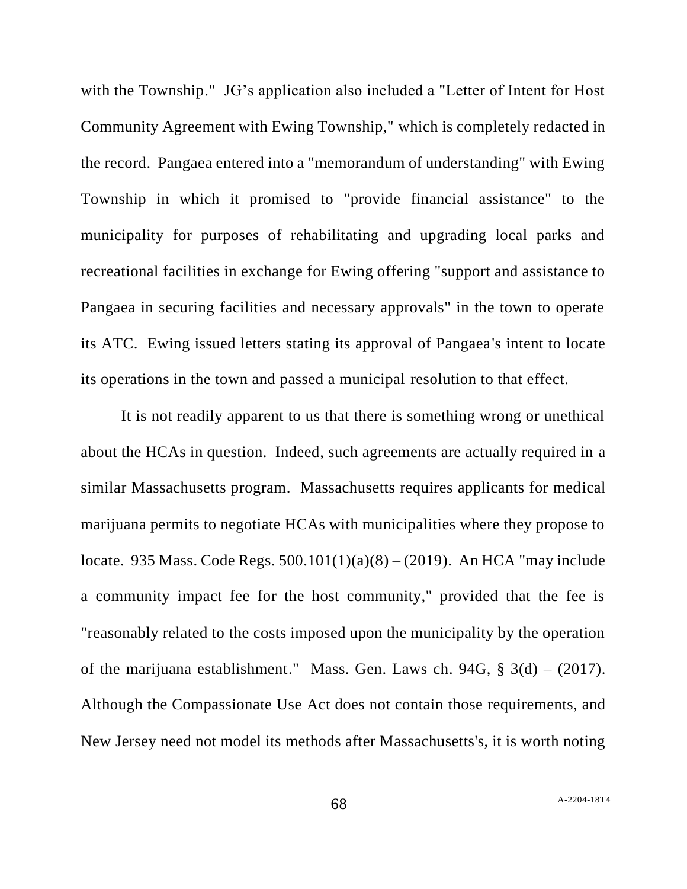with the Township." JG's application also included a "Letter of Intent for Host Community Agreement with Ewing Township," which is completely redacted in the record. Pangaea entered into a "memorandum of understanding" with Ewing Township in which it promised to "provide financial assistance" to the municipality for purposes of rehabilitating and upgrading local parks and recreational facilities in exchange for Ewing offering "support and assistance to Pangaea in securing facilities and necessary approvals" in the town to operate its ATC. Ewing issued letters stating its approval of Pangaea's intent to locate its operations in the town and passed a municipal resolution to that effect.

It is not readily apparent to us that there is something wrong or unethical about the HCAs in question. Indeed, such agreements are actually required in a similar Massachusetts program. Massachusetts requires applicants for medical marijuana permits to negotiate HCAs with municipalities where they propose to locate. 935 Mass. Code Regs. 500.101(1)(a)(8) – (2019). An HCA "may include a community impact fee for the host community," provided that the fee is "reasonably related to the costs imposed upon the municipality by the operation of the marijuana establishment." Mass. Gen. Laws ch. 94G, § 3(d) – (2017). Although the Compassionate Use Act does not contain those requirements, and New Jersey need not model its methods after Massachusetts's, it is worth noting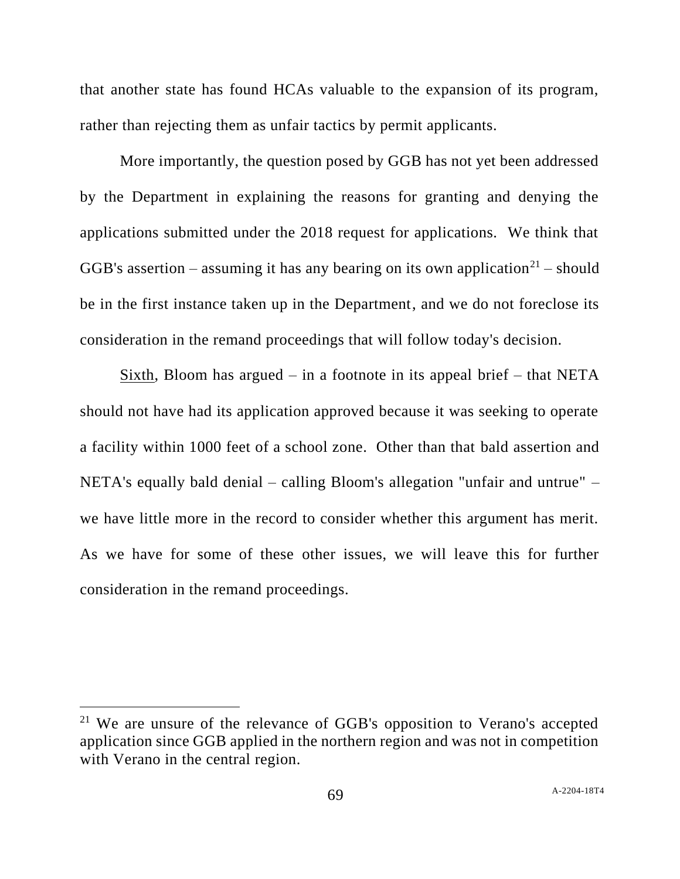that another state has found HCAs valuable to the expansion of its program, rather than rejecting them as unfair tactics by permit applicants.

More importantly, the question posed by GGB has not yet been addressed by the Department in explaining the reasons for granting and denying the applications submitted under the 2018 request for applications. We think that GGB's assertion – assuming it has any bearing on its own application[21] – should be in the first instance taken up in the Department, and we do not foreclose its consideration in the remand proceedings that will follow today's decision.

<u>Sixth</u>, Bloom has argued – in a footnote in its appeal brief – that NETA should not have had its application approved because it was seeking to operate a facility within 1000 feet of a school zone. Other than that bald assertion and NETA's equally bald denial – calling Bloom's allegation "unfair and untrue" – we have little more in the record to consider whether this argument has merit. As we have for some of these other issues, we will leave this for further consideration in the remand proceedings.

---

[21] We are unsure of the relevance of GGB's opposition to Verano's accepted application since GGB applied in the northern region and was not in competition with Verano in the central region.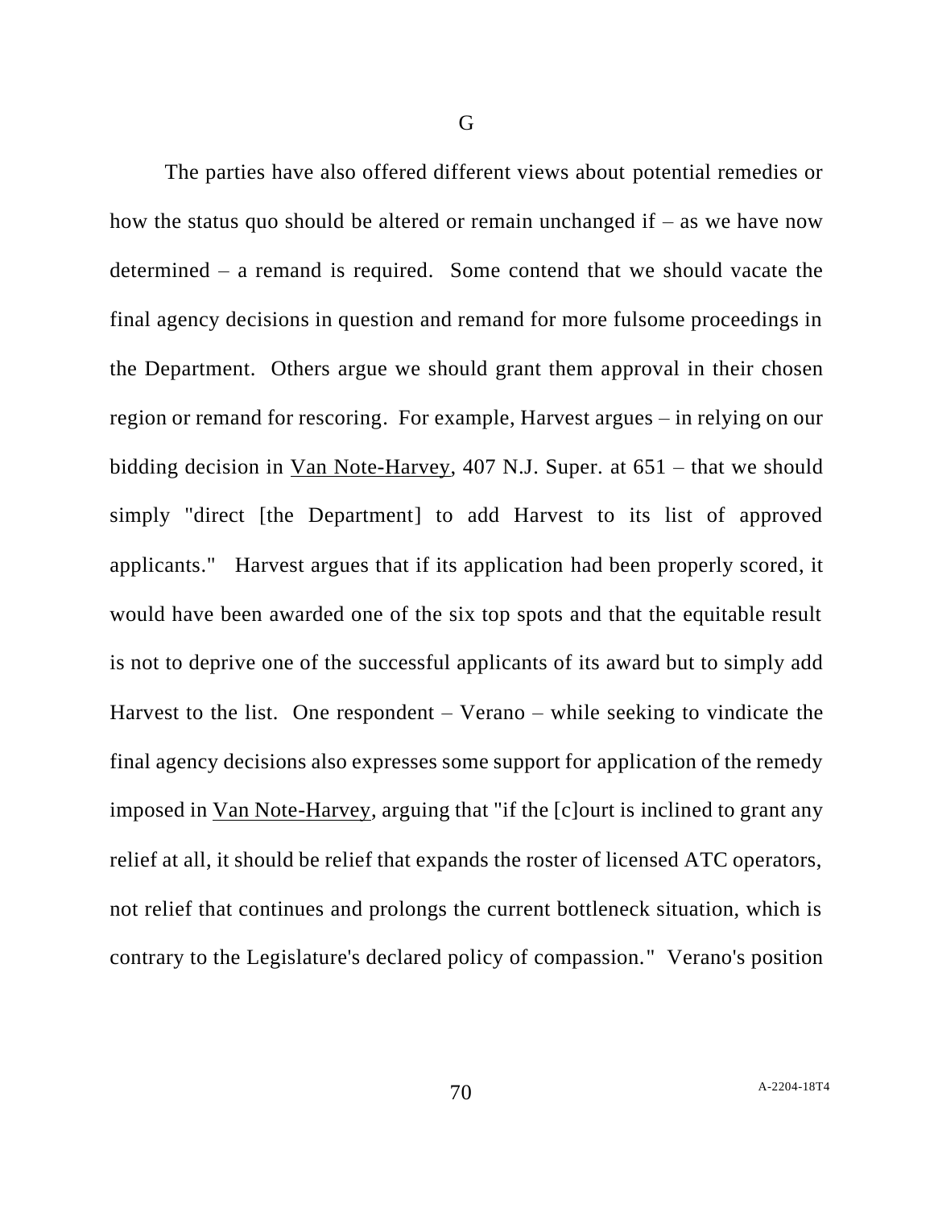G

The parties have also offered different views about potential remedies or how the status quo should be altered or remain unchanged if – as we have now determined – a remand is required. Some contend that we should vacate the final agency decisions in question and remand for more fulsome proceedings in the Department. Others argue we should grant them approval in their chosen region or remand for rescoring. For example, Harvest argues – in relying on our bidding decision in Van Note-Harvey, 407 N.J. Super. at 651 – that we should simply "direct [the Department] to add Harvest to its list of approved applicants." Harvest argues that if its application had been properly scored, it would have been awarded one of the six top spots and that the equitable result is not to deprive one of the successful applicants of its award but to simply add Harvest to the list. One respondent – Verano – while seeking to vindicate the final agency decisions also expresses some support for application of the remedy imposed in Van Note-Harvey, arguing that "if the [c]ourt is inclined to grant any relief at all, it should be relief that expands the roster of licensed ATC operators, not relief that continues and prolongs the current bottleneck situation, which is contrary to the Legislature's declared policy of compassion." Verano's position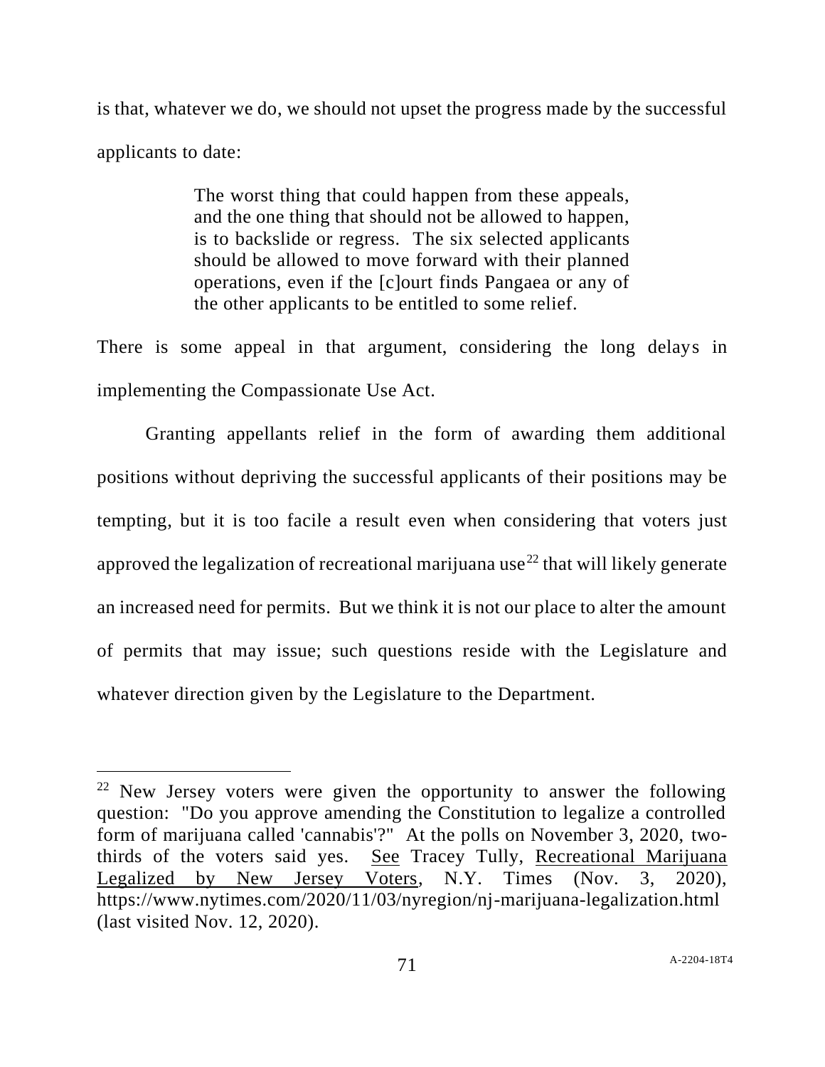is that, whatever we do, we should not upset the progress made by the successful applicants to date:

> The worst thing that could happen from these appeals, and the one thing that should not be allowed to happen, is to backslide or regress. The six selected applicants should be allowed to move forward with their planned operations, even if the [c]ourt finds Pangaea or any of the other applicants to be entitled to some relief.

There is some appeal in that argument, considering the long delays in implementing the Compassionate Use Act.

Granting appellants relief in the form of awarding them additional positions without depriving the successful applicants of their positions may be tempting, but it is too facile a result even when considering that voters just approved the legalization of recreational marijuana use[22] that will likely generate an increased need for permits. But we think it is not our place to alter the amount of permits that may issue; such questions reside with the Legislature and whatever direction given by the Legislature to the Department.

---

[22] New Jersey voters were given the opportunity to answer the following question: "Do you approve amending the Constitution to legalize a controlled form of marijuana called 'cannabis'?" At the polls on November 3, 2020, two-thirds of the voters said yes. See Tracey Tully, Recreational Marijuana Legalized by New Jersey Voters, N.Y. Times (Nov. 3, 2020), https://www.nytimes.com/2020/11/03/nyregion/nj-marijuana-legalization.html (last visited Nov. 12, 2020).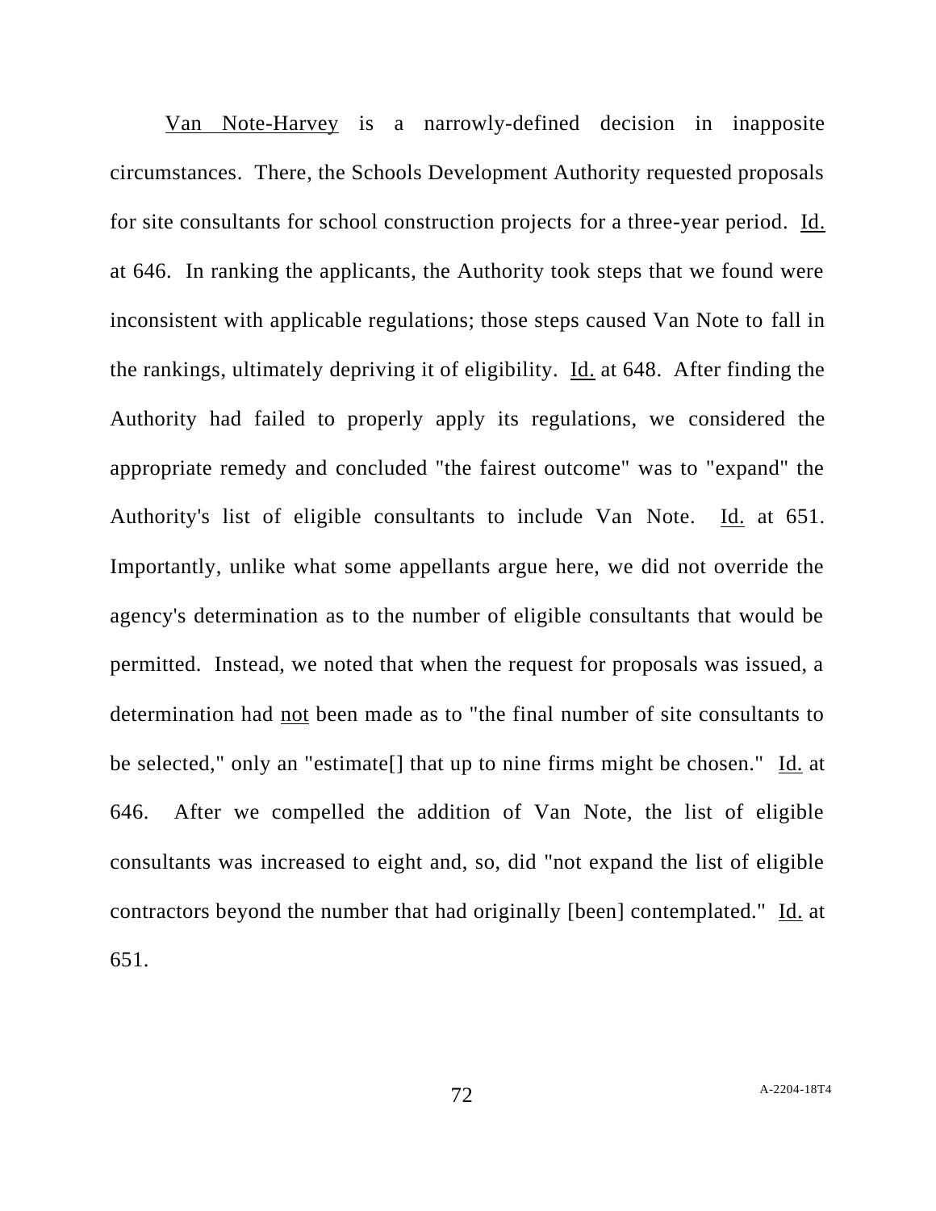Van Note-Harvey is a narrowly-defined decision in inapposite circumstances. There, the Schools Development Authority requested proposals for site consultants for school construction projects for a three-year period. Id. at 646. In ranking the applicants, the Authority took steps that we found were inconsistent with applicable regulations; those steps caused Van Note to fall in the rankings, ultimately depriving it of eligibility. Id. at 648. After finding the Authority had failed to properly apply its regulations, we considered the appropriate remedy and concluded "the fairest outcome" was to "expand" the Authority's list of eligible consultants to include Van Note. Id. at 651. Importantly, unlike what some appellants argue here, we did not override the agency's determination as to the number of eligible consultants that would be permitted. Instead, we noted that when the request for proposals was issued, a determination had not been made as to "the final number of site consultants to be selected," only an "estimate[] that up to nine firms might be chosen." Id. at 646. After we compelled the addition of Van Note, the list of eligible consultants was increased to eight and, so, did "not expand the list of eligible contractors beyond the number that had originally [been] contemplated." Id. at 651.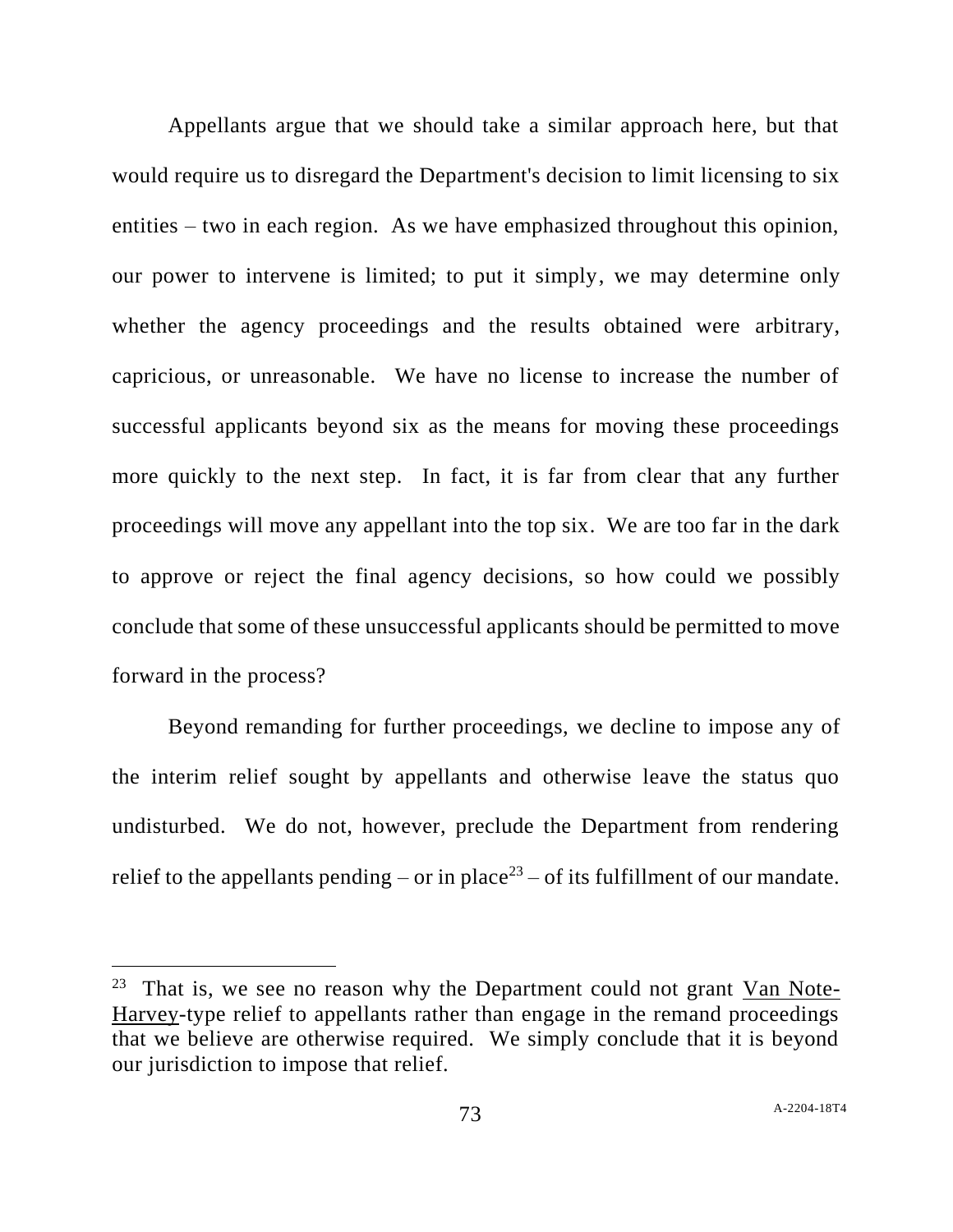Appellants argue that we should take a similar approach here, but that would require us to disregard the Department's decision to limit licensing to six entities – two in each region. As we have emphasized throughout this opinion, our power to intervene is limited; to put it simply, we may determine only whether the agency proceedings and the results obtained were arbitrary, capricious, or unreasonable. We have no license to increase the number of successful applicants beyond six as the means for moving these proceedings more quickly to the next step. In fact, it is far from clear that any further proceedings will move any appellant into the top six. We are too far in the dark to approve or reject the final agency decisions, so how could we possibly conclude that some of these unsuccessful applicants should be permitted to move forward in the process?

Beyond remanding for further proceedings, we decline to impose any of the interim relief sought by appellants and otherwise leave the status quo undisturbed. We do not, however, preclude the Department from rendering relief to the appellants pending – or in place[23] – of its fulfillment of our mandate.

---

[23] That is, we see no reason why the Department could not grant Van Note-Harvey-type relief to appellants rather than engage in the remand proceedings that we believe are otherwise required. We simply conclude that it is beyond our jurisdiction to impose that relief.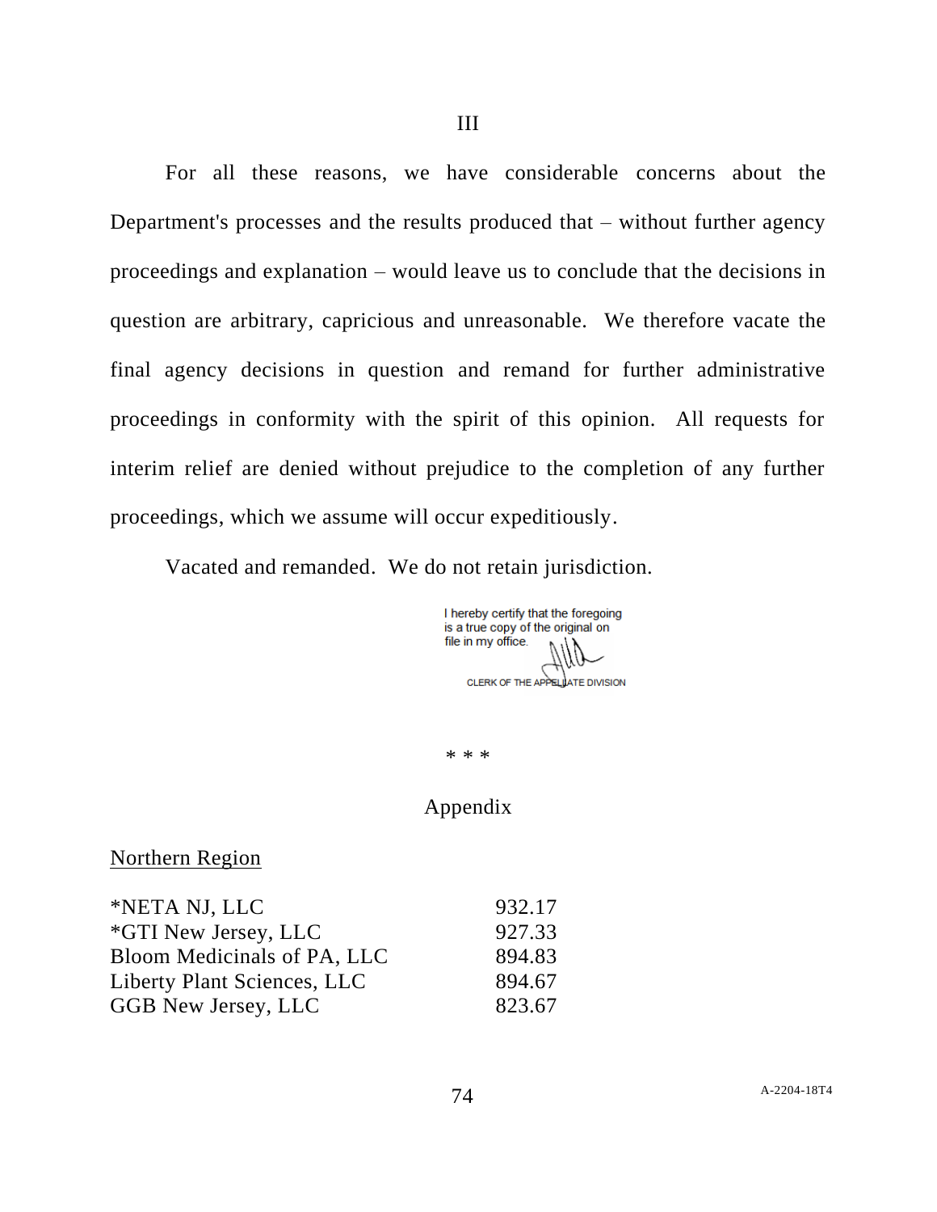III

For all these reasons, we have considerable concerns about the Department's processes and the results produced that – without further agency proceedings and explanation – would leave us to conclude that the decisions in question are arbitrary, capricious and unreasonable. We therefore vacate the final agency decisions in question and remand for further administrative proceedings in conformity with the spirit of this opinion. All requests for interim relief are denied without prejudice to the completion of any further proceedings, which we assume will occur expeditiously.

Vacated and remanded. We do not retain jurisdiction.

I hereby certify that the foregoing is a true copy of the original on file in my office.

CLERK OF THE APPELLATE DIVISION

\* \* \*

## Appendix

Northern Region

| | |
|---|---|
| *NETA NJ, LLC | 932.17 |
| *GTI New Jersey, LLC | 927.33 |
| Bloom Medicinals of PA, LLC | 894.83 |
| Liberty Plant Sciences, LLC | 894.67 |
| GGB New Jersey, LLC | 823.67 |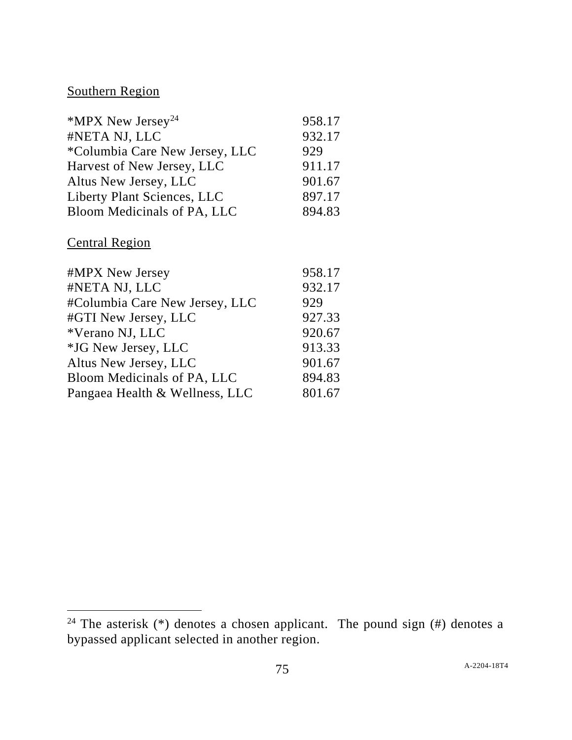Southern Region

| | |
|---|---|
| *MPX New Jersey[24] | 958.17 |
| #NETA NJ, LLC | 932.17 |
| *Columbia Care New Jersey, LLC | 929 |
| Harvest of New Jersey, LLC | 911.17 |
| Altus New Jersey, LLC | 901.67 |
| Liberty Plant Sciences, LLC | 897.17 |
| Bloom Medicinals of PA, LLC | 894.83 |

Central Region

| | |
|---|---|
| #MPX New Jersey | 958.17 |
| #NETA NJ, LLC | 932.17 |
| #Columbia Care New Jersey, LLC | 929 |
| #GTI New Jersey, LLC | 927.33 |
| *Verano NJ, LLC | 920.67 |
| *JG New Jersey, LLC | 913.33 |
| Altus New Jersey, LLC | 901.67 |
| Bloom Medicinals of PA, LLC | 894.83 |
| Pangaea Health & Wellness, LLC | 801.67 |

[24] The asterisk (*) denotes a chosen applicant. The pound sign (#) denotes a bypassed applicant selected in another region.